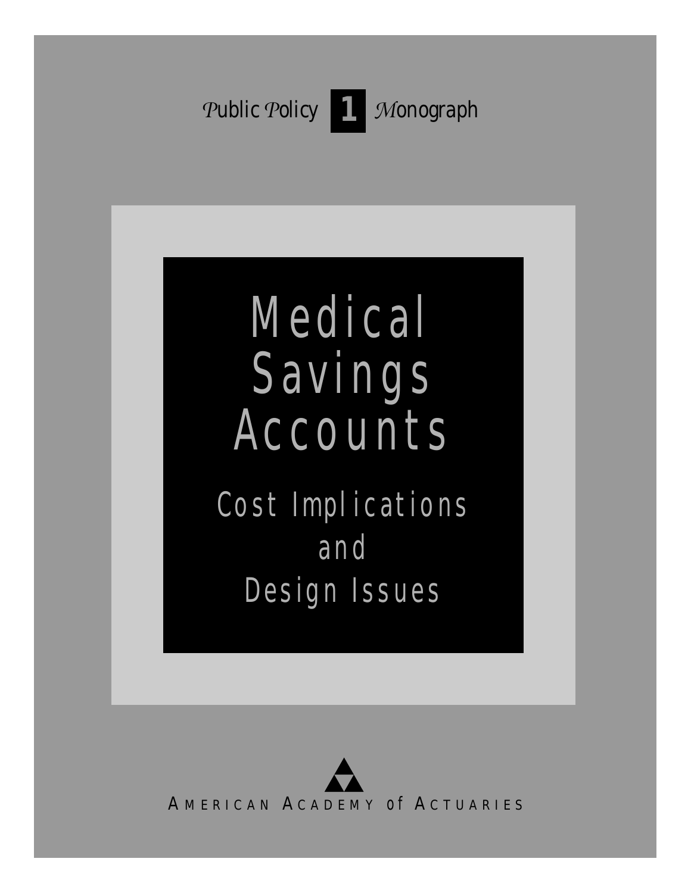Public Policy **1** Monograph

# Medical Savings Accounts

## Cost Implications and Design Issues

AMERICAN ACADEMY of ACTUARIES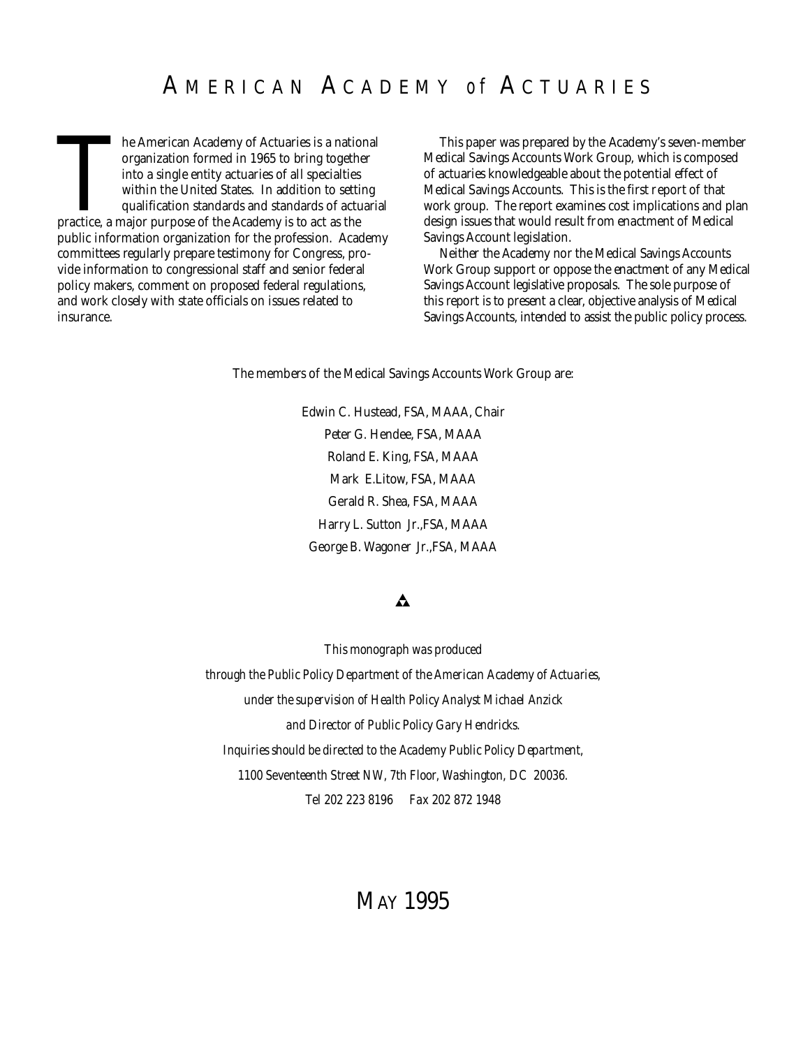# AMERICAN ACADEMY of ACTUARIES

The American Academy of Actuaries is a national organization formed in 1965 to bring together into a single entity actuaries of all specialties within the United States. In addition to setting qualification standards and standards of actuarial practice, a major purpose of the Academy is to act as the public information organization for the profession. Academy committees regularly prepare testimony for Congress, provide information to congressional staff and senior federal policy makers, comment on proposed federal regulations, and work closely with state officials on issues related to insurance.

This paper was prepared by the Academy's seven-member Medical Savings Accounts Work Group, which is composed of actuaries knowledgeable about the potential effect of Medical Savings Accounts. This is the first report of that work group. The report examines cost implications and plan design issues that would result from enactment of Medical Savings Account legislation.

Neither the Academy nor the Medical Savings Accounts Work Group support or oppose the enactment of any Medical Savings Account legislative proposals. The sole purpose of this report is to present a clear, objective analysis of Medical Savings Accounts, intended to assist the public policy process.

The members of the Medical Savings Accounts Work Group are:

Edwin C. Hustead, FSA, MAAA, Chair
Peter G. Hendee, FSA, MAAA
Roland E. King, FSA, MAAA
Mark E.Litow, FSA, MAAA
Gerald R. Shea, FSA, MAAA
Harry L. Sutton Jr.,FSA, MAAA
George B. Wagoner Jr.,FSA, MAAA

*This monograph was produced through the Public Policy Department of the American Academy of Actuaries, under the supervision of Health Policy Analyst Michael Anzick and Director of Public Policy Gary Hendricks. Inquiries should be directed to the Academy Public Policy Department, 1100 Seventeenth Street NW, 7th Floor, Washington, DC 20036. Tel 202 223 8196 Fax 202 872 1948*

MAY 1995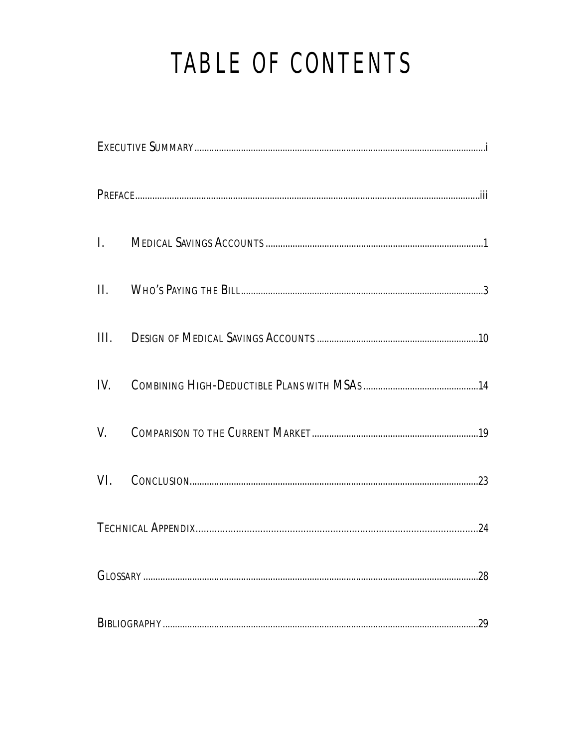# TABLE OF CONTENTS

| | | |
|---|---|---|
| EXECUTIVE SUMMARY | | i |
| PREFACE | | iii |
| I. | MEDICAL SAVINGS ACCOUNTS | 1 |
| II. | WHO'S PAYING THE BILL | 3 |
| III. | DESIGN OF MEDICAL SAVINGS ACCOUNTS | 10 |
| IV. | COMBINING HIGH-DEDUCTIBLE PLANS WITH MSAS | 14 |
| V. | COMPARISON TO THE CURRENT MARKET | 19 |
| VI. | CONCLUSION | 23 |
| TECHNICAL APPENDIX | | 24 |
| GLOSSARY | | 28 |
| BIBLIOGRAPHY | | 29 |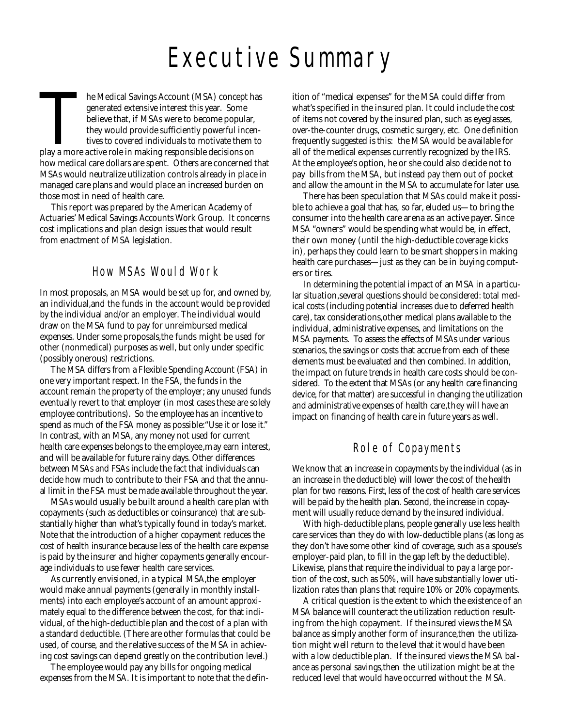# Executive Summary

The Medical Savings Account (MSA) concept has generated extensive interest this year. Some believe that, if MSAs were to become popular, they would provide sufficiently powerful incentives to covered individuals to motivate them to play a more active role in making responsible decisions on how medical care dollars are spent. Others are concerned that MSAs would neutralize utilization controls already in place in managed care plans and would place an increased burden on those most in need of health care.

This report was prepared by the American Academy of Actuaries' Medical Savings Accounts Work Group. It concerns cost implications and plan design issues that would result from enactment of MSA legislation.

## How MSAs Would Work

In most proposals, an MSA would be set up for, and owned by, an individual, and the funds in the account would be provided by the individual and/or an employer. The individual would draw on the MSA fund to pay for unreimbursed medical expenses. Under some proposals, the funds might be used for other (nonmedical) purposes as well, but only under specific (possibly onerous) restrictions.

The MSA differs from a Flexible Spending Account (FSA) in one very important respect. In the FSA, the funds in the account remain the property of the employer; any unused funds eventually revert to that employer (in most cases these are solely employee contributions). So the employee has an incentive to spend as much of the FSA money as possible: "Use it or lose it." In contrast, with an MSA, any money not used for current health care expenses belongs to the employee, may earn interest, and will be available for future rainy days. Other differences between MSAs and FSAs include the fact that individuals can decide how much to contribute to their FSA and that the annual limit in the FSA must be made available throughout the year.

MSAs would usually be built around a health care plan with copayments (such as deductibles or coinsurance) that are substantially higher than what's typically found in today's market. Note that the introduction of a higher copayment reduces the cost of health insurance because less of the health care expense is paid by the insurer and higher copayments generally encourage individuals to use fewer health care services.

As currently envisioned, in a typical MSA, the employer would make annual payments (generally in monthly installments) into each employee's account of an amount approximately equal to the difference between the cost, for that individual, of the high-deductible plan and the cost of a plan with a standard deductible. (There are other formulas that could be used, of course, and the relative success of the MSA in achieving cost savings can depend greatly on the contribution level.)

The employee would pay any bills for ongoing medical expenses from the MSA. It is important to note that the definition of "medical expenses" for the MSA could differ from what's specified in the insured plan. It could include the cost of items not covered by the insured plan, such as eyeglasses, over-the-counter drugs, cosmetic surgery, etc. One definition frequently suggested is this: the MSA would be available for all of the medical expenses currently recognized by the IRS. At the employee's option, he or she could also decide not to pay bills from the MSA, but instead pay them out of pocket and allow the amount in the MSA to accumulate for later use.

There has been speculation that MSAs could make it possible to achieve a goal that has, so far, eluded us—to bring the consumer into the health care arena as an active payer. Since MSA "owners" would be spending what would be, in effect, their own money (until the high-deductible coverage kicks in), perhaps they could learn to be smart shoppers in making health care purchases—just as they can be in buying computers or tires.

In determining the potential impact of an MSA in a particular situation, several questions should be considered: total medical costs (including potential increases due to deferred health care), tax considerations, other medical plans available to the individual, administrative expenses, and limitations on the MSA payments. To assess the effects of MSAs under various scenarios, the savings or costs that accrue from each of these elements must be evaluated and then combined. In addition, the impact on future trends in health care costs should be considered. To the extent that MSAs (or any health care financing device, for that matter) are successful in changing the utilization and administrative expenses of health care, they will have an impact on financing of health care in future years as well.

## Role of Copayments

We know that an increase in copayments by the individual (as in an increase in the deductible) will lower the cost of the health plan for two reasons. First, less of the cost of health care services will be paid by the health plan. Second, the increase in copayment will usually reduce demand by the insured individual.

With high-deductible plans, people generally use less health care services than they do with low-deductible plans (as long as they don't have some other kind of coverage, such as a spouse's employer-paid plan, to fill in the gap left by the deductible). Likewise, plans that require the individual to pay a large portion of the cost, such as 50%, will have substantially lower utilization rates than plans that require 10% or 20% copayments.

A critical question is the extent to which the existence of an MSA balance will counteract the utilization reduction resulting from the high copayment. If the insured views the MSA balance as simply another form of insurance, then the utilization might well return to the level that it would have been with a low deductible plan. If the insured views the MSA balance as personal savings, then the utilization might be at the reduced level that would have occurred without the MSA.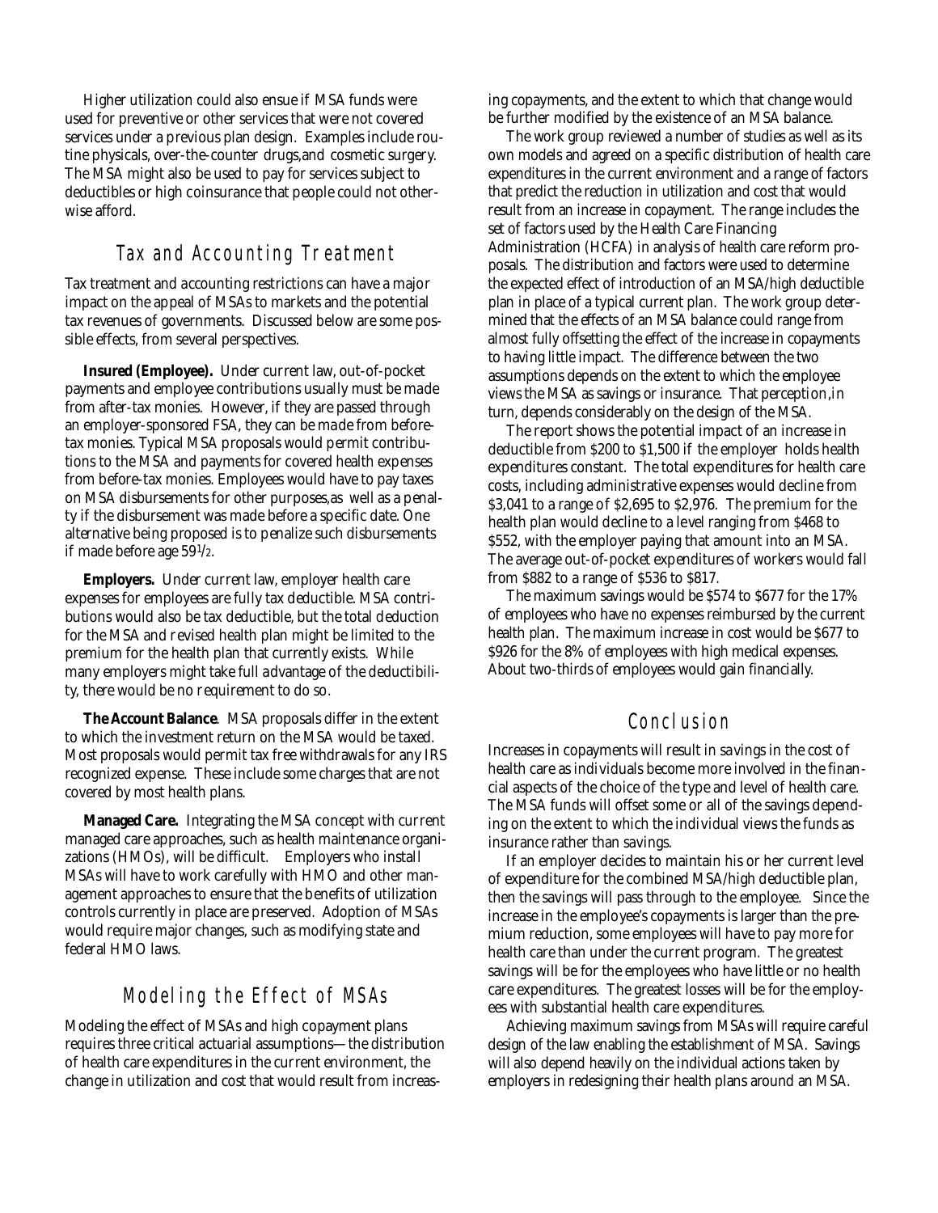Higher utilization could also ensue if MSA funds were used for preventive or other services that were not covered services under a previous plan design. Examples include routine physicals, over-the-counter drugs,and cosmetic surgery. The MSA might also be used to pay for services subject to deductibles or high coinsurance that people could not otherwise afford.

## Tax and Accounting Treatment

Tax treatment and accounting restrictions can have a major impact on the appeal of MSAs to markets and the potential tax revenues of governments. Discussed below are some possible effects, from several perspectives.

**Insured (Employee).** Under current law, out-of-pocket payments and employee contributions usually must be made from after-tax monies. However, if they are passed through an employer-sponsored FSA, they can be made from before-tax monies. Typical MSA proposals would permit contributions to the MSA and payments for covered health expenses from before-tax monies. Employees would have to pay taxes on MSA disbursements for other purposes,as well as a penalty if the disbursement was made before a specific date. One alternative being proposed is to penalize such disbursements if made before age 59½.

**Employers.** Under current law, employer health care expenses for employees are fully tax deductible. MSA contributions would also be tax deductible, but the total deduction for the MSA and revised health plan might be limited to the premium for the health plan that currently exists. While many employers might take full advantage of the deductibility, there would be no requirement to do so.

**The Account Balance**. MSA proposals differ in the extent to which the investment return on the MSA would be taxed. Most proposals would permit tax free withdrawals for any IRS recognized expense. These include some charges that are not covered by most health plans.

**Managed Care.** Integrating the MSA concept with current managed care approaches, such as health maintenance organizations (HMOs), will be difficult. Employers who install MSAs will have to work carefully with HMO and other management approaches to ensure that the benefits of utilization controls currently in place are preserved. Adoption of MSAs would require major changes, such as modifying state and federal HMO laws.

## Modeling the Effect of MSAs

Modeling the effect of MSAs and high copayment plans requires three critical actuarial assumptions—the distribution of health care expenditures in the current environment, the change in utilization and cost that would result from increasing copayments, and the extent to which that change would be further modified by the existence of an MSA balance.

The work group reviewed a number of studies as well as its own models and agreed on a specific distribution of health care expenditures in the current environment and a range of factors that predict the reduction in utilization and cost that would result from an increase in copayment. The range includes the set of factors used by the Health Care Financing Administration (HCFA) in analysis of health care reform proposals. The distribution and factors were used to determine the expected effect of introduction of an MSA/high deductible plan in place of a typical current plan. The work group determined that the effects of an MSA balance could range from almost fully offsetting the effect of the increase in copayments to having little impact. The difference between the two assumptions depends on the extent to which the employee views the MSA as savings or insurance. That perception,in turn, depends considerably on the design of the MSA.

The report shows the potential impact of an increase in deductible from $200 to $1,500 if the employer holds health expenditures constant. The total expenditures for health care costs, including administrative expenses would decline from $3,041 to a range of $2,695 to $2,976. The premium for the health plan would decline to a level ranging from $468 to $552, with the employer paying that amount into an MSA. The average out-of-pocket expenditures of workers would fall from $882 to a range of $536 to $817.

The maximum savings would be $574 to $677 for the 17% of employees who have no expenses reimbursed by the current health plan. The maximum increase in cost would be $677 to $926 for the 8% of employees with high medical expenses. About two-thirds of employees would gain financially.

## Conclusion

Increases in copayments will result in savings in the cost of health care as individuals become more involved in the financial aspects of the choice of the type and level of health care. The MSA funds will offset some or all of the savings depending on the extent to which the individual views the funds as insurance rather than savings.

If an employer decides to maintain his or her current level of expenditure for the combined MSA/high deductible plan, then the savings will pass through to the employee. Since the increase in the employee's copayments is larger than the premium reduction, some employees will have to pay more for health care than under the current program. The greatest savings will be for the employees who have little or no health care expenditures. The greatest losses will be for the employees with substantial health care expenditures.

Achieving maximum savings from MSAs will require careful design of the law enabling the establishment of MSA. Savings will also depend heavily on the individual actions taken by employers in redesigning their health plans around an MSA.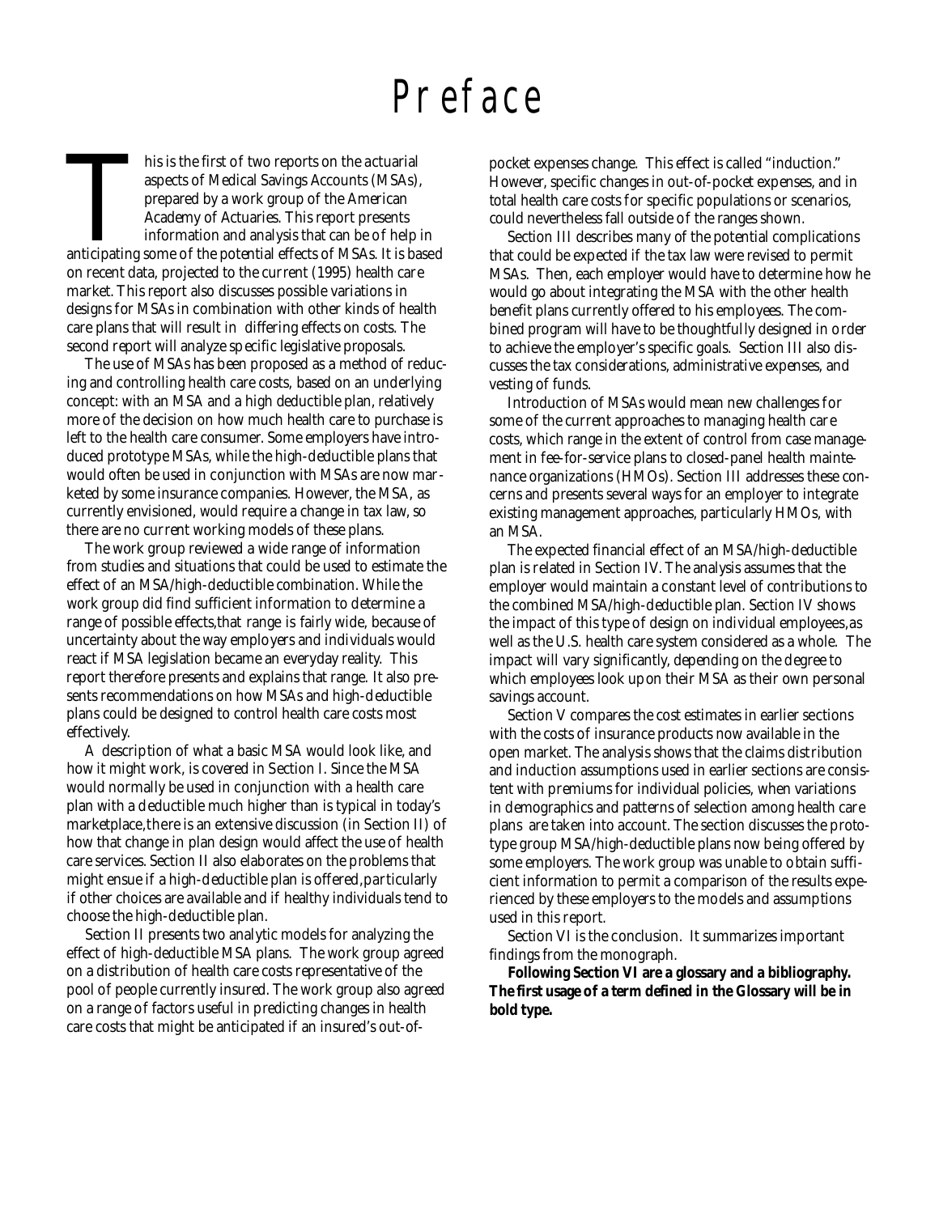# Preface

This is the first of two reports on the actuarial aspects of Medical Savings Accounts (MSAs), prepared by a work group of the American Academy of Actuaries. This report presents information and analysis that can be of help in anticipating some of the potential effects of MSAs. It is based on recent data, projected to the current (1995) health care market. This report also discusses possible variations in designs for MSAs in combination with other kinds of health care plans that will result in differing effects on costs. The second report will analyze specific legislative proposals.

The use of MSAs has been proposed as a method of reducing and controlling health care costs, based on an underlying concept: with an MSA and a high deductible plan, relatively more of the decision on how much health care to purchase is left to the health care consumer. Some employers have introduced prototype MSAs, while the high-deductible plans that would often be used in conjunction with MSAs are now marketed by some insurance companies. However, the MSA, as currently envisioned, would require a change in tax law, so there are no current working models of these plans.

The work group reviewed a wide range of information from studies and situations that could be used to estimate the effect of an MSA/high-deductible combination. While the work group did find sufficient information to determine a range of possible effects, that range is fairly wide, because of uncertainty about the way employers and individuals would react if MSA legislation became an everyday reality. This report therefore presents and explains that range. It also presents recommendations on how MSAs and high-deductible plans could be designed to control health care costs most effectively.

A description of what a basic MSA would look like, and how it might work, is covered in Section I. Since the MSA would normally be used in conjunction with a health care plan with a deductible much higher than is typical in today's marketplace, there is an extensive discussion (in Section II) of how that change in plan design would affect the use of health care services. Section II also elaborates on the problems that might ensue if a high-deductible plan is offered, particularly if other choices are available and if healthy individuals tend to choose the high-deductible plan.

Section II presents two analytic models for analyzing the effect of high-deductible MSA plans. The work group agreed on a distribution of health care costs representative of the pool of people currently insured. The work group also agreed on a range of factors useful in predicting changes in health care costs that might be anticipated if an insured's out-of-pocket expenses change. This effect is called "induction." However, specific changes in out-of-pocket expenses, and in total health care costs for specific populations or scenarios, could nevertheless fall outside of the ranges shown.

Section III describes many of the potential complications that could be expected if the tax law were revised to permit MSAs. Then, each employer would have to determine how he would go about integrating the MSA with the other health benefit plans currently offered to his employees. The combined program will have to be thoughtfully designed in order to achieve the employer's specific goals. Section III also discusses the tax considerations, administrative expenses, and vesting of funds.

Introduction of MSAs would mean new challenges for some of the current approaches to managing health care costs, which range in the extent of control from case management in fee-for-service plans to closed-panel health maintenance organizations (HMOs). Section III addresses these concerns and presents several ways for an employer to integrate existing management approaches, particularly HMOs, with an MSA.

The expected financial effect of an MSA/high-deductible plan is related in Section IV. The analysis assumes that the employer would maintain a constant level of contributions to the combined MSA/high-deductible plan. Section IV shows the impact of this type of design on individual employees, as well as the U.S. health care system considered as a whole. The impact will vary significantly, depending on the degree to which employees look upon their MSA as their own personal savings account.

Section V compares the cost estimates in earlier sections with the costs of insurance products now available in the open market. The analysis shows that the claims distribution and induction assumptions used in earlier sections are consistent with premiums for individual policies, when variations in demographics and patterns of selection among health care plans are taken into account. The section discusses the prototype group MSA/high-deductible plans now being offered by some employers. The work group was unable to obtain sufficient information to permit a comparison of the results experienced by these employers to the models and assumptions used in this report.

Section VI is the conclusion. It summarizes important findings from the monograph.

**Following Section VI are a glossary and a bibliography. The first usage of a term defined in the Glossary will be in bold type.**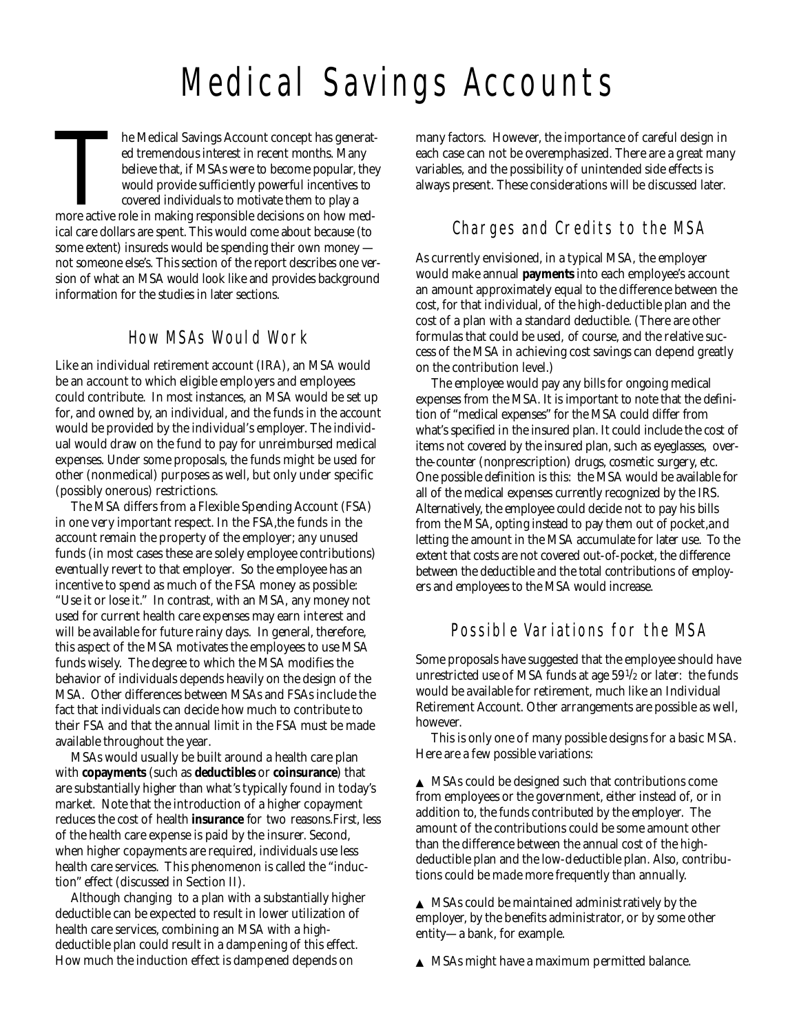# Medical Savings Accounts

The Medical Savings Account concept has generated tremendous interest in recent months. Many believe that, if MSAs were to become popular, they would provide sufficiently powerful incentives to covered individuals to motivate them to play a more active role in making responsible decisions on how medical care dollars are spent. This would come about because (to some extent) insureds would be spending their own money — not someone else's. This section of the report describes one version of what an MSA would look like and provides background information for the studies in later sections.

## How MSAs Would Work

Like an individual retirement account (IRA), an MSA would be an account to which eligible employers and employees could contribute. In most instances, an MSA would be set up for, and owned by, an individual, and the funds in the account would be provided by the individual's employer. The individual would draw on the fund to pay for unreimbursed medical expenses. Under some proposals, the funds might be used for other (nonmedical) purposes as well, but only under specific (possibly onerous) restrictions.

The MSA differs from a Flexible Spending Account (FSA) in one very important respect. In the FSA,the funds in the account remain the property of the employer; any unused funds (in most cases these are solely employee contributions) eventually revert to that employer. So the employee has an incentive to spend as much of the FSA money as possible: "Use it or lose it." In contrast, with an MSA, any money not used for current health care expenses may earn interest and will be available for future rainy days. In general, therefore, this aspect of the MSA motivates the employees to use MSA funds wisely. The degree to which the MSA modifies the behavior of individuals depends heavily on the design of the MSA. Other differences between MSAs and FSAs include the fact that individuals can decide how much to contribute to their FSA and that the annual limit in the FSA must be made available throughout the year.

MSAs would usually be built around a health care plan with **copayments** (such as **deductibles** or **coinsurance**) that are substantially higher than what's typically found in today's market. Note that the introduction of a higher copayment reduces the cost of health **insurance** for two reasons.First, less of the health care expense is paid by the insurer. Second, when higher copayments are required, individuals use less health care services. This phenomenon is called the "induction" effect (discussed in Section II).

Although changing to a plan with a substantially higher deductible can be expected to result in lower utilization of health care services, combining an MSA with a high-deductible plan could result in a dampening of this effect. How much the induction effect is dampened depends on many factors. However, the importance of careful design in each case can not be overemphasized. There are a great many variables, and the possibility of unintended side effects is always present. These considerations will be discussed later.

## Charges and Credits to the MSA

As currently envisioned, in a typical MSA, the employer would make annual **payments** into each employee's account an amount approximately equal to the difference between the cost, for that individual, of the high-deductible plan and the cost of a plan with a standard deductible. (There are other formulas that could be used, of course, and the relative success of the MSA in achieving cost savings can depend greatly on the contribution level.)

The employee would pay any bills for ongoing medical expenses from the MSA. It is important to note that the definition of "medical expenses" for the MSA could differ from what's specified in the insured plan. It could include the cost of items not covered by the insured plan, such as eyeglasses, over-the-counter (nonprescription) drugs, cosmetic surgery, etc. One possible definition is this: the MSA would be available for all of the medical expenses currently recognized by the IRS. Alternatively, the employee could decide not to pay his bills from the MSA, opting instead to pay them out of pocket,and letting the amount in the MSA accumulate for later use. To the extent that costs are not covered out-of-pocket, the difference between the deductible and the total contributions of employers and employees to the MSA would increase.

## Possible Variations for the MSA

Some proposals have suggested that the employee should have unrestricted use of MSA funds at age 59½ or later: the funds would be available for retirement, much like an Individual Retirement Account. Other arrangements are possible as well, however.

This is only one of many possible designs for a basic MSA. Here are a few possible variations:

- MSAs could be designed such that contributions come from employees or the government, either instead of, or in addition to, the funds contributed by the employer. The amount of the contributions could be some amount other than the difference between the annual cost of the high-deductible plan and the low-deductible plan. Also, contributions could be made more frequently than annually.

- MSAs could be maintained administratively by the employer, by the benefits administrator, or by some other entity—a bank, for example.

- MSAs might have a maximum permitted balance.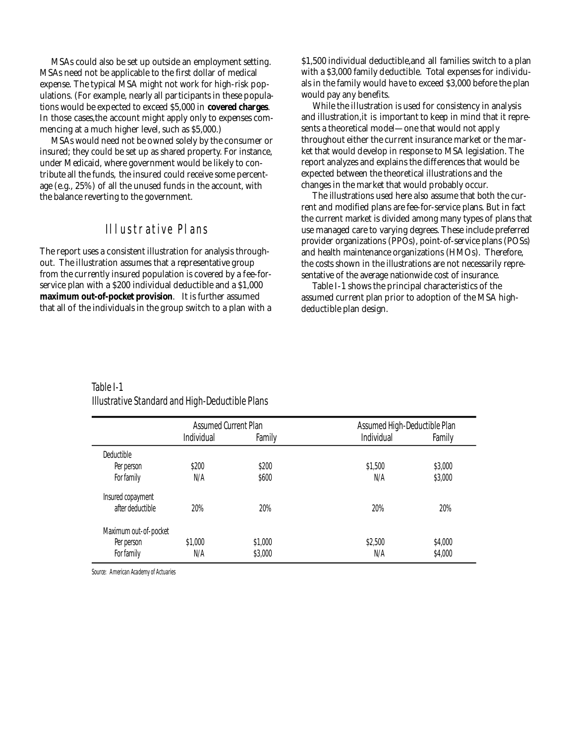MSAs could also be set up outside an employment setting. MSAs need not be applicable to the first dollar of medical expense. The typical MSA might not work for high-risk populations. (For example, nearly all participants in these populations would be expected to exceed $5,000 in **covered charges**. In those cases,the account might apply only to expenses commencing at a much higher level, such as $5,000.)

MSAs would need not be owned solely by the consumer or insured; they could be set up as shared property. For instance, under Medicaid, where government would be likely to contribute all the funds, the insured could receive some percentage (e.g., 25%) of all the unused funds in the account, with the balance reverting to the government.

## Illustrative Plans

The report uses a consistent illustration for analysis throughout. The illustration assumes that a representative group from the currently insured population is covered by a fee-for-service plan with a $200 individual deductible and a $1,000 **maximum out-of-pocket provision**. It is further assumed that all of the individuals in the group switch to a plan with a $1,500 individual deductible,and all families switch to a plan with a $3,000 family deductible. Total expenses for individuals in the family would have to exceed $3,000 before the plan would pay any benefits.

While the illustration is used for consistency in analysis and illustration,it is important to keep in mind that it represents a theoretical model—one that would not apply throughout either the current insurance market or the market that would develop in response to MSA legislation. The report analyzes and explains the differences that would be expected between the theoretical illustrations and the changes in the market that would probably occur.

The illustrations used here also assume that both the current and modified plans are fee-for-service plans. But in fact the current market is divided among many types of plans that use managed care to varying degrees. These include preferred provider organizations (PPOs), point-of-service plans (POSs) and health maintenance organizations (HMOs). Therefore, the costs shown in the illustrations are not necessarily representative of the average nationwide cost of insurance.

Table I-1 shows the principal characteristics of the assumed current plan prior to adoption of the MSA high-deductible plan design.

Table I-1
Illustrative Standard and High-Deductible Plans

| | Assumed Current Plan | | Assumed High-Deductible Plan | |
|---|---|---|---|---|
| | Individual | Family | Individual | Family |
| Deductible | | | | |
| Per person | $200 | $200 | $1,500 | $3,000 |
| For family | N/A | $600 | N/A | $3,000 |
| Insured copayment after deductible | 20% | 20% | 20% | 20% |
| Maximum out-of-pocket | | | | |
| Per person | $1,000 | $1,000 | $2,500 | $4,000 |
| For family | N/A | $3,000 | N/A | $4,000 |

Source: American Academy of Actuaries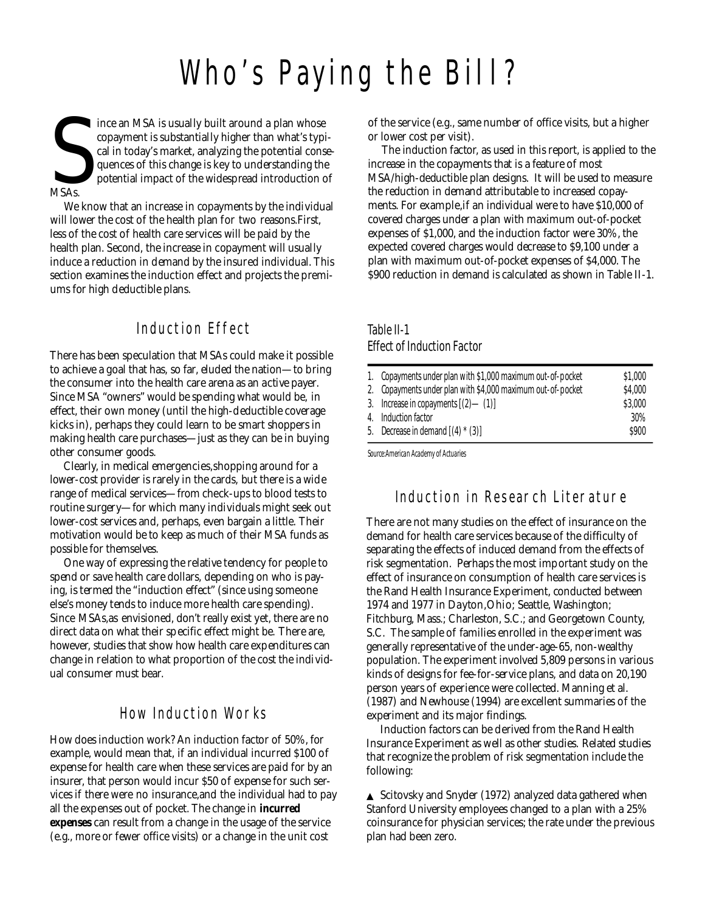# Who's Paying the Bill?

Since an MSA is usually built around a plan whose copayment is substantially higher than what's typical in today's market, analyzing the potential consequences of this change is key to understanding the potential impact of the widespread introduction of MSAs.

We know that an increase in copayments by the individual will lower the cost of the health plan for two reasons.First, less of the cost of health care services will be paid by the health plan. Second, the increase in copayment will usually induce a reduction in demand by the insured individual. This section examines the induction effect and projects the premiums for high deductible plans.

## Induction Effect

There has been speculation that MSAs could make it possible to achieve a goal that has, so far, eluded the nation—to bring the consumer into the health care arena as an active payer. Since MSA "owners" would be spending what would be, in effect, their own money (until the high-deductible coverage kicks in), perhaps they could learn to be smart shoppers in making health care purchases—just as they can be in buying other consumer goods.

Clearly, in medical emergencies,shopping around for a lower-cost provider is rarely in the cards, but there is a wide range of medical services—from check-ups to blood tests to routine surgery—for which many individuals might seek out lower-cost services and, perhaps, even bargain a little. Their motivation would be to keep as much of their MSA funds as possible for themselves.

One way of expressing the relative tendency for people to spend or save health care dollars, depending on who is paying, is termed the "induction effect" (since using someone else's money tends to induce more health care spending). Since MSAs,as envisioned, don't really exist yet, there are no direct data on what their specific effect might be. There are, however, studies that show how health care expenditures can change in relation to what proportion of the cost the individual consumer must bear.

## How Induction Works

How does induction work? An induction factor of 50%, for example, would mean that, if an individual incurred $100 of expense for health care when these services are paid for by an insurer, that person would incur $50 of expense for such services if there were no insurance,and the individual had to pay all the expenses out of pocket. The change in **incurred expenses** can result from a change in the usage of the service (e.g., more or fewer office visits) or a change in the unit cost of the service (e.g., same number of office visits, but a higher or lower cost per visit).

The induction factor, as used in this report, is applied to the increase in the copayments that is a feature of most MSA/high-deductible plan designs. It will be used to measure the reduction in demand attributable to increased copayments. For example,if an individual were to have $10,000 of covered charges under a plan with maximum out-of-pocket expenses of $1,000, and the induction factor were 30%, the expected covered charges would decrease to $9,100 under a plan with maximum out-of-pocket expenses of $4,000. The $900 reduction in demand is calculated as shown in Table II-1.

*Table II-1*
*Effect of Induction Factor*

| | |
|---|---|
| 1. Copayments under plan with $1,000 maximum out-of-pocket | $1,000 |
| 2. Copayments under plan with $4,000 maximum out-of-pocket | $4,000 |
| 3. Increase in copayments [(2)—(1)] | $3,000 |
| 4. Induction factor | 30% |
| 5. Decrease in demand [(4) * (3)] | $900 |

Source:American Academy of Actuaries

## Induction in Research Literature

There are not many studies on the effect of insurance on the demand for health care services because of the difficulty of separating the effects of induced demand from the effects of risk segmentation. Perhaps the most important study on the effect of insurance on consumption of health care services is the Rand Health Insurance Experiment, conducted between 1974 and 1977 in Dayton,Ohio; Seattle, Washington; Fitchburg, Mass.; Charleston, S.C.; and Georgetown County, S.C. The sample of families enrolled in the experiment was generally representative of the under-age-65, non-wealthy population. The experiment involved 5,809 persons in various kinds of designs for fee-for-service plans, and data on 20,190 person years of experience were collected. Manning et al. (1987) and Newhouse (1994) are excellent summaries of the experiment and its major findings.

Induction factors can be derived from the Rand Health Insurance Experiment as well as other studies. Related studies that recognize the problem of risk segmentation include the following:

- Scitovsky and Snyder (1972) analyzed data gathered when Stanford University employees changed to a plan with a 25% coinsurance for physician services; the rate under the previous plan had been zero.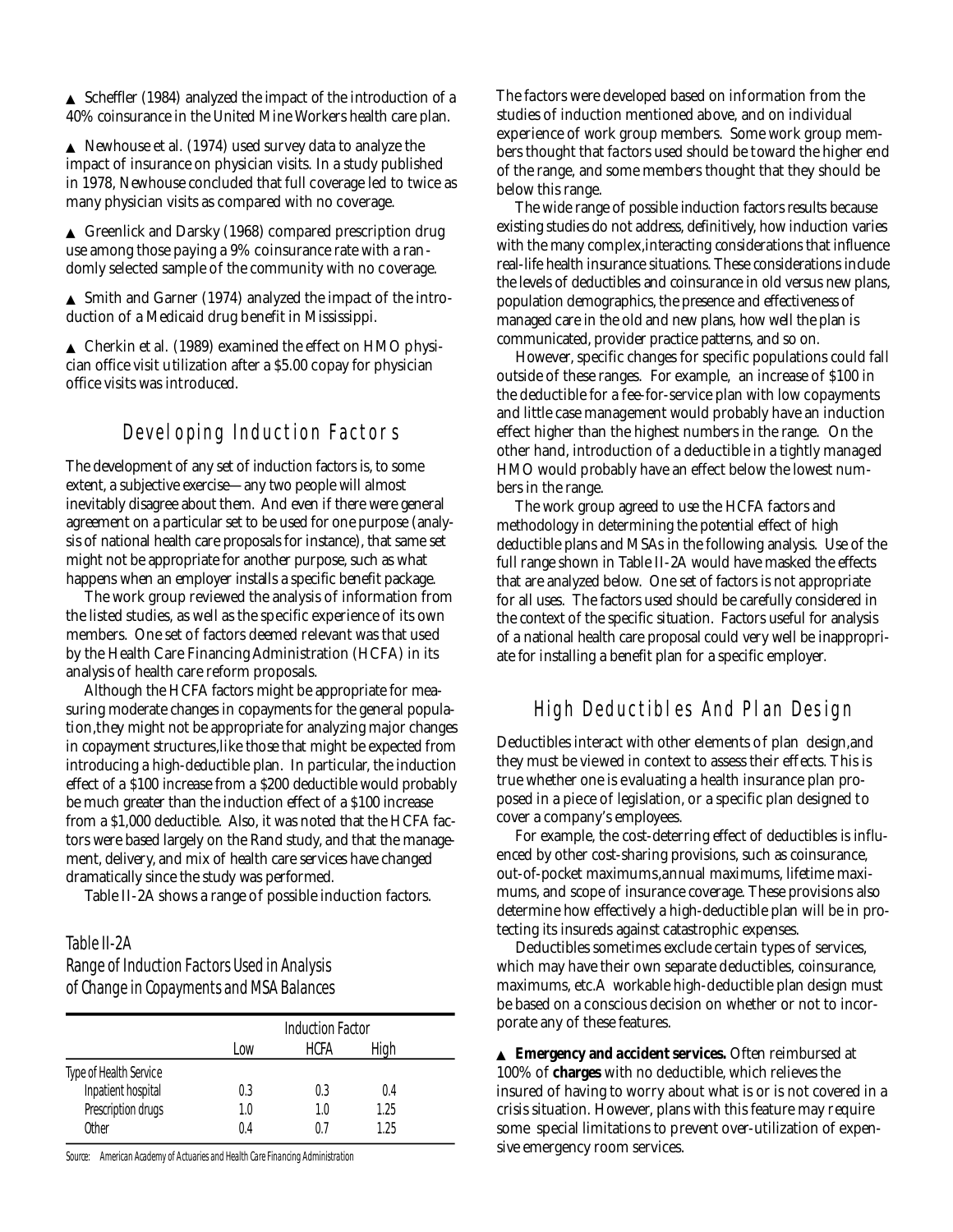- Scheffler (1984) analyzed the impact of the introduction of a 40% coinsurance in the United Mine Workers health care plan.

- Newhouse et al. (1974) used survey data to analyze the impact of insurance on physician visits. In a study published in 1978, Newhouse concluded that full coverage led to twice as many physician visits as compared with no coverage.

- Greenlick and Darsky (1968) compared prescription drug use among those paying a 9% coinsurance rate with a randomly selected sample of the community with no coverage.

- Smith and Garner (1974) analyzed the impact of the introduction of a Medicaid drug benefit in Mississippi.

- Cherkin et al. (1989) examined the effect on HMO physician office visit utilization after a $5.00 copay for physician office visits was introduced.

## Developing Induction Factors

The development of any set of induction factors is, to some extent, a subjective exercise—any two people will almost inevitably disagree about them. And even if there were general agreement on a particular set to be used for one purpose (analysis of national health care proposals for instance), that same set might not be appropriate for another purpose, such as what happens when an employer installs a specific benefit package.

The work group reviewed the analysis of information from the listed studies, as well as the specific experience of its own members. One set of factors deemed relevant was that used by the Health Care Financing Administration (HCFA) in its analysis of health care reform proposals.

Although the HCFA factors might be appropriate for measuring moderate changes in copayments for the general population, they might not be appropriate for analyzing major changes in copayment structures, like those that might be expected from introducing a high-deductible plan. In particular, the induction effect of a $100 increase from a $200 deductible would probably be much greater than the induction effect of a $100 increase from a $1,000 deductible. Also, it was noted that the HCFA factors were based largely on the Rand study, and that the management, delivery, and mix of health care services have changed dramatically since the study was performed.

Table II-2A shows a range of possible induction factors.

*Table II-2A*
*Range of Induction Factors Used in Analysis of Change in Copayments and MSA Balances*

| | Induction Factor | | |
|---|---|---|---|
| | Low | HCFA | High |
| Type of Health Service | | | |
| Inpatient hospital | 0.3 | 0.3 | 0.4 |
| Prescription drugs | 1.0 | 1.0 | 1.25 |
| Other | 0.4 | 0.7 | 1.25 |

Source: American Academy of Actuaries and Health Care Financing Administration

The factors were developed based on information from the studies of induction mentioned above, and on individual experience of work group members. Some work group members thought that factors used should be toward the higher end of the range, and some members thought that they should be below this range.

The wide range of possible induction factors results because existing studies do not address, definitively, how induction varies with the many complex, interacting considerations that influence real-life health insurance situations. These considerations include the levels of deductibles and coinsurance in old versus new plans, population demographics, the presence and effectiveness of managed care in the old and new plans, how well the plan is communicated, provider practice patterns, and so on.

However, specific changes for specific populations could fall outside of these ranges. For example, an increase of $100 in the deductible for a fee-for-service plan with low copayments and little case management would probably have an induction effect higher than the highest numbers in the range. On the other hand, introduction of a deductible in a tightly managed HMO would probably have an effect below the lowest numbers in the range.

The work group agreed to use the HCFA factors and methodology in determining the potential effect of high deductible plans and MSAs in the following analysis. Use of the full range shown in Table II-2A would have masked the effects that are analyzed below. One set of factors is not appropriate for all uses. The factors used should be carefully considered in the context of the specific situation. Factors useful for analysis of a national health care proposal could very well be inappropriate for installing a benefit plan for a specific employer.

## High Deductibles And Plan Design

Deductibles interact with other elements of plan design, and they must be viewed in context to assess their effects. This is true whether one is evaluating a health insurance plan proposed in a piece of legislation, or a specific plan designed to cover a company's employees.

For example, the cost-deterring effect of deductibles is influenced by other cost-sharing provisions, such as coinsurance, out-of-pocket maximums, annual maximums, lifetime maximums, and scope of insurance coverage. These provisions also determine how effectively a high-deductible plan will be in protecting its insureds against catastrophic expenses.

Deductibles sometimes exclude certain types of services, which may have their own separate deductibles, coinsurance, maximums, etc. A workable high-deductible plan design must be based on a conscious decision on whether or not to incorporate any of these features.

- **Emergency and accident services.** Often reimbursed at 100% of **charges** with no deductible, which relieves the insured of having to worry about what is or is not covered in a crisis situation. However, plans with this feature may require some special limitations to prevent over-utilization of expensive emergency room services.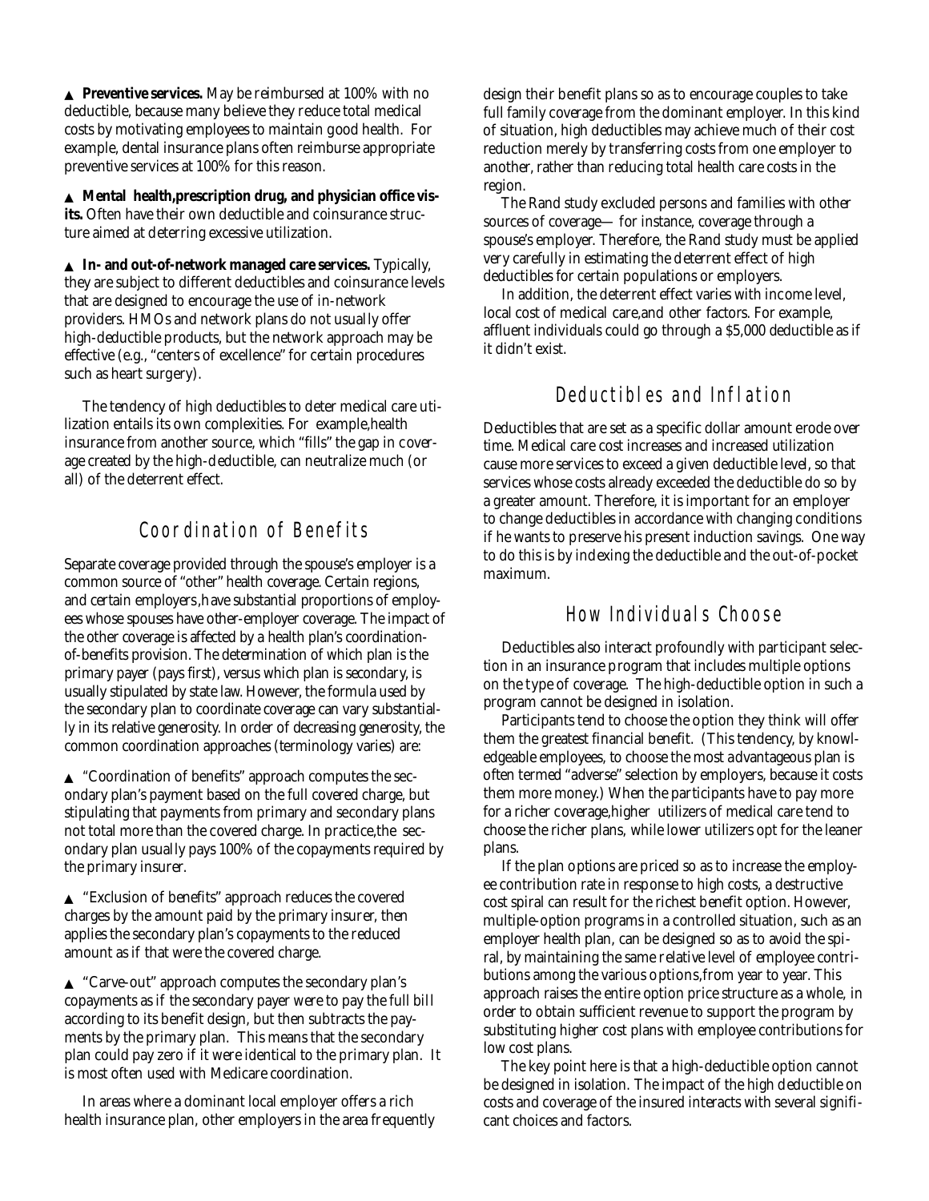- **Preventive services.** May be reimbursed at 100% with no deductible, because many believe they reduce total medical costs by motivating employees to maintain good health. For example, dental insurance plans often reimburse appropriate preventive services at 100% for this reason.

- **Mental health,prescription drug, and physician office visits.** Often have their own deductible and coinsurance structure aimed at deterring excessive utilization.

- **In- and out-of-network managed care services.** Typically, they are subject to different deductibles and coinsurance levels that are designed to encourage the use of in-network providers. HMOs and network plans do not usually offer high-deductible products, but the network approach may be effective (e.g., "centers of excellence" for certain procedures such as heart surgery).

The tendency of high deductibles to deter medical care utilization entails its own complexities. For example,health insurance from another source, which "fills" the gap in coverage created by the high-deductible, can neutralize much (or all) of the deterrent effect.

## Coordination of Benefits

Separate coverage provided through the spouse's employer is a common source of "other" health coverage. Certain regions, and certain employers,have substantial proportions of employees whose spouses have other-employer coverage. The impact of the other coverage is affected by a health plan's coordination-of-benefits provision. The determination of which plan is the primary payer (pays first), versus which plan is secondary, is usually stipulated by state law. However, the formula used by the secondary plan to coordinate coverage can vary substantially in its relative generosity. In order of decreasing generosity, the common coordination approaches (terminology varies) are:

- "Coordination of benefits" approach computes the secondary plan's payment based on the full covered charge, but stipulating that payments from primary and secondary plans not total more than the covered charge. In practice,the secondary plan usually pays 100% of the copayments required by the primary insurer.

- "Exclusion of benefits" approach reduces the covered charges by the amount paid by the primary insurer, then applies the secondary plan's copayments to the reduced amount as if that were the covered charge.

- "Carve-out" approach computes the secondary plan's copayments as if the secondary payer were to pay the full bill according to its benefit design, but then subtracts the payments by the primary plan. This means that the secondary plan could pay zero if it were identical to the primary plan. It is most often used with Medicare coordination.

In areas where a dominant local employer offers a rich health insurance plan, other employers in the area frequently design their benefit plans so as to encourage couples to take full family coverage from the dominant employer. In this kind of situation, high deductibles may achieve much of their cost reduction merely by transferring costs from one employer to another, rather than reducing total health care costs in the region.

The Rand study excluded persons and families with other sources of coverage— for instance, coverage through a spouse's employer. Therefore, the Rand study must be applied very carefully in estimating the deterrent effect of high deductibles for certain populations or employers.

In addition, the deterrent effect varies with income level, local cost of medical care,and other factors. For example, affluent individuals could go through a $5,000 deductible as if it didn't exist.

## Deductibles and Inflation

Deductibles that are set as a specific dollar amount erode over time. Medical care cost increases and increased utilization cause more services to exceed a given deductible level, so that services whose costs already exceeded the deductible do so by a greater amount. Therefore, it is important for an employer to change deductibles in accordance with changing conditions if he wants to preserve his present induction savings. One way to do this is by indexing the deductible and the out-of-pocket maximum.

## How Individuals Choose

Deductibles also interact profoundly with participant selection in an insurance program that includes multiple options on the type of coverage. The high-deductible option in such a program cannot be designed in isolation.

Participants tend to choose the option they think will offer them the greatest financial benefit. (This tendency, by knowledgeable employees, to choose the most advantageous plan is often termed "adverse" selection by employers, because it costs them more money.) When the participants have to pay more for a richer coverage,higher utilizers of medical care tend to choose the richer plans, while lower utilizers opt for the leaner plans.

If the plan options are priced so as to increase the employee contribution rate in response to high costs, a destructive cost spiral can result for the richest benefit option. However, multiple-option programs in a controlled situation, such as an employer health plan, can be designed so as to avoid the spiral, by maintaining the same relative level of employee contributions among the various options,from year to year. This approach raises the entire option price structure as a whole, in order to obtain sufficient revenue to support the program by substituting higher cost plans with employee contributions for low cost plans.

The key point here is that a high-deductible option cannot be designed in isolation. The impact of the high deductible on costs and coverage of the insured interacts with several significant choices and factors.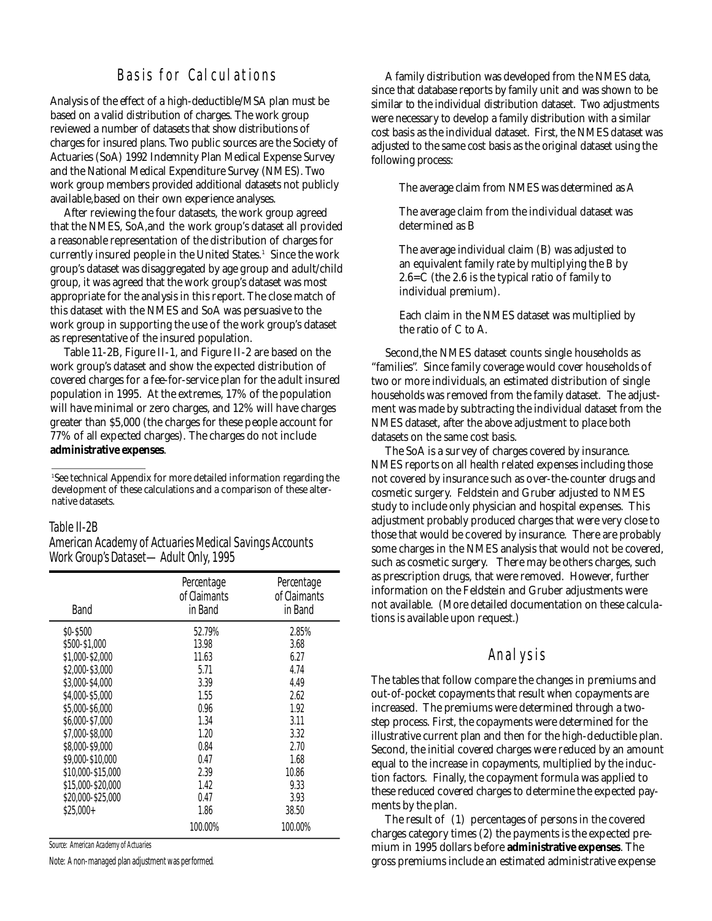## Basis for Calculations

Analysis of the effect of a high-deductible/MSA plan must be based on a valid distribution of charges. The work group reviewed a number of datasets that show distributions of charges for insured plans. Two public sources are the Society of Actuaries (SoA) 1992 Indemnity Plan Medical Expense Survey and the National Medical Expenditure Survey (NMES). Two work group members provided additional datasets not publicly available,based on their own experience analyses.

After reviewing the four datasets, the work group agreed that the NMES, SoA,and the work group's dataset all provided a reasonable representation of the distribution of charges for currently insured people in the United States.[1] Since the work group's dataset was disaggregated by age group and adult/child group, it was agreed that the work group's dataset was most appropriate for the analysis in this report. The close match of this dataset with the NMES and SoA was persuasive to the work group in supporting the use of the work group's dataset as representative of the insured population.

Table 11-2B, Figure II-1, and Figure II-2 are based on the work group's dataset and show the expected distribution of covered charges for a fee-for-service plan for the adult insured population in 1995. At the extremes, 17% of the population will have minimal or zero charges, and 12% will have charges greater than $5,000 (the charges for these people account for 77% of all expected charges). The charges do not include **administrative expenses**.

[1]See technical Appendix for more detailed information regarding the development of these calculations and a comparison of these alternative datasets.

*Table II-2B*
*American Academy of Actuaries Medical Savings Accounts Work Group's Dataset—Adult Only, 1995*

| Band | Percentage of Claimants in Band | Percentage of Claimants in Band |
|---|---|---|
| $0-$500 | 52.79% | 2.85% |
| $500-$1,000 | 13.98 | 3.68 |
| $1,000-$2,000 | 11.63 | 6.27 |
| $2,000-$3,000 | 5.71 | 4.74 |
| $3,000-$4,000 | 3.39 | 4.49 |
| $4,000-$5,000 | 1.55 | 2.62 |
| $5,000-$6,000 | 0.96 | 1.92 |
| $6,000-$7,000 | 1.34 | 3.11 |
| $7,000-$8,000 | 1.20 | 3.32 |
| $8,000-$9,000 | 0.84 | 2.70 |
| $9,000-$10,000 | 0.47 | 1.68 |
| $10,000-$15,000 | 2.39 | 10.86 |
| $15,000-$20,000 | 1.42 | 9.33 |
| $20,000-$25,000 | 0.47 | 3.93 |
| $25,000+ | 1.86 | 38.50 |
| | 100.00% | 100.00% |

Source: American Academy of Actuaries

Note: A non-managed plan adjustment was performed.

A family distribution was developed from the NMES data, since that database reports by family unit and was shown to be similar to the individual distribution dataset. Two adjustments were necessary to develop a family distribution with a similar cost basis as the individual dataset. First, the NMES dataset was adjusted to the same cost basis as the original dataset using the following process:

> The average claim from NMES was determined as A
>
> The average claim from the individual dataset was determined as B
>
> The average individual claim (B) was adjusted to an equivalent family rate by multiplying the B by 2.6=C (the 2.6 is the typical ratio of family to individual premium).
>
> Each claim in the NMES dataset was multiplied by the ratio of C to A.

Second,the NMES dataset counts single households as "families". Since family coverage would cover households of two or more individuals, an estimated distribution of single households was removed from the family dataset. The adjustment was made by subtracting the individual dataset from the NMES dataset, after the above adjustment to place both datasets on the same cost basis.

The SoA is a survey of charges covered by insurance. NMES reports on all health related expenses including those not covered by insurance such as over-the-counter drugs and cosmetic surgery. Feldstein and Gruber adjusted to NMES study to include only physician and hospital expenses. This adjustment probably produced charges that were very close to those that would be covered by insurance. There are probably some charges in the NMES analysis that would not be covered, such as cosmetic surgery. There may be others charges, such as prescription drugs, that were removed. However, further information on the Feldstein and Gruber adjustments were not available. (More detailed documentation on these calculations is available upon request.)

## Analysis

The tables that follow compare the changes in premiums and out-of-pocket copayments that result when copayments are increased. The premiums were determined through a two-step process. First, the copayments were determined for the illustrative current plan and then for the high-deductible plan. Second, the initial covered charges were reduced by an amount equal to the increase in copayments, multiplied by the induction factors. Finally, the copayment formula was applied to these reduced covered charges to determine the expected payments by the plan.

The result of (1) percentages of persons in the covered charges category times (2) the payments is the expected premium in 1995 dollars before **administrative expenses**. The gross premiums include an estimated administrative expense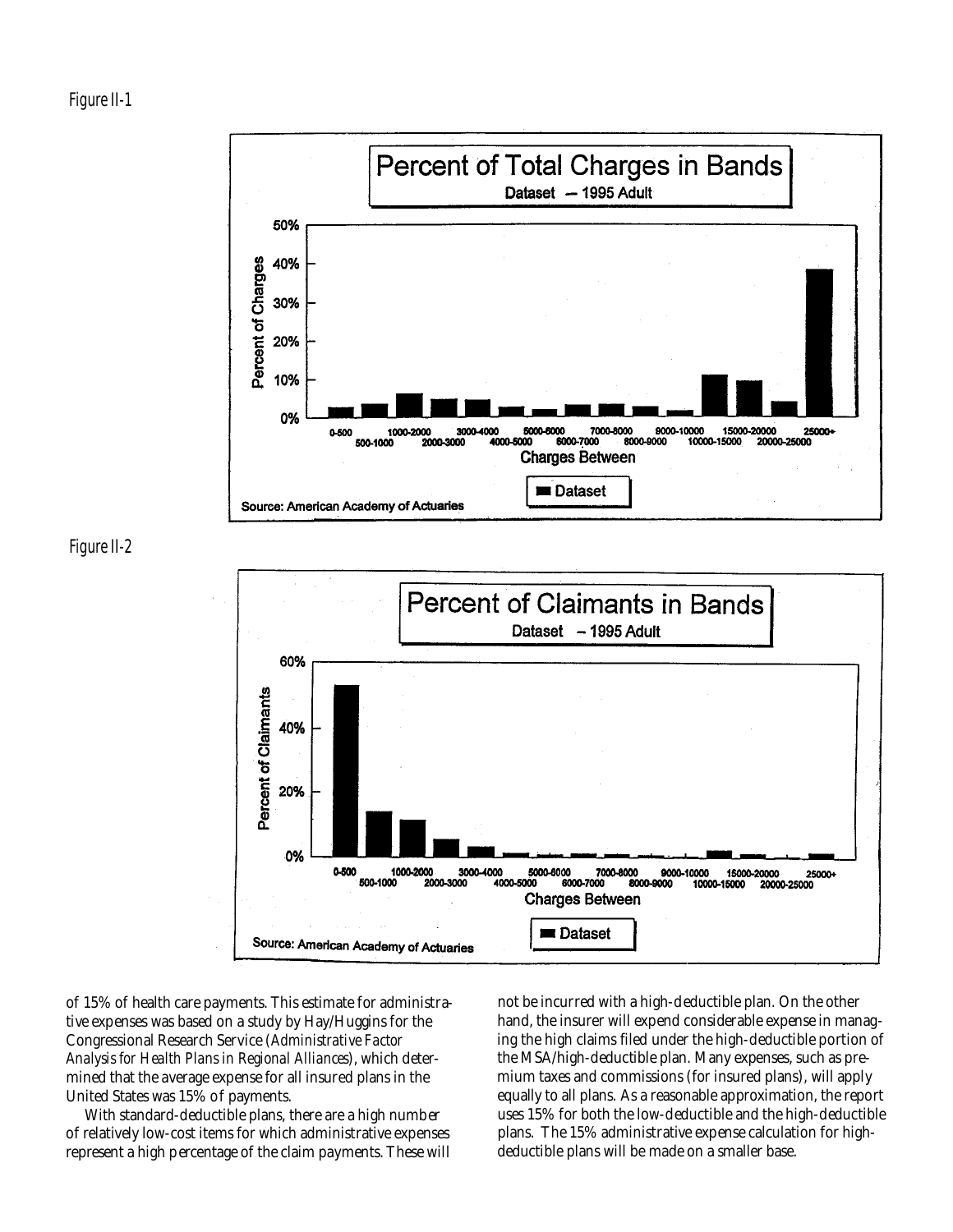Figure II-1

Percent of Total Charges in Bands

Dataset — 1995 Adult

Source: American Academy of Actuaries

Figure II-2

Percent of Claimants in Bands

Dataset – 1995 Adult

Source: American Academy of Actuaries

of 15% of health care payments. This estimate for administrative expenses was based on a study by Hay/Huggins for the Congressional Research Service (*Administrative Factor Analysis for Health Plans in Regional Alliances*), which determined that the average expense for all insured plans in the United States was 15% of payments.

With standard-deductible plans, there are a high number of relatively low-cost items for which administrative expenses represent a high percentage of the claim payments. These will not be incurred with a high-deductible plan. On the other hand, the insurer will expend considerable expense in managing the high claims filed under the high-deductible portion of the MSA/high-deductible plan. Many expenses, such as premium taxes and commissions (for insured plans), will apply equally to all plans. As a reasonable approximation, the report uses 15% for both the low-deductible and the high-deductible plans. The 15% administrative expense calculation for high-deductible plans will be made on a smaller base.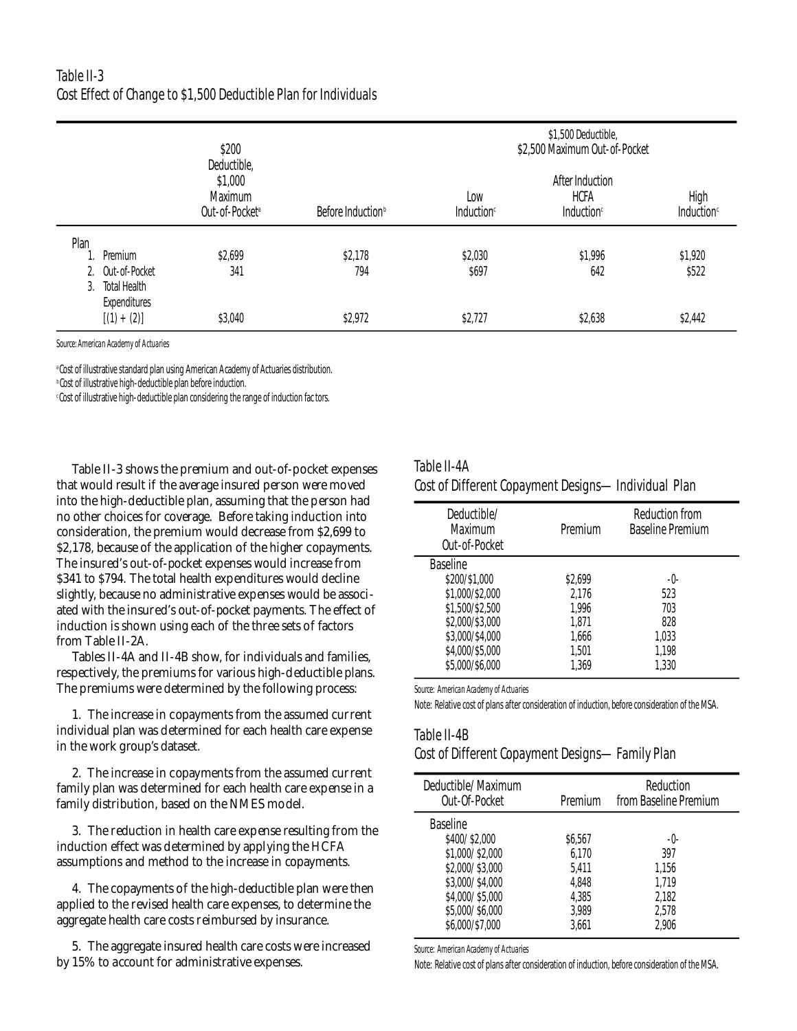Table II-3
Cost Effect of Change to $1,500 Deductible Plan for Individuals

| Plan | $200 Deductible, $1,000 Maximum Out-of-Pocket[a] | $1,500 Deductible, $2,500 Maximum Out-of-Pocket | | | |
|---|---|---|---|---|---|
| | | Before Induction[b] | After Induction Low Induction[c] | After Induction HCFA Induction[c] | After Induction High Induction[c] |
| 1. Premium | $2,699 | $2,178 | $2,030 | $1,996 | $1,920 |
| 2. Out-of-Pocket | 341 | 794 | $697 | 642 | $522 |
| 3. Total Health Expenditures [(1) + (2)] | $3,040 | $2,972 | $2,727 | $2,638 | $2,442 |

Source: American Academy of Actuaries

[a] Cost of illustrative standard plan using American Academy of Actuaries distribution.
[b] Cost of illustrative high-deductible plan before induction.
[c] Cost of illustrative high-deductible plan considering the range of induction factors.

Table II-3 shows the premium and out-of-pocket expenses that would result if the average insured person were moved into the high-deductible plan, assuming that the person had no other choices for coverage. Before taking induction into consideration, the premium would decrease from $2,699 to $2,178, because of the application of the higher copayments. The insured's out-of-pocket expenses would increase from $341 to $794. The total health expenditures would decline slightly, because no administrative expenses would be associated with the insured's out-of-pocket payments. The effect of induction is shown using each of the three sets of factors from Table II-2A.

Tables II-4A and II-4B show, for individuals and families, respectively, the premiums for various high-deductible plans. The premiums were determined by the following process:

1. The increase in copayments from the assumed current individual plan was determined for each health care expense in the work group's dataset.

2. The increase in copayments from the assumed current family plan was determined for each health care expense in a family distribution, based on the NMES model.

3. The reduction in health care expense resulting from the induction effect was determined by applying the HCFA assumptions and method to the increase in copayments.

4. The copayments of the high-deductible plan were then applied to the revised health care expenses, to determine the aggregate health care costs reimbursed by insurance.

5. The aggregate insured health care costs were increased by 15% to account for administrative expenses.

Table II-4A
Cost of Different Copayment Designs—Individual Plan

| Deductible/ Maximum Out-of-Pocket | Premium | Reduction from Baseline Premium |
|---|---|---|
| Baseline | | |
| $200/$1,000 | $2,699 | -0- |
| $1,000/$2,000 | 2,176 | 523 |
| $1,500/$2,500 | 1,996 | 703 |
| $2,000/$3,000 | 1,871 | 828 |
| $3,000/$4,000 | 1,666 | 1,033 |
| $4,000/$5,000 | 1,501 | 1,198 |
| $5,000/$6,000 | 1,369 | 1,330 |

Source: American Academy of Actuaries

Note: Relative cost of plans after consideration of induction, before consideration of the MSA.

Table II-4B
Cost of Different Copayment Designs—Family Plan

| Deductible/ Maximum Out-Of-Pocket | Premium | Reduction from Baseline Premium |
|---|---|---|
| Baseline | | |
| $400/ $2,000 | $6,567 | -0- |
| $1,000/ $2,000 | 6,170 | 397 |
| $2,000/ $3,000 | 5,411 | 1,156 |
| $3,000/ $4,000 | 4,848 | 1,719 |
| $4,000/ $5,000 | 4,385 | 2,182 |
| $5,000/ $6,000 | 3,989 | 2,578 |
| $6,000/$7,000 | 3,661 | 2,906 |

Source: American Academy of Actuaries

Note: Relative cost of plans after consideration of induction, before consideration of the MSA.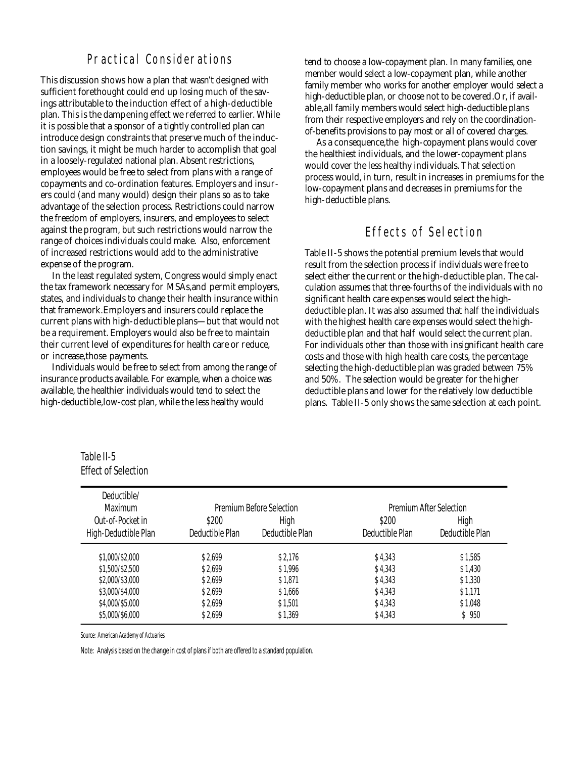## Practical Considerations

This discussion shows how a plan that wasn't designed with sufficient forethought could end up losing much of the savings attributable to the induction effect of a high-deductible plan. This is the dampening effect we referred to earlier. While it is possible that a sponsor of a tightly controlled plan can introduce design constraints that preserve much of the induction savings, it might be much harder to accomplish that goal in a loosely-regulated national plan. Absent restrictions, employees would be free to select from plans with a range of copayments and co-ordination features. Employers and insurers could (and many would) design their plans so as to take advantage of the selection process. Restrictions could narrow the freedom of employers, insurers, and employees to select against the program, but such restrictions would narrow the range of choices individuals could make. Also, enforcement of increased restrictions would add to the administrative expense of the program.

In the least regulated system, Congress would simply enact the tax framework necessary for MSAs,and permit employers, states, and individuals to change their health insurance within that framework.Employers and insurers could replace the current plans with high-deductible plans—but that would not be a requirement. Employers would also be free to maintain their current level of expenditures for health care or reduce, or increase,those payments.

Individuals would be free to select from among the range of insurance products available. For example, when a choice was available, the healthier individuals would tend to select the high-deductible,low-cost plan, while the less healthy would tend to choose a low-copayment plan. In many families, one member would select a low-copayment plan, while another family member who works for another employer would select a high-deductible plan, or choose not to be covered.Or, if available,all family members would select high-deductible plans from their respective employers and rely on the coordination-of-benefits provisions to pay most or all of covered charges.

As a consequence,the high-copayment plans would cover the healthiest individuals, and the lower-copayment plans would cover the less healthy individuals. That selection process would, in turn, result in increases in premiums for the low-copayment plans and decreases in premiums for the high-deductible plans.

## Effects of Selection

Table II-5 shows the potential premium levels that would result from the selection process if individuals were free to select either the current or the high-deductible plan. The calculation assumes that three-fourths of the individuals with no significant health care expenses would select the high-deductible plan. It was also assumed that half the individuals with the highest health care expenses would select the high-deductible plan and that half would select the current plan. For individuals other than those with insignificant health care costs and those with high health care costs, the percentage selecting the high-deductible plan was graded between 75% and 50%. The selection would be greater for the higher deductible plans and lower for the relatively low deductible plans. Table II-5 only shows the same selection at each point.

Table II-5
Effect of Selection

| Deductible/ Maximum Out-of-Pocket in High-Deductible Plan | Premium Before Selection | | Premium After Selection | |
|---|---|---|---|---|
| | $200 Deductible Plan | High Deductible Plan | $200 Deductible Plan | High Deductible Plan |
| $1,000/$2,000 | $2,699 | $2,176 | $4,343 | $1,585 |
| $1,500/$2,500 | $2,699 | $1,996 | $4,343 | $1,430 |
| $2,000/$3,000 | $2,699 | $1,871 | $4,343 | $1,330 |
| $3,000/$4,000 | $2,699 | $1,666 | $4,343 | $1,171 |
| $4,000/$5,000 | $2,699 | $1,501 | $4,343 | $1,048 |
| $5,000/$6,000 | $2,699 | $1,369 | $4,343 | $950 |

Source: American Academy of Actuaries

Note: Analysis based on the change in cost of plans if both are offered to a standard population.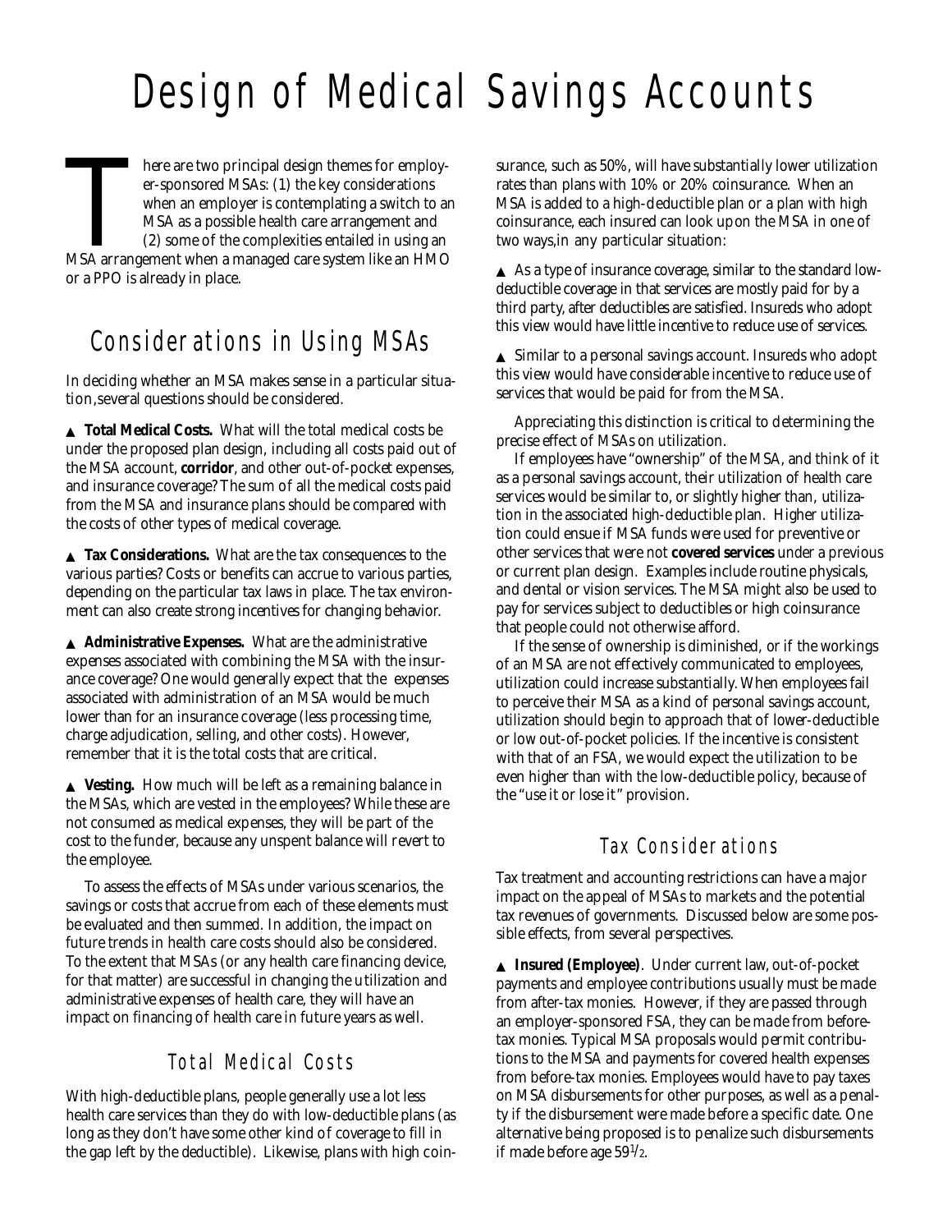# Design of Medical Savings Accounts

There are two principal design themes for employer-sponsored MSAs: (1) the key considerations when an employer is contemplating a switch to an MSA as a possible health care arrangement and (2) some of the complexities entailed in using an MSA arrangement when a managed care system like an HMO or a PPO is already in place.

## Considerations in Using MSAs

In deciding whether an MSA makes sense in a particular situation,several questions should be considered.

▲ **Total Medical Costs.** What will the total medical costs be under the proposed plan design, including all costs paid out of the MSA account, **corridor**, and other out-of-pocket expenses, and insurance coverage? The sum of all the medical costs paid from the MSA and insurance plans should be compared with the costs of other types of medical coverage.

▲ **Tax Considerations.** What are the tax consequences to the various parties? Costs or benefits can accrue to various parties, depending on the particular tax laws in place. The tax environment can also create strong incentives for changing behavior.

▲ **Administrative Expenses.** What are the administrative expenses associated with combining the MSA with the insurance coverage? One would generally expect that the expenses associated with administration of an MSA would be much lower than for an insurance coverage (less processing time, charge adjudication, selling, and other costs). However, remember that it is the total costs that are critical.

▲ **Vesting.** How much will be left as a remaining balance in the MSAs, which are vested in the employees? While these are not consumed as medical expenses, they will be part of the cost to the funder, because any unspent balance will revert to the employee.

To assess the effects of MSAs under various scenarios, the savings or costs that accrue from each of these elements must be evaluated and then summed. In addition, the impact on future trends in health care costs should also be considered. To the extent that MSAs (or any health care financing device, for that matter) are successful in changing the utilization and administrative expenses of health care, they will have an impact on financing of health care in future years as well.

### Total Medical Costs

With high-deductible plans, people generally use a lot less health care services than they do with low-deductible plans (as long as they don't have some other kind of coverage to fill in the gap left by the deductible). Likewise, plans with high coinsurance, such as 50%, will have substantially lower utilization rates than plans with 10% or 20% coinsurance. When an MSA is added to a high-deductible plan or a plan with high coinsurance, each insured can look upon the MSA in one of two ways,in any particular situation:

▲ As a type of insurance coverage, similar to the standard low-deductible coverage in that services are mostly paid for by a third party, after deductibles are satisfied. Insureds who adopt this view would have little incentive to reduce use of services.

▲ Similar to a personal savings account. Insureds who adopt this view would have considerable incentive to reduce use of services that would be paid for from the MSA.

Appreciating this distinction is critical to determining the precise effect of MSAs on utilization.

If employees have "ownership" of the MSA, and think of it as a personal savings account, their utilization of health care services would be similar to, or slightly higher than, utilization in the associated high-deductible plan. Higher utilization could ensue if MSA funds were used for preventive or other services that were not **covered services** under a previous or current plan design. Examples include routine physicals, and dental or vision services. The MSA might also be used to pay for services subject to deductibles or high coinsurance that people could not otherwise afford.

If the sense of ownership is diminished, or if the workings of an MSA are not effectively communicated to employees, utilization could increase substantially. When employees fail to perceive their MSA as a kind of personal savings account, utilization should begin to approach that of lower-deductible or low out-of-pocket policies. If the incentive is consistent with that of an FSA, we would expect the utilization to be even higher than with the low-deductible policy, because of the "use it or lose it" provision.

### Tax Considerations

Tax treatment and accounting restrictions can have a major impact on the appeal of MSAs to markets and the potential tax revenues of governments. Discussed below are some possible effects, from several perspectives.

▲ **Insured (Employee)**. Under current law, out-of-pocket payments and employee contributions usually must be made from after-tax monies. However, if they are passed through an employer-sponsored FSA, they can be made from before-tax monies. Typical MSA proposals would permit contributions to the MSA and payments for covered health expenses from before-tax monies. Employees would have to pay taxes on MSA disbursements for other purposes, as well as a penalty if the disbursement were made before a specific date. One alternative being proposed is to penalize such disbursements if made before age 59½.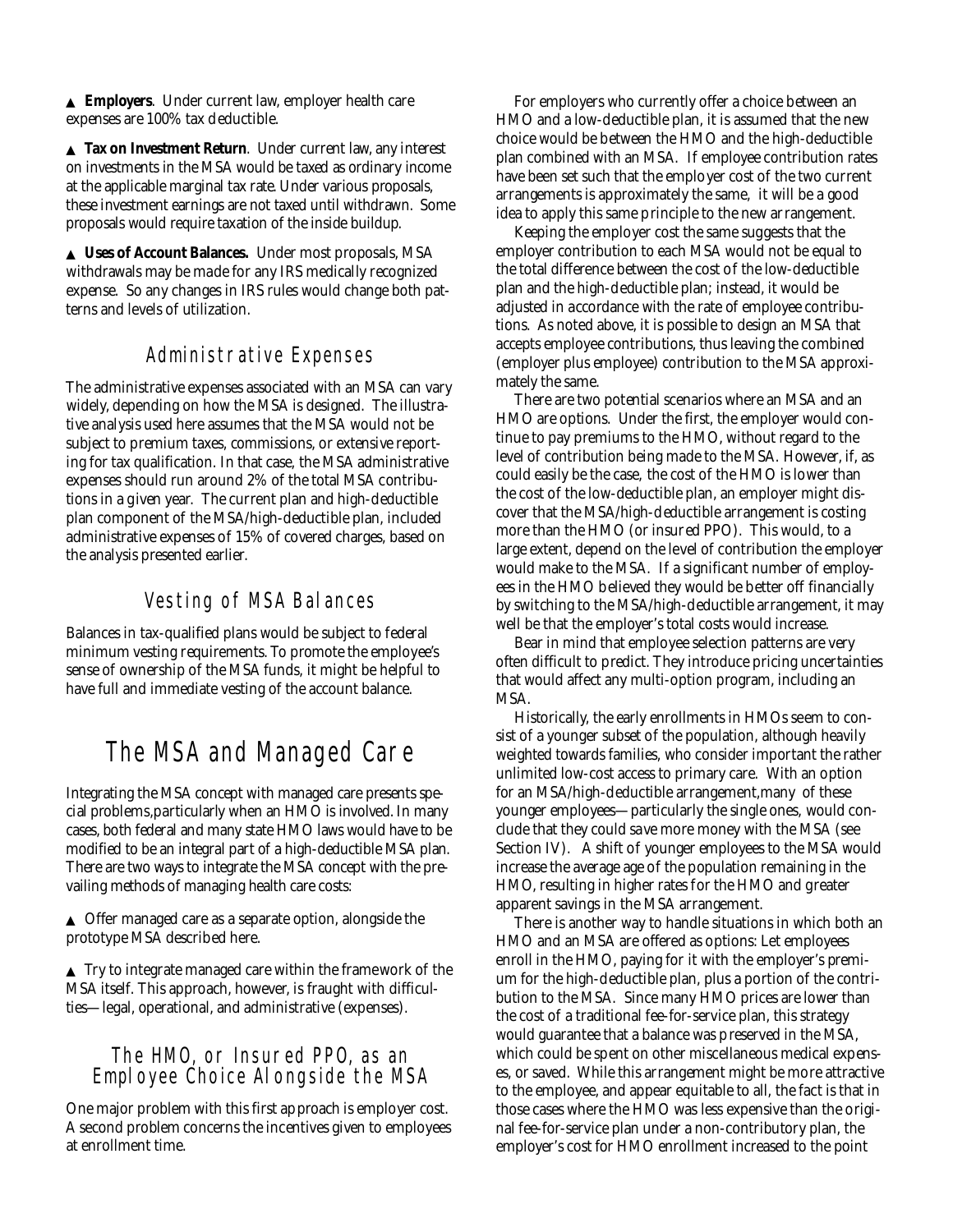▲ **Employers**. Under current law, employer health care expenses are 100% tax deductible.

▲ **Tax on Investment Return**. Under current law, any interest on investments in the MSA would be taxed as ordinary income at the applicable marginal tax rate. Under various proposals, these investment earnings are not taxed until withdrawn. Some proposals would require taxation of the inside buildup.

▲ **Uses of Account Balances.** Under most proposals, MSA withdrawals may be made for any IRS medically recognized expense. So any changes in IRS rules would change both patterns and levels of utilization.

### Administrative Expenses

The administrative expenses associated with an MSA can vary widely, depending on how the MSA is designed. The illustrative analysis used here assumes that the MSA would not be subject to premium taxes, commissions, or extensive reporting for tax qualification. In that case, the MSA administrative expenses should run around 2% of the total MSA contributions in a given year. The current plan and high-deductible plan component of the MSA/high-deductible plan, included administrative expenses of 15% of covered charges, based on the analysis presented earlier.

### Vesting of MSA Balances

Balances in tax-qualified plans would be subject to federal minimum vesting requirements. To promote the employee's sense of ownership of the MSA funds, it might be helpful to have full and immediate vesting of the account balance.

## The MSA and Managed Care

Integrating the MSA concept with managed care presents special problems,particularly when an HMO is involved. In many cases, both federal and many state HMO laws would have to be modified to be an integral part of a high-deductible MSA plan. There are two ways to integrate the MSA concept with the prevailing methods of managing health care costs:

▲ Offer managed care as a separate option, alongside the prototype MSA described here.

▲ Try to integrate managed care within the framework of the MSA itself. This approach, however, is fraught with difficulties—legal, operational, and administrative (expenses).

### The HMO, or Insured PPO, as an Employee Choice Alongside the MSA

One major problem with this first approach is employer cost. A second problem concerns the incentives given to employees at enrollment time.

For employers who currently offer a choice between an HMO and a low-deductible plan, it is assumed that the new choice would be between the HMO and the high-deductible plan combined with an MSA. If employee contribution rates have been set such that the employer cost of the two current arrangements is approximately the same, it will be a good idea to apply this same principle to the new arrangement.

Keeping the employer cost the same suggests that the employer contribution to each MSA would not be equal to the total difference between the cost of the low-deductible plan and the high-deductible plan; instead, it would be adjusted in accordance with the rate of employee contributions. As noted above, it is possible to design an MSA that accepts employee contributions, thus leaving the combined (employer plus employee) contribution to the MSA approximately the same.

There are two potential scenarios where an MSA and an HMO are options. Under the first, the employer would continue to pay premiums to the HMO, without regard to the level of contribution being made to the MSA. However, if, as could easily be the case, the cost of the HMO is lower than the cost of the low-deductible plan, an employer might discover that the MSA/high-deductible arrangement is costing more than the HMO (or insured PPO). This would, to a large extent, depend on the level of contribution the employer would make to the MSA. If a significant number of employees in the HMO believed they would be better off financially by switching to the MSA/high-deductible arrangement, it may well be that the employer's total costs would increase.

Bear in mind that employee selection patterns are very often difficult to predict. They introduce pricing uncertainties that would affect any multi-option program, including an MSA.

Historically, the early enrollments in HMOs seem to consist of a younger subset of the population, although heavily weighted towards families, who consider important the rather unlimited low-cost access to primary care. With an option for an MSA/high-deductible arrangement,many of these younger employees—particularly the single ones, would conclude that they could save more money with the MSA (see Section IV). A shift of younger employees to the MSA would increase the average age of the population remaining in the HMO, resulting in higher rates for the HMO and greater apparent savings in the MSA arrangement.

There is another way to handle situations in which both an HMO and an MSA are offered as options: Let employees enroll in the HMO, paying for it with the employer's premium for the high-deductible plan, plus a portion of the contribution to the MSA. Since many HMO prices are lower than the cost of a traditional fee-for-service plan, this strategy would guarantee that a balance was preserved in the MSA, which could be spent on other miscellaneous medical expenses, or saved. While this arrangement might be more attractive to the employee, and appear equitable to all, the fact is that in those cases where the HMO was less expensive than the original fee-for-service plan under a non-contributory plan, the employer's cost for HMO enrollment increased to the point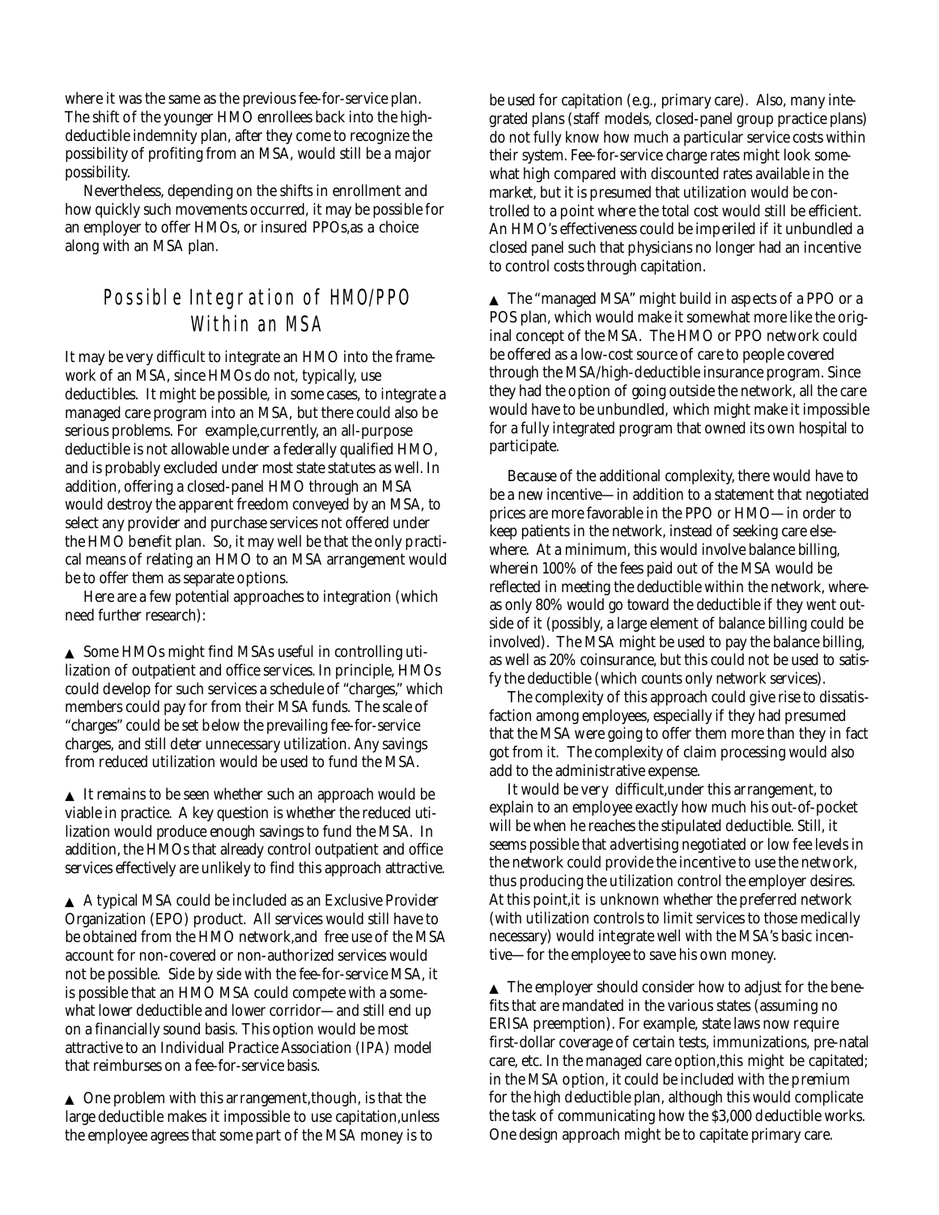where it was the same as the previous fee-for-service plan. The shift of the younger HMO enrollees back into the high-deductible indemnity plan, after they come to recognize the possibility of profiting from an MSA, would still be a major possibility.

Nevertheless, depending on the shifts in enrollment and how quickly such movements occurred, it may be possible for an employer to offer HMOs, or insured PPOs,as a choice along with an MSA plan.

## Possible Integration of HMO/PPO Within an MSA

It may be very difficult to integrate an HMO into the framework of an MSA, since HMOs do not, typically, use deductibles. It might be possible, in some cases, to integrate a managed care program into an MSA, but there could also be serious problems. For example,currently, an all-purpose deductible is not allowable under a federally qualified HMO, and is probably excluded under most state statutes as well. In addition, offering a closed-panel HMO through an MSA would destroy the apparent freedom conveyed by an MSA, to select any provider and purchase services not offered under the HMO benefit plan. So, it may well be that the only practical means of relating an HMO to an MSA arrangement would be to offer them as separate options.

Here are a few potential approaches to integration (which need further research):

▲ Some HMOs might find MSAs useful in controlling utilization of outpatient and office services. In principle, HMOs could develop for such services a schedule of "charges," which members could pay for from their MSA funds. The scale of "charges" could be set below the prevailing fee-for-service charges, and still deter unnecessary utilization. Any savings from reduced utilization would be used to fund the MSA.

▲ It remains to be seen whether such an approach would be viable in practice. A key question is whether the reduced utilization would produce enough savings to fund the MSA. In addition, the HMOs that already control outpatient and office services effectively are unlikely to find this approach attractive.

▲ A typical MSA could be included as an Exclusive Provider Organization (EPO) product. All services would still have to be obtained from the HMO network,and free use of the MSA account for non-covered or non-authorized services would not be possible. Side by side with the fee-for-service MSA, it is possible that an HMO MSA could compete with a somewhat lower deductible and lower corridor—and still end up on a financially sound basis. This option would be most attractive to an Individual Practice Association (IPA) model that reimburses on a fee-for-service basis.

▲ One problem with this arrangement,though, is that the large deductible makes it impossible to use capitation,unless the employee agrees that some part of the MSA money is to be used for capitation (e.g., primary care). Also, many integrated plans (staff models, closed-panel group practice plans) do not fully know how much a particular service costs within their system. Fee-for-service charge rates might look somewhat high compared with discounted rates available in the market, but it is presumed that utilization would be controlled to a point where the total cost would still be efficient. An HMO's effectiveness could be imperiled if it unbundled a closed panel such that physicians no longer had an incentive to control costs through capitation.

▲ The "managed MSA" might build in aspects of a PPO or a POS plan, which would make it somewhat more like the original concept of the MSA. The HMO or PPO network could be offered as a low-cost source of care to people covered through the MSA/high-deductible insurance program. Since they had the option of going outside the network, all the care would have to be unbundled, which might make it impossible for a fully integrated program that owned its own hospital to participate.

Because of the additional complexity, there would have to be a new incentive—in addition to a statement that negotiated prices are more favorable in the PPO or HMO—in order to keep patients in the network, instead of seeking care elsewhere. At a minimum, this would involve balance billing, wherein 100% of the fees paid out of the MSA would be reflected in meeting the deductible within the network, whereas only 80% would go toward the deductible if they went outside of it (possibly, a large element of balance billing could be involved). The MSA might be used to pay the balance billing, as well as 20% coinsurance, but this could not be used to satisfy the deductible (which counts only network services).

The complexity of this approach could give rise to dissatisfaction among employees, especially if they had presumed that the MSA were going to offer them more than they in fact got from it. The complexity of claim processing would also add to the administrative expense.

It would be very difficult,under this arrangement, to explain to an employee exactly how much his out-of-pocket will be when he reaches the stipulated deductible. Still, it seems possible that advertising negotiated or low fee levels in the network could provide the incentive to use the network, thus producing the utilization control the employer desires. At this point,it is unknown whether the preferred network (with utilization controls to limit services to those medically necessary) would integrate well with the MSA's basic incentive—for the employee to save his own money.

▲ The employer should consider how to adjust for the benefits that are mandated in the various states (assuming no ERISA preemption). For example, state laws now require first-dollar coverage of certain tests, immunizations, pre-natal care, etc. In the managed care option,this might be capitated; in the MSA option, it could be included with the premium for the high deductible plan, although this would complicate the task of communicating how the $3,000 deductible works. One design approach might be to capitate primary care.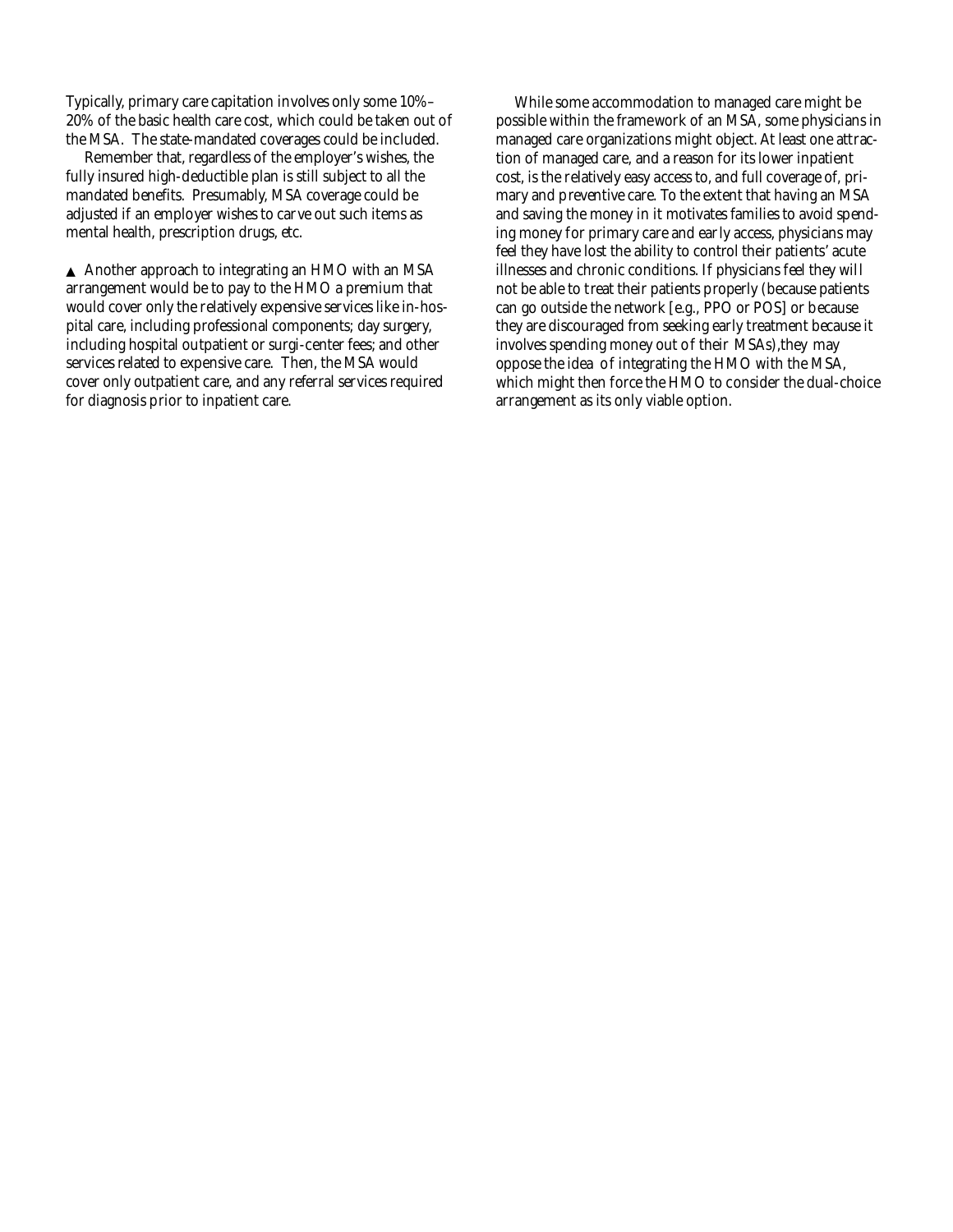Typically, primary care capitation involves only some 10%–20% of the basic health care cost, which could be taken out of the MSA. The state-mandated coverages could be included.

Remember that, regardless of the employer's wishes, the fully insured high-deductible plan is still subject to all the mandated benefits. Presumably, MSA coverage could be adjusted if an employer wishes to carve out such items as mental health, prescription drugs, etc.

▲ Another approach to integrating an HMO with an MSA arrangement would be to pay to the HMO a premium that would cover only the relatively expensive services like in-hospital care, including professional components; day surgery, including hospital outpatient or surgi-center fees; and other services related to expensive care. Then, the MSA would cover only outpatient care, and any referral services required for diagnosis prior to inpatient care.

While some accommodation to managed care might be possible within the framework of an MSA, some physicians in managed care organizations might object. At least one attraction of managed care, and a reason for its lower inpatient cost, is the relatively easy access to, and full coverage of, primary and preventive care. To the extent that having an MSA and saving the money in it motivates families to avoid spending money for primary care and early access, physicians may feel they have lost the ability to control their patients' acute illnesses and chronic conditions. If physicians feel they will not be able to treat their patients properly (because patients can go outside the network [e.g., PPO or POS] or because they are discouraged from seeking early treatment because it involves spending money out of their MSAs),they may oppose the idea of integrating the HMO with the MSA, which might then force the HMO to consider the dual-choice arrangement as its only viable option.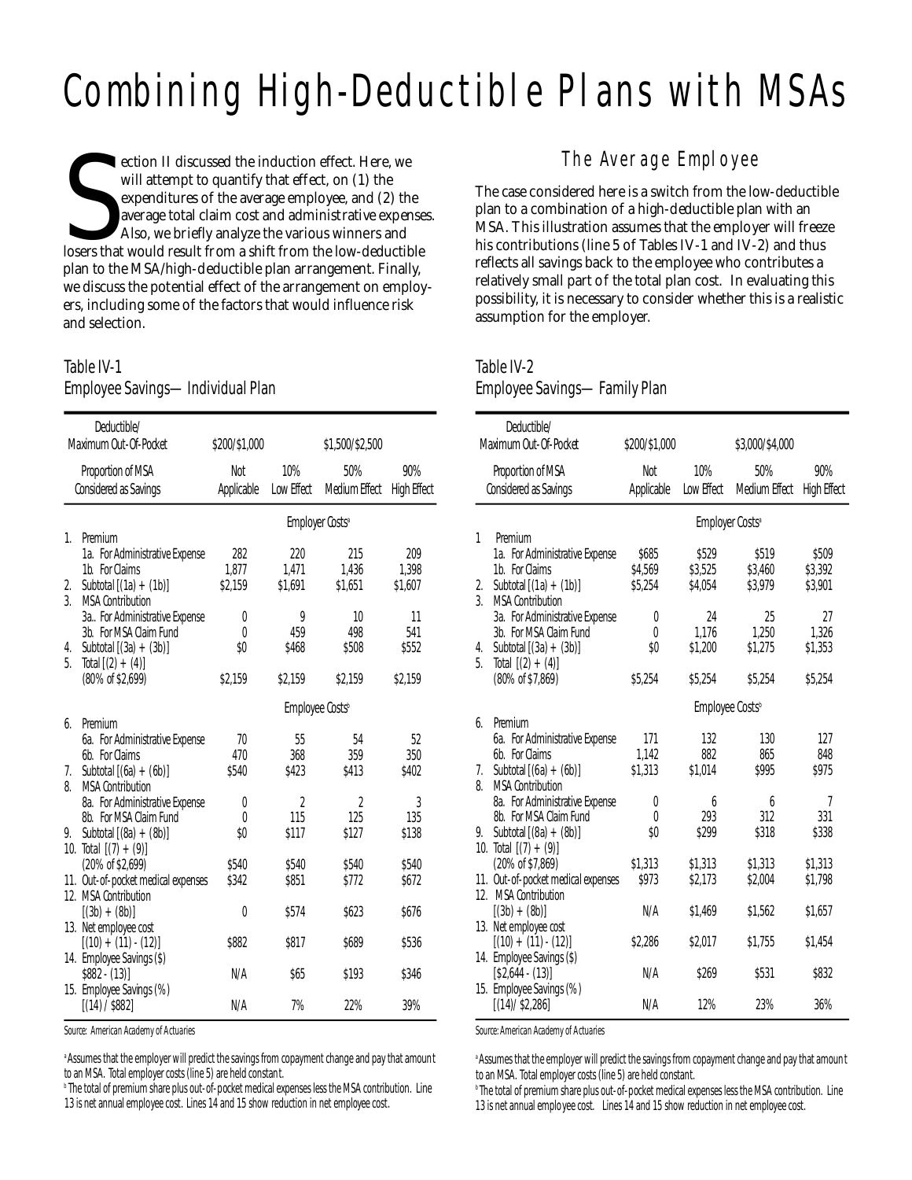# Combining High-Deductible Plans with MSAs

Section II discussed the induction effect. Here, we will attempt to quantify that effect, on (1) the expenditures of the average employee, and (2) the average total claim cost and administrative expenses. Also, we briefly analyze the various winners and losers that would result from a shift from the low-deductible plan to the MSA/high-deductible plan arrangement. Finally, we discuss the potential effect of the arrangement on employers, including some of the factors that would influence risk and selection.

Table IV-1
Employee Savings—Individual Plan

| Deductible/ Maximum Out-Of-Pocket | $200/$1,000 | $1,500/$2,500 | | |
|---|---|---|---|---|
| Proportion of MSA Considered as Savings | Not Applicable | 10% Low Effect | 50% Medium Effect | 90% High Effect |
| | | Employer Costs[a] | | |
| 1. Premium | | | | |
| 1a. For Administrative Expense | 282 | 220 | 215 | 209 |
| 1b. For Claims | 1,877 | 1,471 | 1,436 | 1,398 |
| 2. Subtotal [(1a) + (1b)] | $2,159 | $1,691 | $1,651 | $1,607 |
| 3. MSA Contribution | | | | |
| 3a.. For Administrative Expense | 0 | 9 | 10 | 11 |
| 3b. For MSA Claim Fund | 0 | 459 | 498 | 541 |
| 4. Subtotal [(3a) + (3b)] | $0 | $468 | $508 | $552 |
| 5. Total [(2) + (4)] (80% of $2,699) | $2,159 | $2,159 | $2,159 | $2,159 |
| | | Employee Costs[b] | | |
| 6. Premium | | | | |
| 6a. For Administrative Expense | 70 | 55 | 54 | 52 |
| 6b. For Claims | 470 | 368 | 359 | 350 |
| 7. Subtotal [(6a) + (6b)] | $540 | $423 | $413 | $402 |
| 8. MSA Contribution | | | | |
| 8a. For Administrative Expense | 0 | 2 | 2 | 3 |
| 8b. For MSA Claim Fund | 0 | 115 | 125 | 135 |
| 9. Subtotal [(8a) + (8b)] | $0 | $117 | $127 | $138 |
| 10. Total [(7) + (9)] (20% of $2,699) | $540 | $540 | $540 | $540 |
| 11. Out-of-pocket medical expenses | $342 | $851 | $772 | $672 |
| 12. MSA Contribution [(3b) + (8b)] | 0 | $574 | $623 | $676 |
| 13. Net employee cost [(10) + (11) - (12)] | $882 | $817 | $689 | $536 |
| 14. Employee Savings ($) $882 - (13)] | N/A | $65 | $193 | $346 |
| 15. Employee Savings (%) [(14) / $882] | N/A | 7% | 22% | 39% |

Source: American Academy of Actuaries

[a] Assumes that the employer will predict the savings from copayment change and pay that amount to an MSA. Total employer costs (line 5) are held constant.
[b] The total of premium share plus out-of-pocket medical expenses less the MSA contribution. Line 13 is net annual employee cost. Lines 14 and 15 show reduction in net employee cost.

## The Average Employee

The case considered here is a switch from the low-deductible plan to a combination of a high-deductible plan with an MSA. This illustration assumes that the employer will freeze his contributions (line 5 of Tables IV-1 and IV-2) and thus reflects all savings back to the employee who contributes a relatively small part of the total plan cost. In evaluating this possibility, it is necessary to consider whether this is a realistic assumption for the employer.

Table IV-2
Employee Savings—Family Plan

| Deductible/ Maximum Out-Of-Pocket | $200/$1,000 | $3,000/$4,000 | | |
|---|---|---|---|---|
| Proportion of MSA Considered as Savings | Not Applicable | 10% Low Effect | 50% Medium Effect | 90% High Effect |
| | | Employer Costs[a] | | |
| 1 Premium | | | | |
| 1a. For Administrative Expense | $685 | $529 | $519 | $509 |
| 1b. For Claims | $4,569 | $3,525 | $3,460 | $3,392 |
| 2. Subtotal [(1a) + (1b)] | $5,254 | $4,054 | $3,979 | $3,901 |
| 3. MSA Contribution | | | | |
| 3a. For Administrative Expense | 0 | 24 | 25 | 27 |
| 3b. For MSA Claim Fund | 0 | 1,176 | 1,250 | 1,326 |
| 4. Subtotal [(3a) + (3b)] | $0 | $1,200 | $1,275 | $1,353 |
| 5. Total [(2) + (4)] (80% of $7,869) | $5,254 | $5,254 | $5,254 | $5,254 |
| | | Employee Costs[b] | | |
| 6. Premium | | | | |
| 6a. For Administrative Expense | 171 | 132 | 130 | 127 |
| 6b. For Claims | 1,142 | 882 | 865 | 848 |
| 7. Subtotal [(6a) + (6b)] | $1,313 | $1,014 | $995 | $975 |
| 8. MSA Contribution | | | | |
| 8a. For Administrative Expense | 0 | 6 | 6 | 7 |
| 8b. For MSA Claim Fund | 0 | 293 | 312 | 331 |
| 9. Subtotal [(8a) + (8b)] | $0 | $299 | $318 | $338 |
| 10. Total [(7) + (9)] (20% of $7,869) | $1,313 | $1,313 | $1,313 | $1,313 |
| 11. Out-of-pocket medical expenses | $973 | $2,173 | $2,004 | $1,798 |
| 12. MSA Contribution [(3b) + (8b)] | N/A | $1,469 | $1,562 | $1,657 |
| 13. Net employee cost [(10) + (11) - (12)] | $2,286 | $2,017 | $1,755 | $1,454 |
| 14. Employee Savings ($) [$2,644 - (13)] | N/A | $269 | $531 | $832 |
| 15. Employee Savings (%) [(14)/ $2,286] | N/A | 12% | 23% | 36% |

Source: American Academy of Actuaries

[a] Assumes that the employer will predict the savings from copayment change and pay that amount to an MSA. Total employer costs (line 5) are held constant.
[b] The total of premium share plus out-of-pocket medical expenses less the MSA contribution. Line 13 is net annual employee cost. Lines 14 and 15 show reduction in net employee cost.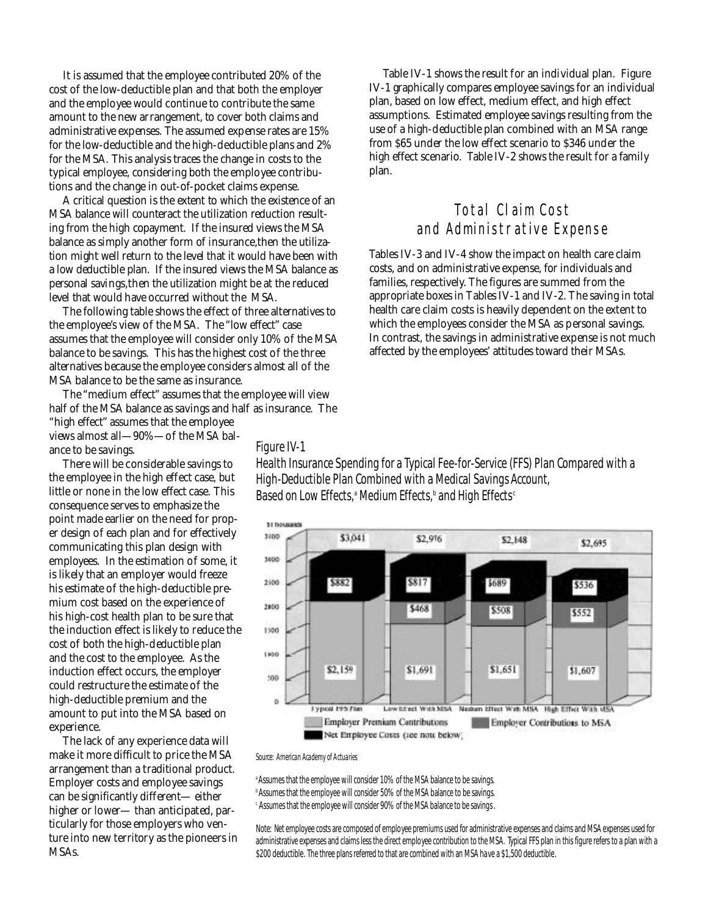It is assumed that the employee contributed 20% of the cost of the low-deductible plan and that both the employer and the employee would continue to contribute the same amount to the new arrangement, to cover both claims and administrative expenses. The assumed expense rates are 15% for the low-deductible and the high-deductible plans and 2% for the MSA. This analysis traces the change in costs to the typical employee, considering both the employee contributions and the change in out-of-pocket claims expense.

A critical question is the extent to which the existence of an MSA balance will counteract the utilization reduction resulting from the high copayment. If the insured views the MSA balance as simply another form of insurance, then the utilization might well return to the level that it would have been with a low deductible plan. If the insured views the MSA balance as personal savings, then the utilization might be at the reduced level that would have occurred without the MSA.

The following table shows the effect of three alternatives to the employee's view of the MSA. The "low effect" case assumes that the employee will consider only 10% of the MSA balance to be savings. This has the highest cost of the three alternatives because the employee considers almost all of the MSA balance to be the same as insurance.

The "medium effect" assumes that the employee will view half of the MSA balance as savings and half as insurance. The "high effect" assumes that the employee views almost all—90%—of the MSA balance to be savings.

There will be considerable savings to the employee in the high effect case, but little or none in the low effect case. This consequence serves to emphasize the point made earlier on the need for proper design of each plan and for effectively communicating this plan design with employees. In the estimation of some, it is likely that an employer would freeze his estimate of the high-deductible premium cost based on the experience of his high-cost health plan to be sure that the induction effect is likely to reduce the cost of both the high-deductible plan and the cost to the employee. As the induction effect occurs, the employer could restructure the estimate of the high-deductible premium and the amount to put into the MSA based on experience.

The lack of any experience data will make it more difficult to price the MSA arrangement than a traditional product. Employer costs and employee savings can be significantly different— either higher or lower— than anticipated, particularly for those employers who venture into new territory as the pioneers in MSAs.

Table IV-1 shows the result for an individual plan. Figure IV-1 graphically compares employee savings for an individual plan, based on low effect, medium effect, and high effect assumptions. Estimated employee savings resulting from the use of a high-deductible plan combined with an MSA range from $65 under the low effect scenario to $346 under the high effect scenario. Table IV-2 shows the result for a family plan.

## Total Claim Cost and Administrative Expense

Tables IV-3 and IV-4 show the impact on health care claim costs, and on administrative expense, for individuals and families, respectively. The figures are summed from the appropriate boxes in Tables IV-1 and IV-2. The saving in total health care claim costs is heavily dependent on the extent to which the employees consider the MSA as personal savings. In contrast, the savings in administrative expense is not much affected by the employees' attitudes toward their MSAs.

*Figure IV-1*

*Health Insurance Spending for a Typical Fee-for-Service (FFS) Plan Compared with a High-Deductible Plan Combined with a Medical Savings Account, Based on Low Effects,[a] Medium Effects,[b] and High Effects[c]*

| | Typical FFS Plan | Low Effect With MSA | Medium Effect With MSA | High Effect With MSA |
|---|---|---|---|---|
| Net Employee Costs (see note below) | $882 | $817 | $689 | $536 |
| Employer Contributions to MSA | | $468 | $508 | $552 |
| Employer Premium Contributions | $2,159 | $1,691 | $1,651 | $1,607 |
| Total | $3,041 | $2,976 | $2,848 | $2,695 |

Source: American Academy of Actuaries

[a] Assumes that the employee will consider 10% of the MSA balance to be savings.
[b] Assumes that the employee will consider 50% of the MSA balance to be savings.
[c] Assumes that the employee will consider 90% of the MSA balance to be savings.

Note: Net employee costs are composed of employee premiums used for administrative expenses and claims and MSA expenses used for administrative expenses and claims less the direct employee contribution to the MSA. Typical FFS plan in this figure refers to a plan with a $200 deductible. The three plans referred to that are combined with an MSA have a $1,500 deductible.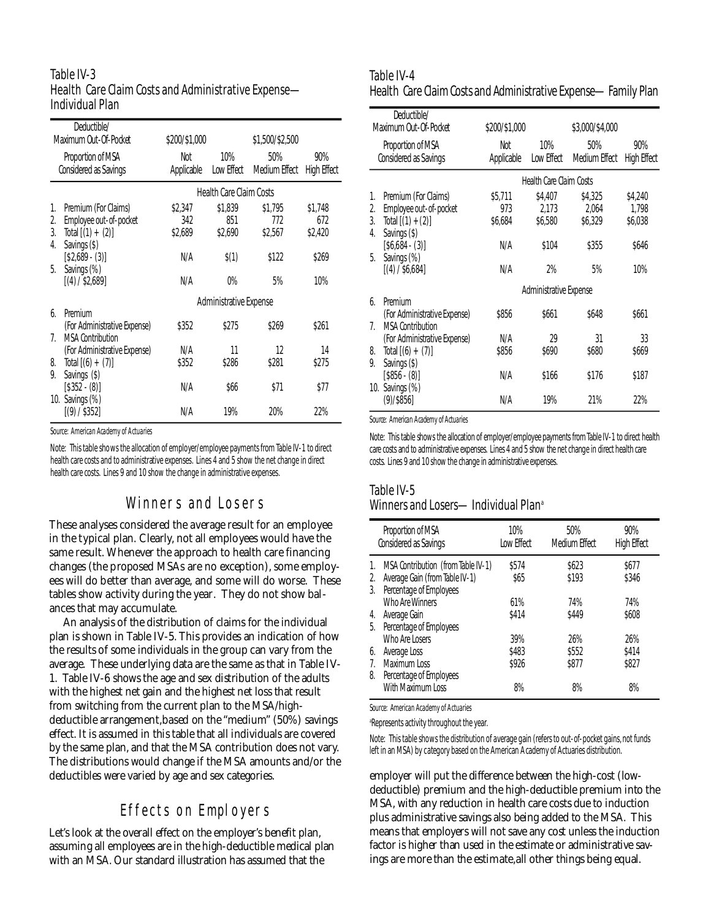Table IV-3
Health Care Claim Costs and Administrative Expense—Individual Plan

| Deductible/ Maximum Out-Of-Pocket | $200/$1,000 | $1,500/$2,500 | | |
|---|---|---|---|---|
| Proportion of MSA Considered as Savings | Not Applicable | 10% Low Effect | 50% Medium Effect | 90% High Effect |
| | Health Care Claim Costs | | | |
| 1. Premium (For Claims) | $2,347 | $1,839 | $1,795 | $1,748 |
| 2. Employee out-of-pocket | 342 | 851 | 772 | 672 |
| 3. Total [(1) + (2)] | $2,689 | $2,690 | $2,567 | $2,420 |
| 4. Savings ($) [$2,689 - (3)] | N/A | $(1) | $122 | $269 |
| 5. Savings (%) [(4) / $2,689] | N/A | 0% | 5% | 10% |
| | Administrative Expense | | | |
| 6. Premium (For Administrative Expense) | $352 | $275 | $269 | $261 |
| 7. MSA Contribution (For Administrative Expense) | N/A | 11 | 12 | 14 |
| 8. Total [(6) + (7)] | $352 | $286 | $281 | $275 |
| 9. Savings ($) [$352 - (8)] | N/A | $66 | $71 | $77 |
| 10. Savings (%) [(9) / $352] | N/A | 19% | 20% | 22% |

Source: American Academy of Actuaries

Note: This table shows the allocation of employer/employee payments from Table IV-1 to direct health care costs and to administrative expenses. Lines 4 and 5 show the net change in direct health care costs. Lines 9 and 10 show the change in administrative expenses.

## Winners and Losers

These analyses considered the average result for an employee in the typical plan. Clearly, not all employees would have the same result. Whenever the approach to health care financing changes (the proposed MSAs are no exception), some employees will do better than average, and some will do worse. These tables show activity during the year. They do not show balances that may accumulate.

An analysis of the distribution of claims for the individual plan is shown in Table IV-5. This provides an indication of how the results of some individuals in the group can vary from the average. These underlying data are the same as that in Table IV-1. Table IV-6 shows the age and sex distribution of the adults with the highest net gain and the highest net loss that result from switching from the current plan to the MSA/high-deductible arrangement,based on the "medium" (50%) savings effect. It is assumed in this table that all individuals are covered by the same plan, and that the MSA contribution does not vary. The distributions would change if the MSA amounts and/or the deductibles were varied by age and sex categories.

## Effects on Employers

Let's look at the overall effect on the employer's benefit plan, assuming all employees are in the high-deductible medical plan with an MSA. Our standard illustration has assumed that the employer will put the difference between the high-cost (low-deductible) premium and the high-deductible premium into the MSA, with any reduction in health care costs due to induction plus administrative savings also being added to the MSA. This means that employers will not save any cost unless the induction factor is higher than used in the estimate or administrative savings are more than the estimate,all other things being equal.

Table IV-4
Health Care Claim Costs and Administrative Expense—Family Plan

| Deductible/ Maximum Out-Of-Pocket | $200/$1,000 | $3,000/$4,000 | | |
|---|---|---|---|---|
| Proportion of MSA Considered as Savings | Not Applicable | 10% Low Effect | 50% Medium Effect | 90% High Effect |
| | Health Care Claim Costs | | | |
| 1. Premium (For Claims) | $5,711 | $4,407 | $4,325 | $4,240 |
| 2. Employee out-of-pocket | 973 | 2,173 | 2,064 | 1,798 |
| 3. Total [(1) + (2)] | $6,684 | $6,580 | $6,329 | $6,038 |
| 4. Savings ($) [$6,684 - (3)] | N/A | $104 | $355 | $646 |
| 5. Savings (%) [(4) / $6,684] | N/A | 2% | 5% | 10% |
| | Administrative Expense | | | |
| 6. Premium (For Administrative Expense) | $856 | $661 | $648 | $661 |
| 7. MSA Contribution (For Administrative Expense) | N/A | 29 | 31 | 33 |
| 8. Total [(6) + (7)] | $856 | $690 | $680 | $669 |
| 9. Savings ($) [$856 - (8)] | N/A | $166 | $176 | $187 |
| 10. Savings (%) (9)/$856] | N/A | 19% | 21% | 22% |

Source: American Academy of Actuaries

Note: This table shows the allocation of employer/employee payments from Table IV-1 to direct health care costs and to administrative expenses. Lines 4 and 5 show the net change in direct health care costs. Lines 9 and 10 show the change in administrative expenses.

Table IV-5
Winners and Losers—Individual Plan[a]

| Proportion of MSA Considered as Savings | 10% Low Effect | 50% Medium Effect | 90% High Effect |
|---|---|---|---|
| 1. MSA Contribution (from Table IV-1) | $574 | $623 | $677 |
| 2. Average Gain (from Table IV-1) | $65 | $193 | $346 |
| 3. Percentage of Employees Who Are Winners | 61% | 74% | 74% |
| 4. Average Gain | $414 | $449 | $608 |
| 5. Percentage of Employees Who Are Losers | 39% | 26% | 26% |
| 6. Average Loss | $483 | $552 | $414 |
| 7. Maximum Loss | $926 | $877 | $827 |
| 8. Percentage of Employees With Maximum Loss | 8% | 8% | 8% |

Source: American Academy of Actuaries

[a]Represents activity throughout the year.

Note: This table shows the distribution of average gain (refers to out-of-pocket gains, not funds left in an MSA) by category based on the American Academy of Actuaries distribution.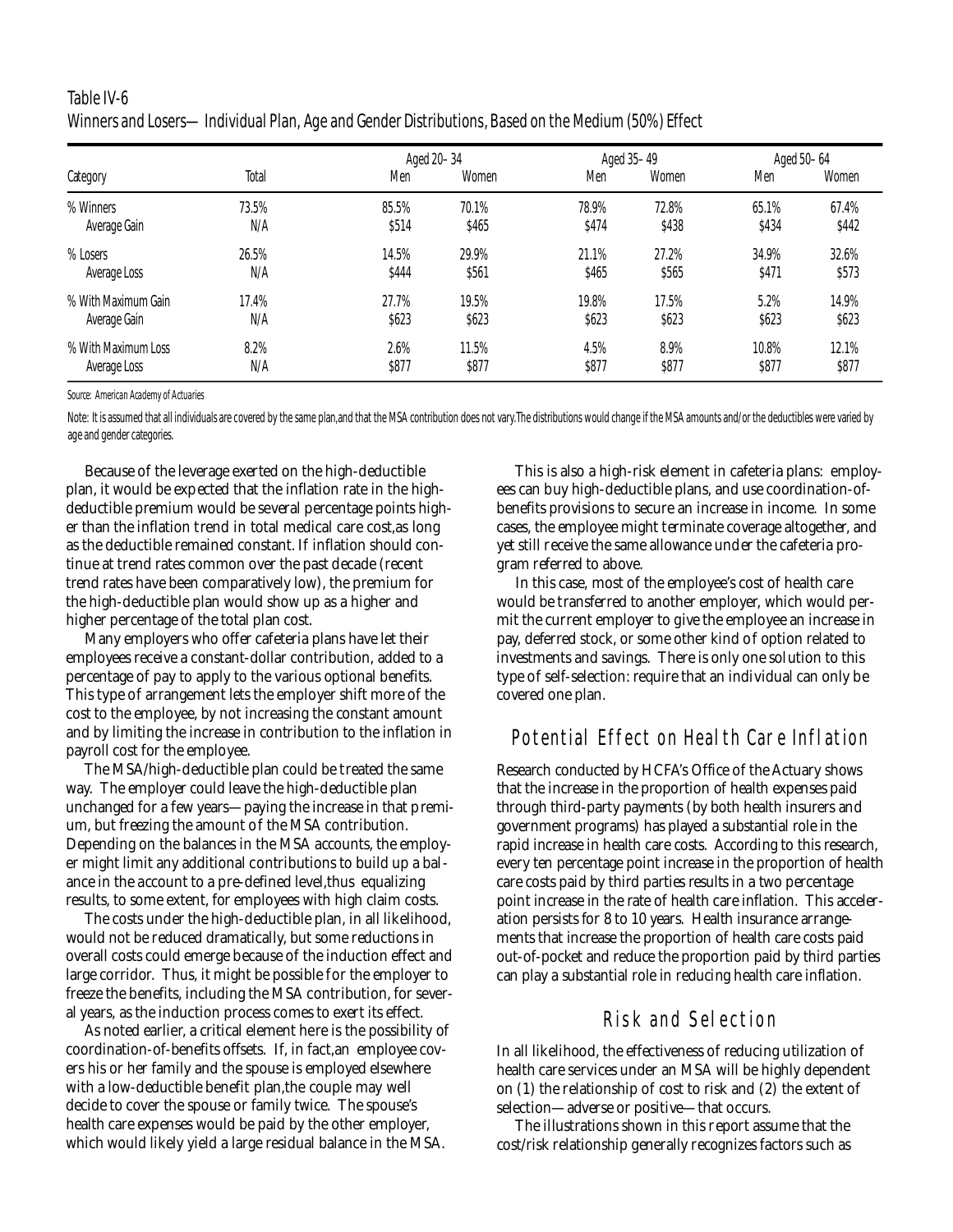Table IV-6
Winners and Losers—Individual Plan, Age and Gender Distributions, Based on the Medium (50%) Effect

| Category | Total | Aged 20–34 | | Aged 35–49 | | Aged 50–64 | |
|---|---|---|---|---|---|---|---|
| | | Men | Women | Men | Women | Men | Women |
| % Winners | 73.5% | 85.5% | 70.1% | 78.9% | 72.8% | 65.1% | 67.4% |
| Average Gain | N/A | \$514 | \$465 | \$474 | \$438 | \$434 | \$442 |
| % Losers | 26.5% | 14.5% | 29.9% | 21.1% | 27.2% | 34.9% | 32.6% |
| Average Loss | N/A | \$444 | \$561 | \$465 | \$565 | \$471 | \$573 |
| % With Maximum Gain | 17.4% | 27.7% | 19.5% | 19.8% | 17.5% | 5.2% | 14.9% |
| Average Gain | N/A | \$623 | \$623 | \$623 | \$623 | \$623 | \$623 |
| % With Maximum Loss | 8.2% | 2.6% | 11.5% | 4.5% | 8.9% | 10.8% | 12.1% |
| Average Loss | N/A | \$877 | \$877 | \$877 | \$877 | \$877 | \$877 |

Source: American Academy of Actuaries

Note: It is assumed that all individuals are covered by the same plan,and that the MSA contribution does not vary.The distributions would change if the MSA amounts and/or the deductibles were varied by age and gender categories.

Because of the leverage exerted on the high-deductible plan, it would be expected that the inflation rate in the high-deductible premium would be several percentage points higher than the inflation trend in total medical care cost,as long as the deductible remained constant. If inflation should continue at trend rates common over the past decade (recent trend rates have been comparatively low), the premium for the high-deductible plan would show up as a higher and higher percentage of the total plan cost.

Many employers who offer cafeteria plans have let their employees receive a constant-dollar contribution, added to a percentage of pay to apply to the various optional benefits. This type of arrangement lets the employer shift more of the cost to the employee, by not increasing the constant amount and by limiting the increase in contribution to the inflation in payroll cost for the employee.

The MSA/high-deductible plan could be treated the same way. The employer could leave the high-deductible plan unchanged for a few years—paying the increase in that premium, but freezing the amount of the MSA contribution. Depending on the balances in the MSA accounts, the employer might limit any additional contributions to build up a balance in the account to a pre-defined level,thus equalizing results, to some extent, for employees with high claim costs.

The costs under the high-deductible plan, in all likelihood, would not be reduced dramatically, but some reductions in overall costs could emerge because of the induction effect and large corridor. Thus, it might be possible for the employer to freeze the benefits, including the MSA contribution, for several years, as the induction process comes to exert its effect.

As noted earlier, a critical element here is the possibility of coordination-of-benefits offsets. If, in fact,an employee covers his or her family and the spouse is employed elsewhere with a low-deductible benefit plan,the couple may well decide to cover the spouse or family twice. The spouse's health care expenses would be paid by the other employer, which would likely yield a large residual balance in the MSA.

This is also a high-risk element in cafeteria plans: employees can buy high-deductible plans, and use coordination-of-benefits provisions to secure an increase in income. In some cases, the employee might terminate coverage altogether, and yet still receive the same allowance under the cafeteria program referred to above.

In this case, most of the employee's cost of health care would be transferred to another employer, which would permit the current employer to give the employee an increase in pay, deferred stock, or some other kind of option related to investments and savings. There is only one solution to this type of self-selection: require that an individual can only be covered one plan.

## Potential Effect on Health Care Inflation

Research conducted by HCFA's Office of the Actuary shows that the increase in the proportion of health expenses paid through third-party payments (by both health insurers and government programs) has played a substantial role in the rapid increase in health care costs. According to this research, every ten percentage point increase in the proportion of health care costs paid by third parties results in a two percentage point increase in the rate of health care inflation. This acceleration persists for 8 to 10 years. Health insurance arrangements that increase the proportion of health care costs paid out-of-pocket and reduce the proportion paid by third parties can play a substantial role in reducing health care inflation.

## Risk and Selection

In all likelihood, the effectiveness of reducing utilization of health care services under an MSA will be highly dependent on (1) the relationship of cost to risk and (2) the extent of selection—adverse or positive—that occurs.

The illustrations shown in this report assume that the cost/risk relationship generally recognizes factors such as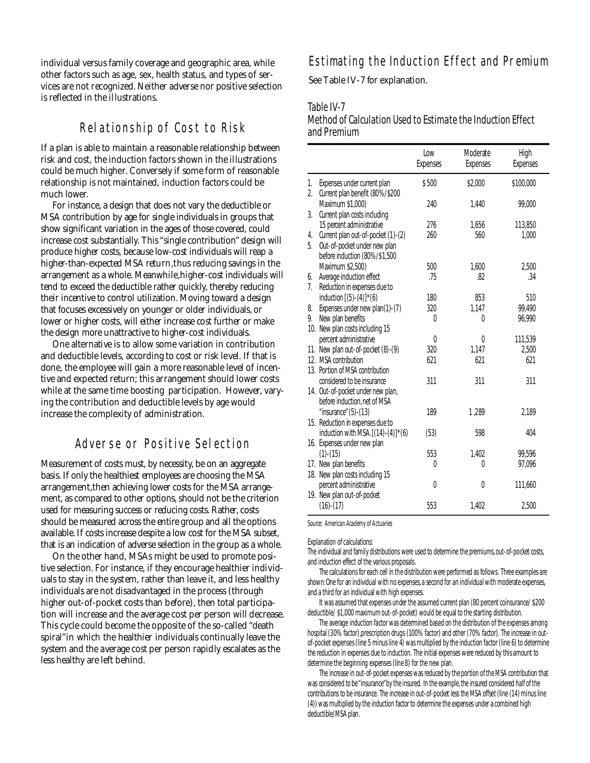individual versus family coverage and geographic area, while other factors such as age, sex, health status, and types of services are not recognized. Neither adverse nor positive selection is reflected in the illustrations.

## Relationship of Cost to Risk

If a plan is able to maintain a reasonable relationship between risk and cost, the induction factors shown in the illustrations could be much higher. Conversely if some form of reasonable relationship is not maintained, induction factors could be much lower.

For instance, a design that does not vary the deductible or MSA contribution by age for single individuals in groups that show significant variation in the ages of those covered, could increase cost substantially. This "single contribution" design will produce higher costs, because low-cost individuals will reap a higher-than-expected MSA return, thus reducing savings in the arrangement as a whole. Meanwhile, higher-cost individuals will tend to exceed the deductible rather quickly, thereby reducing their incentive to control utilization. Moving toward a design that focuses excessively on younger or older individuals, or lower or higher costs, will either increase cost further or make the design more unattractive to higher-cost individuals.

One alternative is to allow some variation in contribution and deductible levels, according to cost or risk level. If that is done, the employee will gain a more reasonable level of incentive and expected return; this arrangement should lower costs while at the same time boosting participation. However, varying the contribution and deductible levels by age would increase the complexity of administration.

## Adverse or Positive Selection

Measurement of costs must, by necessity, be on an aggregate basis. If only the healthiest employees are choosing the MSA arrangement, then achieving lower costs for the MSA arrangement, as compared to other options, should not be the criterion used for measuring success or reducing costs. Rather, costs should be measured across the entire group and all the options available. If costs increase despite a low cost for the MSA subset, that is an indication of adverse selection in the group as a whole.

On the other hand, MSAs might be used to promote positive selection. For instance, if they encourage healthier individuals to stay in the system, rather than leave it, and less healthy individuals are not disadvantaged in the process (through higher out-of-pocket costs than before), then total participation will increase and the average cost per person will decrease. This cycle could become the opposite of the so-called "death spiral" in which the healthier individuals continually leave the system and the average cost per person rapidly escalates as the less healthy are left behind.

## Estimating the Induction Effect and Premium

See Table IV-7 for explanation.

*Table IV-7*
*Method of Calculation Used to Estimate the Induction Effect and Premium*

| | Low Expenses | Moderate Expenses | High Expenses |
|---|---|---|---|
| 1. Expenses under current plan | $500 | $2,000 | $100,000 |
| 2. Current plan benefit (80%/$200 Maximum $1,000) | 240 | 1,440 | 99,000 |
| 3. Current plan costs including 15 percent administrative | 276 | 1,656 | 113,850 |
| 4. Current plan out-of-pocket (1)-(2) | 260 | 560 | 1,000 |
| 5. Out-of-pocket under new plan before induction (80%/$1,500 Maximum $2,500) | 500 | 1,600 | 2,500 |
| 6. Average induction effect | .75 | .82 | .34 |
| 7. Reduction in expenses due to induction [(5)-(4)]*(6) | 180 | 853 | 510 |
| 8. Expenses under new plan(1)-(7) | 320 | 1,147 | 99,490 |
| 9. New plan benefits | 0 | 0 | 96,990 |
| 10. New plan costs including 15 percent administrative | 0 | 0 | 111,539 |
| 11. New plan out-of-pocket (8)-(9) | 320 | 1,147 | 2,500 |
| 12. MSA contribution | 621 | 621 | 621 |
| 13. Portion of MSA contribution considered to be insurance | 311 | 311 | 311 |
| 14. Out-of-pocket under new plan, before induction, net of MSA "insurance"(5)-(13) | 189 | 1,289 | 2,189 |
| 15. Reduction in expenses due to induction with MSA.[(14)-(4)]*(6) | (53) | 598 | 404 |
| 16. Expenses under new plan (1)-(15) | 553 | 1,402 | 99,596 |
| 17. New plan benefits | 0 | 0 | 97,096 |
| 18. New plan costs including 15 percent administrative | 0 | 0 | 111,660 |
| 19. New plan out-of-pocket (16)-(17) | 553 | 1,402 | 2,500 |

*Source: American Academy of Actuaries*

Explanation of calculations:

The individual and family distributions were used to determine the premiums, out-of-pocket costs, and induction effect of the various proposals.

The calculations for each cell in the distribution were performed as follows. Three examples are shown: One for an individual with no expenses, a second for an individual with moderate expenses, and a third for an individual with high expenses.

It was assumed that expenses under the assumed current plan (80 percent coinsurance/ $200 deductible/ $1,000 maximum out-of-pocket) would be equal to the starting distribution.

The average induction factor was determined based on the distribution of the expenses among hospital (30% factor), prescription drugs (100% factor) and other (70% factor). The increase in out-of-pocket expenses (line 5 minus line 4) was multiplied by the induction factor (line 6) to determine the reduction in expenses due to induction. The initial expenses were reduced by this amount to determine the beginning expenses (line 8) for the new plan.

The increase in out-of-pocket expenses was reduced by the portion of the MSA contribution that was considered to be "insurance" by the insured. In the example, the insured considered half of the contributions to be insurance. The increase in out-of-pocket less the MSA offset (line (14) minus line (4)) was multiplied by the induction factor to determine the expenses under a combined high deductible/MSA plan.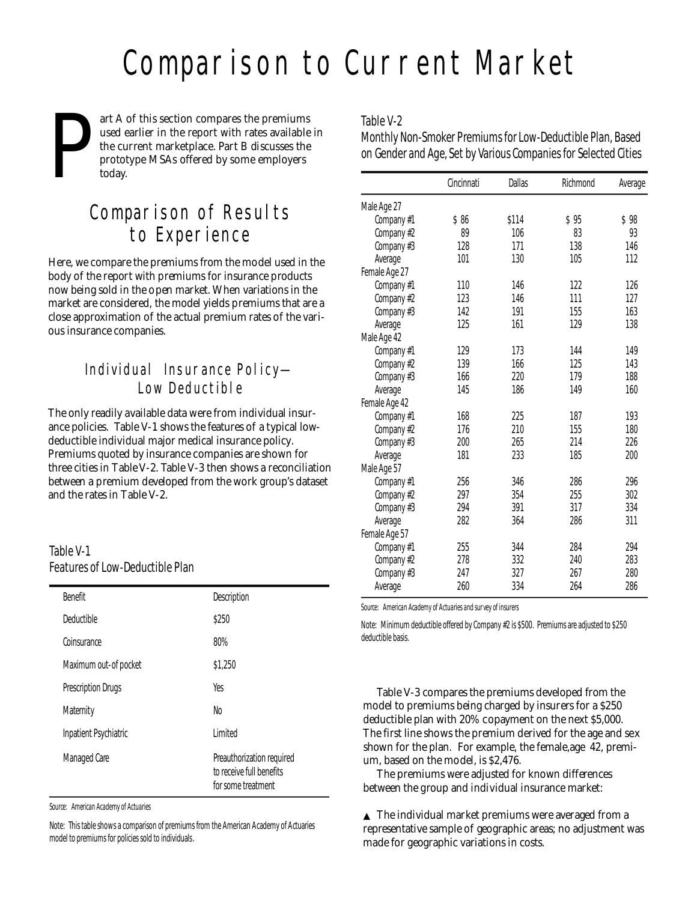# Comparison to Current Market

Part A of this section compares the premiums used earlier in the report with rates available in the current marketplace. Part B discusses the prototype MSAs offered by some employers today.

## Comparison of Results to Experience

Here, we compare the premiums from the model used in the body of the report with premiums for insurance products now being sold in the open market. When variations in the market are considered, the model yields premiums that are a close approximation of the actual premium rates of the various insurance companies.

### Individual Insurance Policy—Low Deductible

The only readily available data were from individual insurance policies. Table V-1 shows the features of a typical low-deductible individual major medical insurance policy. Premiums quoted by insurance companies are shown for three cities in Table V-2. Table V-3 then shows a reconciliation between a premium developed from the work group's dataset and the rates in Table V-2.

Table V-1
Features of Low-Deductible Plan

| Benefit | Description |
|---|---|
| Deductible | $250 |
| Coinsurance | 80% |
| Maximum out-of pocket | $1,250 |
| Prescription Drugs | Yes |
| Maternity | No |
| Inpatient Psychiatric | Limited |
| Managed Care | Preauthorization required to receive full benefits for some treatment |

Source: American Academy of Actuaries

Note: This table shows a comparison of premiums from the American Academy of Actuaries model to premiums for policies sold to individuals.

Table V-2
Monthly Non-Smoker Premiums for Low-Deductible Plan, Based on Gender and Age, Set by Various Companies for Selected Cities

| | Cincinnati | Dallas | Richmond | Average |
|---|---|---|---|---|
| Male Age 27 | | | | |
| Company #1 | $ 86 | $114 | $ 95 | $ 98 |
| Company #2 | 89 | 106 | 83 | 93 |
| Company #3 | 128 | 171 | 138 | 146 |
| Average | 101 | 130 | 105 | 112 |
| Female Age 27 | | | | |
| Company #1 | 110 | 146 | 122 | 126 |
| Company #2 | 123 | 146 | 111 | 127 |
| Company #3 | 142 | 191 | 155 | 163 |
| Average | 125 | 161 | 129 | 138 |
| Male Age 42 | | | | |
| Company #1 | 129 | 173 | 144 | 149 |
| Company #2 | 139 | 166 | 125 | 143 |
| Company #3 | 166 | 220 | 179 | 188 |
| Average | 145 | 186 | 149 | 160 |
| Female Age 42 | | | | |
| Company #1 | 168 | 225 | 187 | 193 |
| Company #2 | 176 | 210 | 155 | 180 |
| Company #3 | 200 | 265 | 214 | 226 |
| Average | 181 | 233 | 185 | 200 |
| Male Age 57 | | | | |
| Company #1 | 256 | 346 | 286 | 296 |
| Company #2 | 297 | 354 | 255 | 302 |
| Company #3 | 294 | 391 | 317 | 334 |
| Average | 282 | 364 | 286 | 311 |
| Female Age 57 | | | | |
| Company #1 | 255 | 344 | 284 | 294 |
| Company #2 | 278 | 332 | 240 | 283 |
| Company #3 | 247 | 327 | 267 | 280 |
| Average | 260 | 334 | 264 | 286 |

Source: American Academy of Actuaries and survey of insurers

Note: Minimum deductible offered by Company #2 is $500. Premiums are adjusted to $250 deductible basis.

Table V-3 compares the premiums developed from the model to premiums being charged by insurers for a $250 deductible plan with 20% copayment on the next $5,000. The first line shows the premium derived for the age and sex shown for the plan. For example, the female,age 42, premium, based on the model, is $2,476.

The premiums were adjusted for known differences between the group and individual insurance market:

- ▲ The individual market premiums were averaged from a representative sample of geographic areas; no adjustment was made for geographic variations in costs.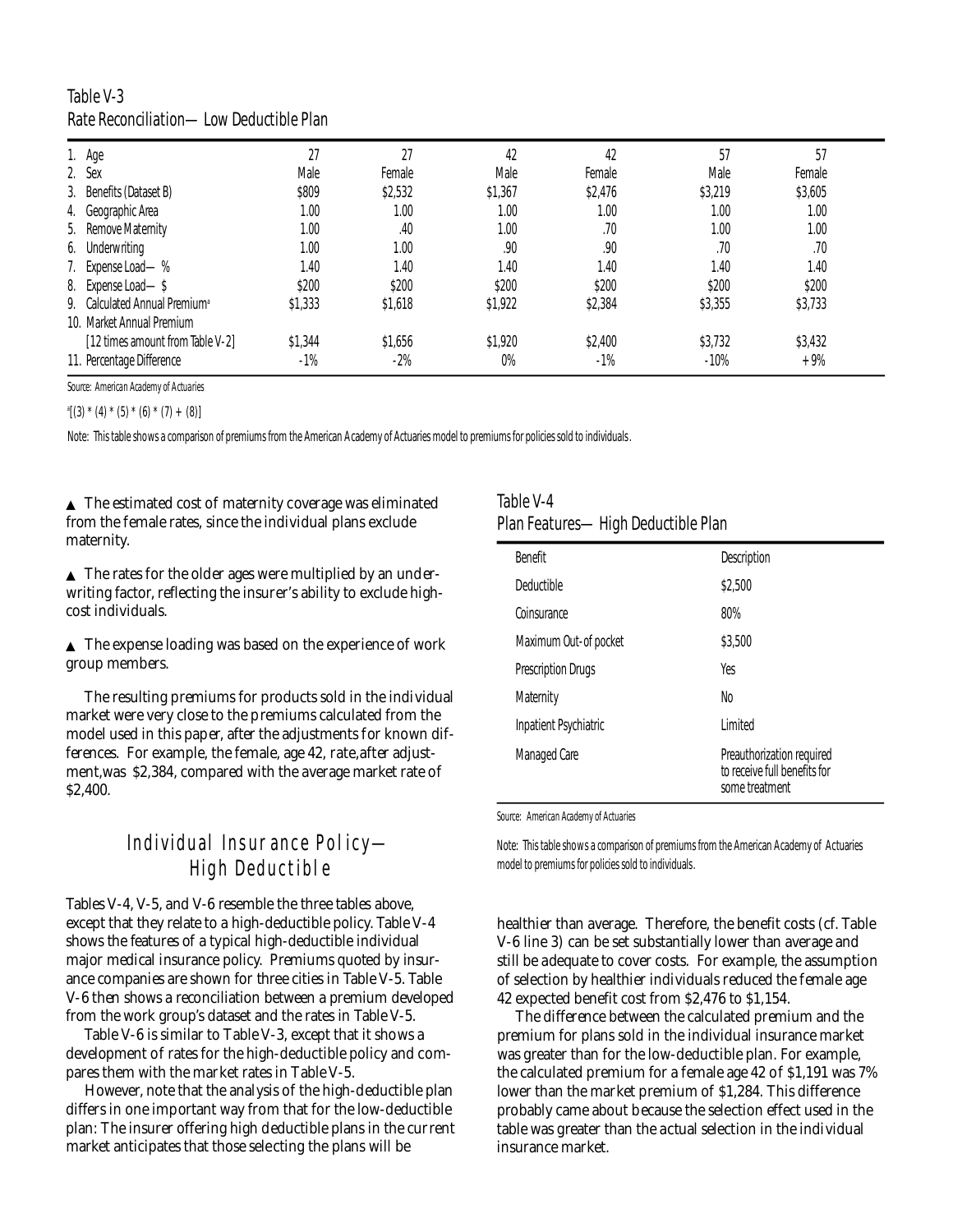Table V-3
Rate Reconciliation— Low Deductible Plan

| | | | | | | |
|---|---|---|---|---|---|---|
| 1. Age | 27 | 27 | 42 | 42 | 57 | 57 |
| 2. Sex | Male | Female | Male | Female | Male | Female |
| 3. Benefits (Dataset B) | $809 | $2,532 | $1,367 | $2,476 | $3,219 | $3,605 |
| 4. Geographic Area | 1.00 | 1.00 | 1.00 | 1.00 | 1.00 | 1.00 |
| 5. Remove Maternity | 1.00 | .40 | 1.00 | .70 | 1.00 | 1.00 |
| 6. Underwriting | 1.00 | 1.00 | .90 | .90 | .70 | .70 |
| 7. Expense Load— % | 1.40 | 1.40 | 1.40 | 1.40 | 1.40 | 1.40 |
| 8. Expense Load— $ | $200 | $200 | $200 | $200 | $200 | $200 |
| 9. Calculated Annual Premium[a] | $1,333 | $1,618 | $1,922 | $2,384 | $3,355 | $3,733 |
| 10. Market Annual Premium [12 times amount from Table V-2] | $1,344 | $1,656 | $1,920 | $2,400 | $3,732 | $3,432 |
| 11. Percentage Difference | -1% | -2% | 0% | -1% | -10% | +9% |

Source: American Academy of Actuaries

[a][(3) * (4) * (5) * (6) * (7) + (8)]

Note: This table shows a comparison of premiums from the American Academy of Actuaries model to premiums for policies sold to individuals.

▲ The estimated cost of maternity coverage was eliminated from the female rates, since the individual plans exclude maternity.

▲ The rates for the older ages were multiplied by an underwriting factor, reflecting the insurer's ability to exclude high-cost individuals.

▲ The expense loading was based on the experience of work group members.

The resulting premiums for products sold in the individual market were very close to the premiums calculated from the model used in this paper, after the adjustments for known differences. For example, the female, age 42, rate,after adjustment,was $2,384, compared with the average market rate of $2,400.

## Individual Insurance Policy— High Deductible

Tables V-4, V-5, and V-6 resemble the three tables above, except that they relate to a high-deductible policy. Table V-4 shows the features of a typical high-deductible individual major medical insurance policy. Premiums quoted by insurance companies are shown for three cities in Table V-5. Table V-6 then shows a reconciliation between a premium developed from the work group's dataset and the rates in Table V-5.

Table V-6 is similar to Table V-3, except that it shows a development of rates for the high-deductible policy and compares them with the market rates in Table V-5.

However, note that the analysis of the high-deductible plan differs in one important way from that for the low-deductible plan: The insurer offering high deductible plans in the current market anticipates that those selecting the plans will be healthier than average. Therefore, the benefit costs (cf. Table V-6 line 3) can be set substantially lower than average and still be adequate to cover costs. For example, the assumption of selection by healthier individuals reduced the female age 42 expected benefit cost from $2,476 to $1,154.

The difference between the calculated premium and the premium for plans sold in the individual insurance market was greater than for the low-deductible plan. For example, the calculated premium for a female age 42 of $1,191 was 7% lower than the market premium of $1,284. This difference probably came about because the selection effect used in the table was greater than the actual selection in the individual insurance market.

Table V-4
Plan Features— High Deductible Plan

| Benefit | Description |
|---|---|
| Deductible | $2,500 |
| Coinsurance | 80% |
| Maximum Out-of pocket | $3,500 |
| Prescription Drugs | Yes |
| Maternity | No |
| Inpatient Psychiatric | Limited |
| Managed Care | Preauthorization required to receive full benefits for some treatment |

Source: American Academy of Actuaries

Note: This table shows a comparison of premiums from the American Academy of Actuaries model to premiums for policies sold to individuals.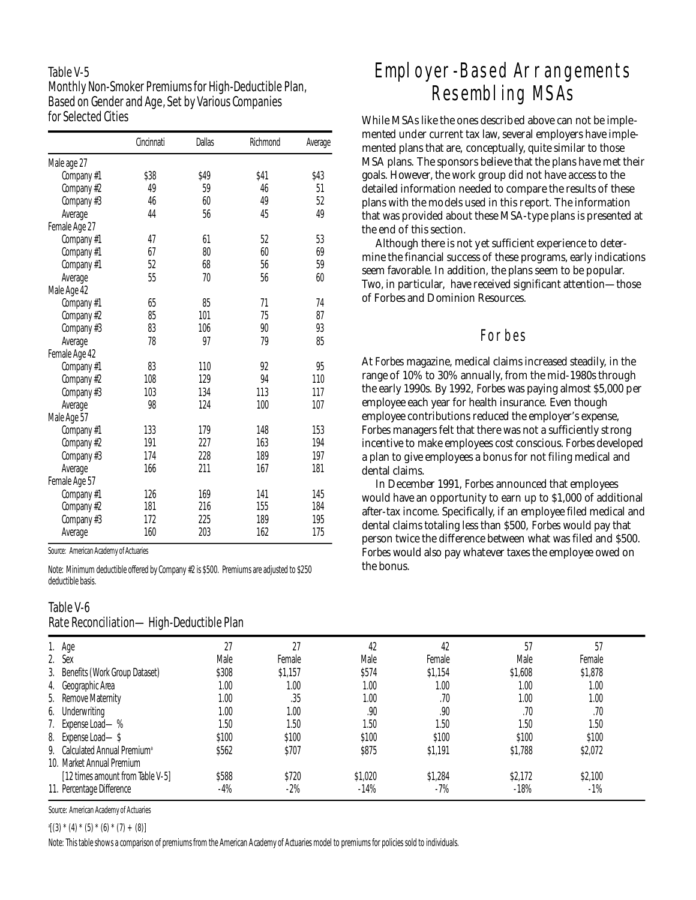Table V-5
Monthly Non-Smoker Premiums for High-Deductible Plan, Based on Gender and Age, Set by Various Companies for Selected Cities

| | Cincinnati | Dallas | Richmond | Average |
|---|---|---|---|---|
| Male age 27 | | | | |
| Company #1 | $38 | $49 | $41 | $43 |
| Company #2 | 49 | 59 | 46 | 51 |
| Company #3 | 46 | 60 | 49 | 52 |
| Average | 44 | 56 | 45 | 49 |
| Female Age 27 | | | | |
| Company #1 | 47 | 61 | 52 | 53 |
| Company #1 | 67 | 80 | 60 | 69 |
| Company #1 | 52 | 68 | 56 | 59 |
| Average | 55 | 70 | 56 | 60 |
| Male Age 42 | | | | |
| Company #1 | 65 | 85 | 71 | 74 |
| Company #2 | 85 | 101 | 75 | 87 |
| Company #3 | 83 | 106 | 90 | 93 |
| Average | 78 | 97 | 79 | 85 |
| Female Age 42 | | | | |
| Company #1 | 83 | 110 | 92 | 95 |
| Company #2 | 108 | 129 | 94 | 110 |
| Company #3 | 103 | 134 | 113 | 117 |
| Average | 98 | 124 | 100 | 107 |
| Male Age 57 | | | | |
| Company #1 | 133 | 179 | 148 | 153 |
| Company #2 | 191 | 227 | 163 | 194 |
| Company #3 | 174 | 228 | 189 | 197 |
| Average | 166 | 211 | 167 | 181 |
| Female Age 57 | | | | |
| Company #1 | 126 | 169 | 141 | 145 |
| Company #2 | 181 | 216 | 155 | 184 |
| Company #3 | 172 | 225 | 189 | 195 |
| Average | 160 | 203 | 162 | 175 |

Source: American Academy of Actuaries

Note: Minimum deductible offered by Company #2 is $500. Premiums are adjusted to $250 deductible basis.

Table V-6
Rate Reconciliation—High-Deductible Plan

| | | | | | | |
|---|---|---|---|---|---|---|
| 1. Age | 27 | 27 | 42 | 42 | 57 | 57 |
| 2. Sex | Male | Female | Male | Female | Male | Female |
| 3. Benefits (Work Group Dataset) | $308 | $1,157 | $574 | $1,154 | $1,608 | $1,878 |
| 4. Geographic Area | 1.00 | 1.00 | 1.00 | 1.00 | 1.00 | 1.00 |
| 5. Remove Maternity | 1.00 | .35 | 1.00 | .70 | 1.00 | 1.00 |
| 6. Underwriting | 1.00 | 1.00 | .90 | .90 | .70 | .70 |
| 7. Expense Load—% | 1.50 | 1.50 | 1.50 | 1.50 | 1.50 | 1.50 |
| 8. Expense Load—$ | $100 | $100 | $100 | $100 | $100 | $100 |
| 9. Calculated Annual Premium[a] | $562 | $707 | $875 | $1,191 | $1,788 | $2,072 |
| 10. Market Annual Premium [12 times amount from Table V-5] | $588 | $720 | $1,020 | $1,284 | $2,172 | $2,100 |
| 11. Percentage Difference | -4% | -2% | -14% | -7% | -18% | -1% |

Source: American Academy of Actuaries

[a][(3) * (4) * (5) * (6) * (7) + (8)]

Note: This table shows a comparison of premiums from the American Academy of Actuaries model to premiums for policies sold to individuals.

# Employer-Based Arrangements Resembling MSAs

While MSAs like the ones described above can not be implemented under current tax law, several employers have implemented plans that are, conceptually, quite similar to those MSA plans. The sponsors believe that the plans have met their goals. However, the work group did not have access to the detailed information needed to compare the results of these plans with the models used in this report. The information that was provided about these MSA-type plans is presented at the end of this section.

Although there is not yet sufficient experience to determine the financial success of these programs, early indications seem favorable. In addition, the plans seem to be popular. Two, in particular, have received significant attention—those of Forbes and Dominion Resources.

## Forbes

At Forbes magazine, medical claims increased steadily, in the range of 10% to 30% annually, from the mid-1980s through the early 1990s. By 1992, Forbes was paying almost $5,000 per employee each year for health insurance. Even though employee contributions reduced the employer's expense, Forbes managers felt that there was not a sufficiently strong incentive to make employees cost conscious. Forbes developed a plan to give employees a bonus for not filing medical and dental claims.

In December 1991, Forbes announced that employees would have an opportunity to earn up to $1,000 of additional after-tax income. Specifically, if an employee filed medical and dental claims totaling less than $500, Forbes would pay that person twice the difference between what was filed and $500. Forbes would also pay whatever taxes the employee owed on the bonus.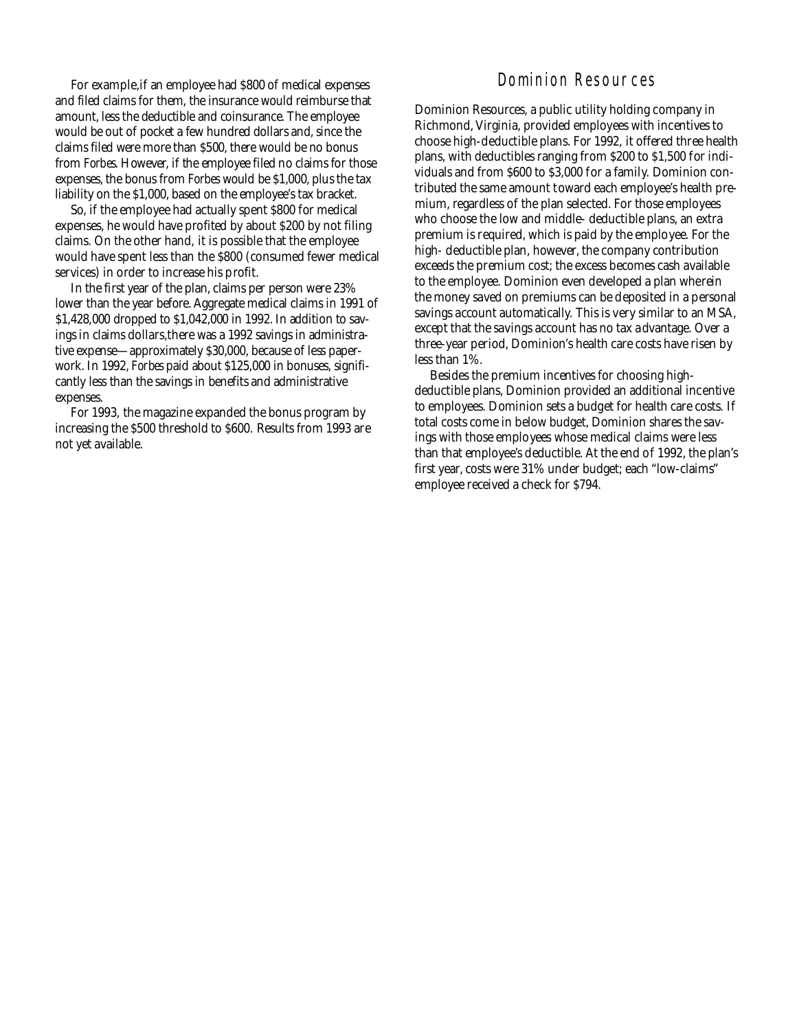For example, if an employee had $800 of medical expenses and filed claims for them, the insurance would reimburse that amount, less the deductible and coinsurance. The employee would be out of pocket a few hundred dollars and, since the claims filed were more than $500, there would be no bonus from *Forbes*. However, if the employee filed no claims for those expenses, the bonus from *Forbes* would be $1,000, plus the tax liability on the $1,000, based on the employee's tax bracket.

So, if the employee had actually spent $800 for medical expenses, he would have profited by about $200 by not filing claims. On the other hand, it is possible that the employee would have spent less than the $800 (consumed fewer medical services) in order to increase his profit.

In the first year of the plan, claims per person were 23% lower than the year before. Aggregate medical claims in 1991 of $1,428,000 dropped to $1,042,000 in 1992. In addition to savings in claims dollars, there was a 1992 savings in administrative expense—approximately $30,000, because of less paperwork. In 1992, *Forbes* paid about $125,000 in bonuses, significantly less than the savings in benefits and administrative expenses.

For 1993, the magazine expanded the bonus program by increasing the $500 threshold to $600. Results from 1993 are not yet available.

## Dominion Resources

Dominion Resources, a public utility holding company in Richmond, Virginia, provided employees with incentives to choose high-deductible plans. For 1992, it offered three health plans, with deductibles ranging from $200 to $1,500 for individuals and from $600 to $3,000 for a family. Dominion contributed the same amount toward each employee's health premium, regardless of the plan selected. For those employees who choose the low and middle- deductible plans, an extra premium is required, which is paid by the employee. For the high- deductible plan, however, the company contribution exceeds the premium cost; the excess becomes cash available to the employee. Dominion even developed a plan wherein the money saved on premiums can be deposited in a personal savings account automatically. This is very similar to an MSA, except that the savings account has no tax advantage. Over a three-year period, Dominion's health care costs have risen by less than 1%.

Besides the premium incentives for choosing high-deductible plans, Dominion provided an additional incentive to employees. Dominion sets a budget for health care costs. If total costs come in below budget, Dominion shares the savings with those employees whose medical claims were less than that employee's deductible. At the end of 1992, the plan's first year, costs were 31% under budget; each "low-claims" employee received a check for $794.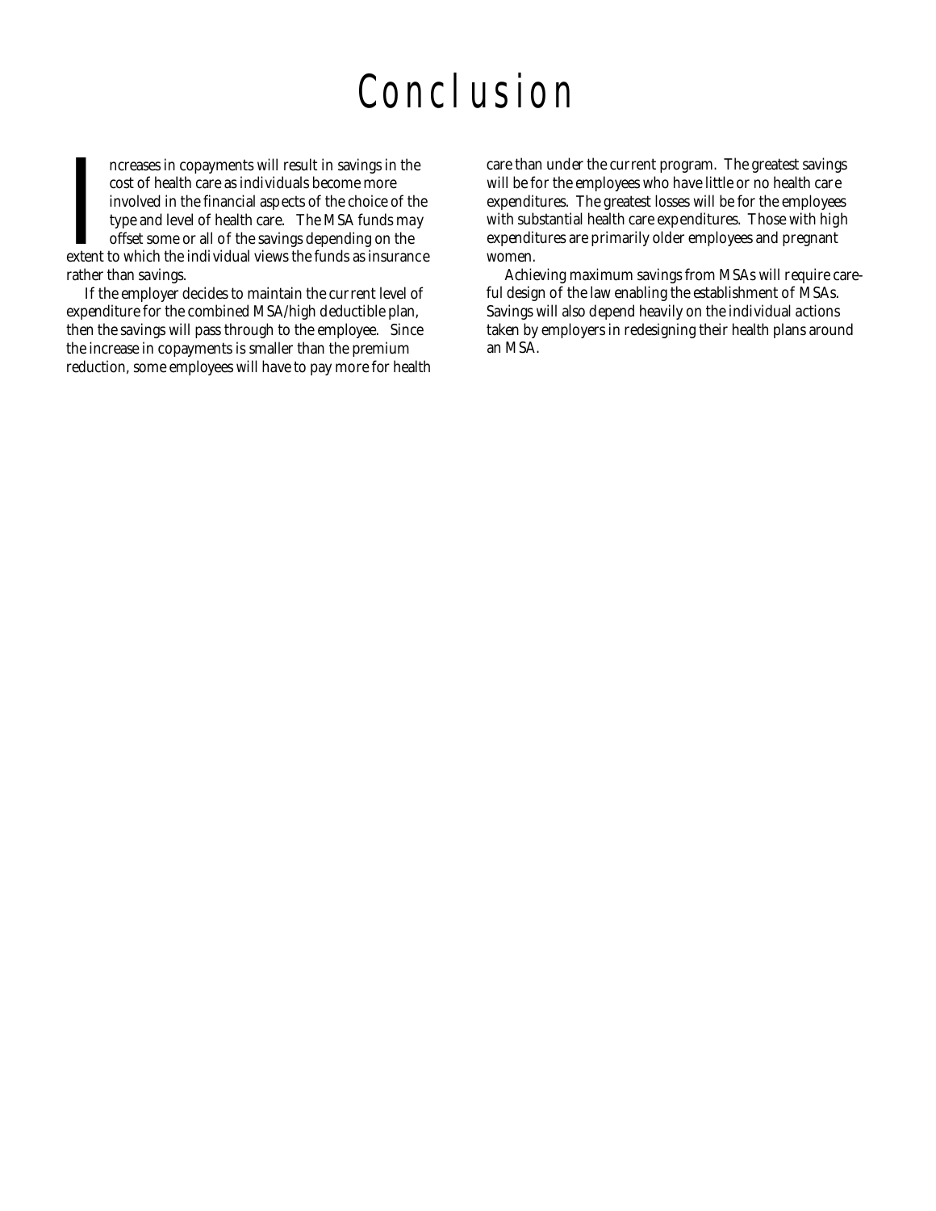# Conclusion

Increases in copayments will result in savings in the cost of health care as individuals become more involved in the financial aspects of the choice of the type and level of health care. The MSA funds may offset some or all of the savings depending on the extent to which the individual views the funds as insurance rather than savings.

If the employer decides to maintain the current level of expenditure for the combined MSA/high deductible plan, then the savings will pass through to the employee. Since the increase in copayments is smaller than the premium reduction, some employees will have to pay more for health care than under the current program. The greatest savings will be for the employees who have little or no health care expenditures. The greatest losses will be for the employees with substantial health care expenditures. Those with high expenditures are primarily older employees and pregnant women.

Achieving maximum savings from MSAs will require careful design of the law enabling the establishment of MSAs. Savings will also depend heavily on the individual actions taken by employers in redesigning their health plans around an MSA.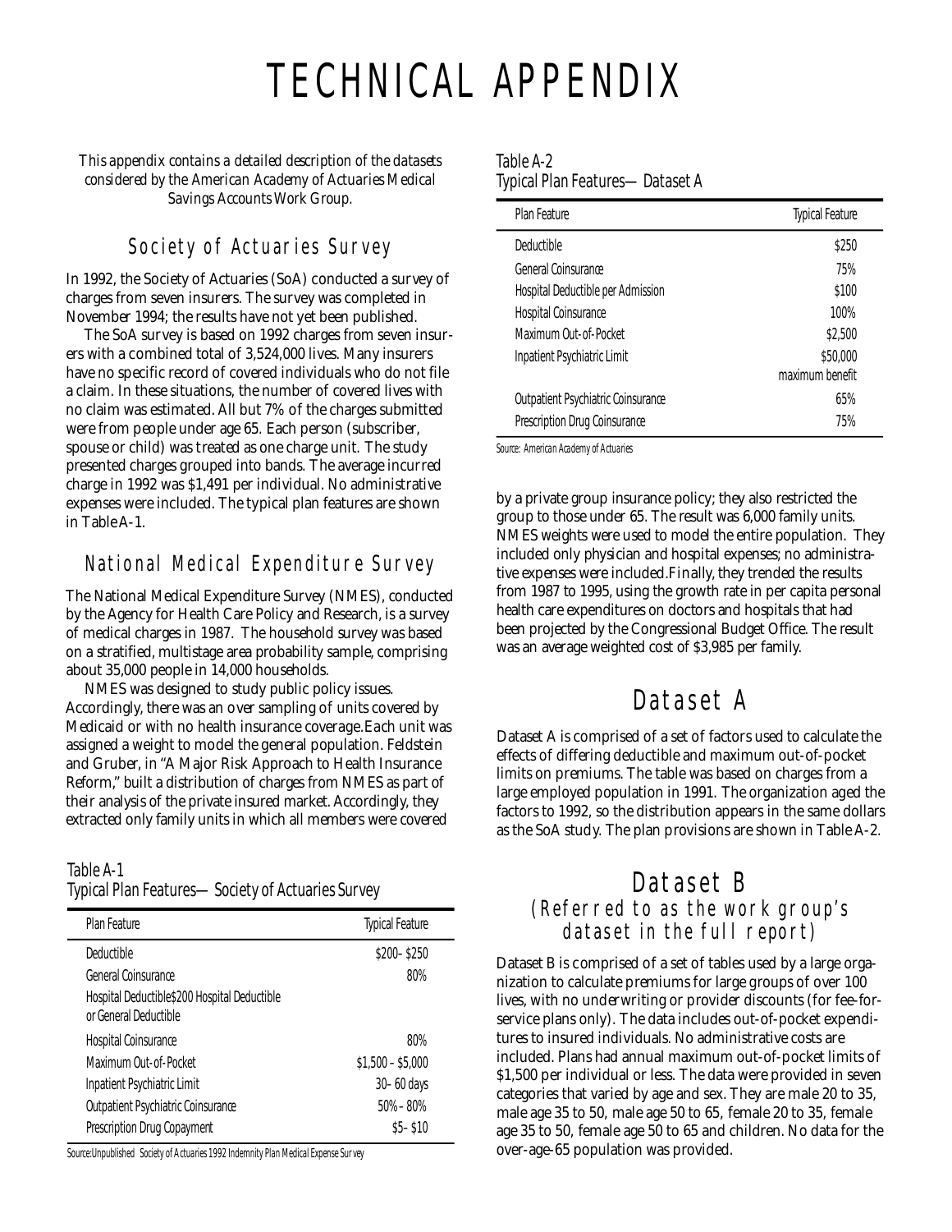# TECHNICAL APPENDIX

*This appendix contains a detailed description of the datasets considered by the American Academy of Actuaries Medical Savings Accounts Work Group.*

## Society of Actuaries Survey

In 1992, the Society of Actuaries (SoA) conducted a survey of charges from seven insurers. The survey was completed in November 1994; the results have not yet been published.

The SoA survey is based on 1992 charges from seven insurers with a combined total of 3,524,000 lives. Many insurers have no specific record of covered individuals who do not file a claim. In these situations, the number of covered lives with no claim was estimated. All but 7% of the charges submitted were from people under age 65. Each person (subscriber, spouse or child) was treated as one charge unit. The study presented charges grouped into bands. The average incurred charge in 1992 was $1,491 per individual. No administrative expenses were included. The typical plan features are shown in Table A-1.

## National Medical Expenditure Survey

The National Medical Expenditure Survey (NMES), conducted by the Agency for Health Care Policy and Research, is a survey of medical charges in 1987. The household survey was based on a stratified, multistage area probability sample, comprising about 35,000 people in 14,000 households.

NMES was designed to study public policy issues. Accordingly, there was an over sampling of units covered by Medicaid or with no health insurance coverage. Each unit was assigned a weight to model the general population. Feldstein and Gruber, in "A Major Risk Approach to Health Insurance Reform," built a distribution of charges from NMES as part of their analysis of the private insured market. Accordingly, they extracted only family units in which all members were covered by a private group insurance policy; they also restricted the group to those under 65. The result was 6,000 family units. NMES weights were used to model the entire population. They included only physician and hospital expenses; no administrative expenses were included. Finally, they trended the results from 1987 to 1995, using the growth rate in per capita personal health care expenditures on doctors and hospitals that had been projected by the Congressional Budget Office. The result was an average weighted cost of $3,985 per family.

Table A-1
Typical Plan Features—Society of Actuaries Survey

| Plan Feature | Typical Feature |
|---|---|
| Deductible | $200–$250 |
| General Coinsurance | 80% |
| Hospital Deductible | $200 Hospital Deductible or General Deductible |
| Hospital Coinsurance | 80% |
| Maximum Out-of-Pocket | $1,500 – $5,000 |
| Inpatient Psychiatric Limit | 30–60 days |
| Outpatient Psychiatric Coinsurance | 50%–80% |
| Prescription Drug Copayment | $5–$10 |

Source: Unpublished Society of Actuaries 1992 Indemnity Plan Medical Expense Survey

Table A-2
Typical Plan Features—Dataset A

| Plan Feature | Typical Feature |
|---|---|
| Deductible | $250 |
| General Coinsurance | 75% |
| Hospital Deductible per Admission | $100 |
| Hospital Coinsurance | 100% |
| Maximum Out-of-Pocket | $2,500 |
| Inpatient Psychiatric Limit | $50,000 maximum benefit |
| Outpatient Psychiatric Coinsurance | 65% |
| Prescription Drug Coinsurance | 75% |

Source: American Academy of Actuaries

# Dataset A

Dataset A is comprised of a set of factors used to calculate the effects of differing deductible and maximum out-of-pocket limits on premiums. The table was based on charges from a large employed population in 1991. The organization aged the factors to 1992, so the distribution appears in the same dollars as the SoA study. The plan provisions are shown in Table A-2.

# Dataset B
### (Referred to as the work group's dataset in the full report)

Dataset B is comprised of a set of tables used by a large organization to calculate premiums for large groups of over 100 lives, with no underwriting or provider discounts (for fee-for-service plans only). The data includes out-of-pocket expenditures to insured individuals. No administrative costs are included. Plans had annual maximum out-of-pocket limits of $1,500 per individual or less. The data were provided in seven categories that varied by age and sex. They are male 20 to 35, male age 35 to 50, male age 50 to 65, female 20 to 35, female age 35 to 50, female age 50 to 65 and children. No data for the over-age-65 population was provided.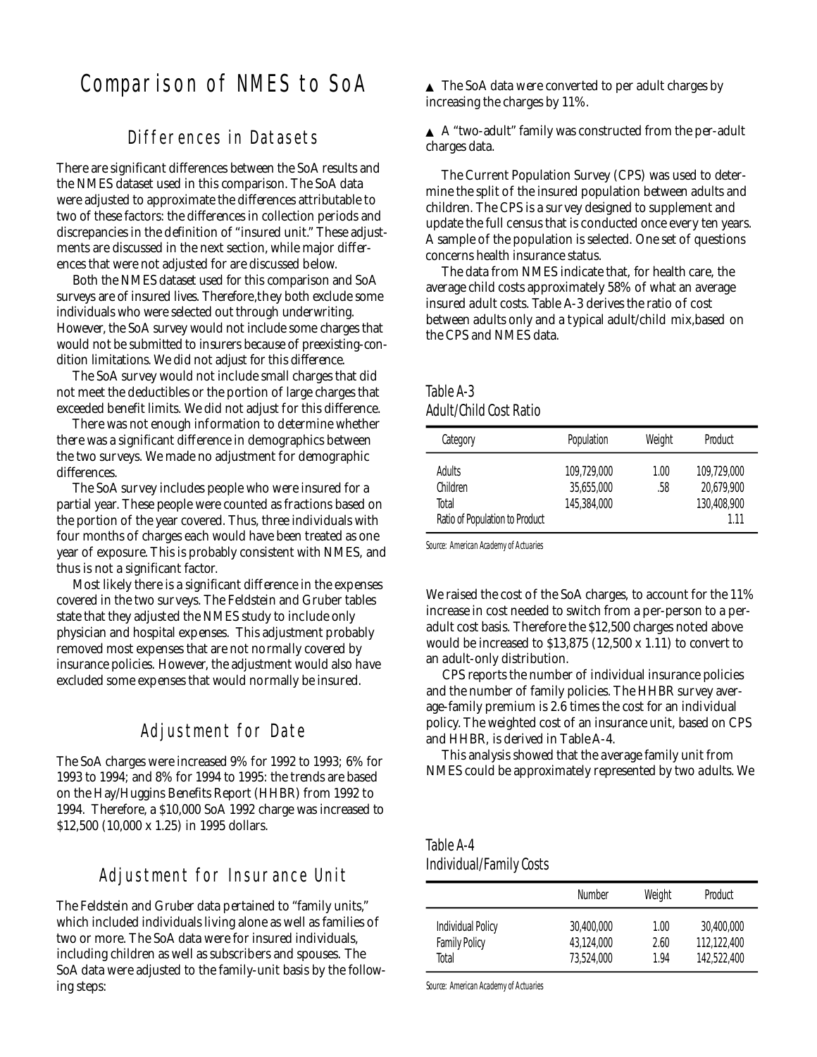# Comparison of NMES to SoA

## Differences in Datasets

There are significant differences between the SoA results and the NMES dataset used in this comparison. The SoA data were adjusted to approximate the differences attributable to two of these factors: the differences in collection periods and discrepancies in the definition of "insured unit." These adjustments are discussed in the next section, while major differences that were not adjusted for are discussed below.

Both the NMES dataset used for this comparison and SoA surveys are of insured lives. Therefore,they both exclude some individuals who were selected out through underwriting. However, the SoA survey would not include some charges that would not be submitted to insurers because of preexisting-condition limitations. We did not adjust for this difference.

The SoA survey would not include small charges that did not meet the deductibles or the portion of large charges that exceeded benefit limits. We did not adjust for this difference.

There was not enough information to determine whether there was a significant difference in demographics between the two surveys. We made no adjustment for demographic differences.

The SoA survey includes people who were insured for a partial year. These people were counted as fractions based on the portion of the year covered. Thus, three individuals with four months of charges each would have been treated as one year of exposure. This is probably consistent with NMES, and thus is not a significant factor.

Most likely there is a significant difference in the expenses covered in the two surveys. The Feldstein and Gruber tables state that they adjusted the NMES study to include only physician and hospital expenses. This adjustment probably removed most expenses that are not normally covered by insurance policies. However, the adjustment would also have excluded some expenses that would normally be insured.

## Adjustment for Date

The SoA charges were increased 9% for 1992 to 1993; 6% for 1993 to 1994; and 8% for 1994 to 1995: the trends are based on the Hay/Huggins Benefits Report (HHBR) from 1992 to 1994. Therefore, a $10,000 SoA 1992 charge was increased to $12,500 (10,000 x 1.25) in 1995 dollars.

## Adjustment for Insurance Unit

The Feldstein and Gruber data pertained to "family units," which included individuals living alone as well as families of two or more. The SoA data were for insured individuals, including children as well as subscribers and spouses. The SoA data were adjusted to the family-unit basis by the following steps:

- The SoA data were converted to per adult charges by increasing the charges by 11%.
- A "two-adult" family was constructed from the per-adult charges data.

The Current Population Survey (CPS) was used to determine the split of the insured population between adults and children. The CPS is a survey designed to supplement and update the full census that is conducted once every ten years. A sample of the population is selected. One set of questions concerns health insurance status.

The data from NMES indicate that, for health care, the average child costs approximately 58% of what an average insured adult costs. Table A-3 derives the ratio of cost between adults only and a typical adult/child mix,based on the CPS and NMES data.

*Table A-3*
*Adult/Child Cost Ratio*

| Category | Population | Weight | Product |
|---|---|---|---|
| Adults | 109,729,000 | 1.00 | 109,729,000 |
| Children | 35,655,000 | .58 | 20,679,900 |
| Total | 145,384,000 | | 130,408,900 |
| Ratio of Population to Product | | | 1.11 |

Source: American Academy of Actuaries

We raised the cost of the SoA charges, to account for the 11% increase in cost needed to switch from a per-person to a per-adult cost basis. Therefore the $12,500 charges noted above would be increased to $13,875 (12,500 x 1.11) to convert to an adult-only distribution.

CPS reports the number of individual insurance policies and the number of family policies. The HHBR survey average-family premium is 2.6 times the cost for an individual policy. The weighted cost of an insurance unit, based on CPS and HHBR, is derived in Table A-4.

This analysis showed that the average family unit from NMES could be approximately represented by two adults. We

*Table A-4*
*Individual/Family Costs*

| | Number | Weight | Product |
|---|---|---|---|
| Individual Policy | 30,400,000 | 1.00 | 30,400,000 |
| Family Policy | 43,124,000 | 2.60 | 112,122,400 |
| Total | 73,524,000 | 1.94 | 142,522,400 |

Source: American Academy of Actuaries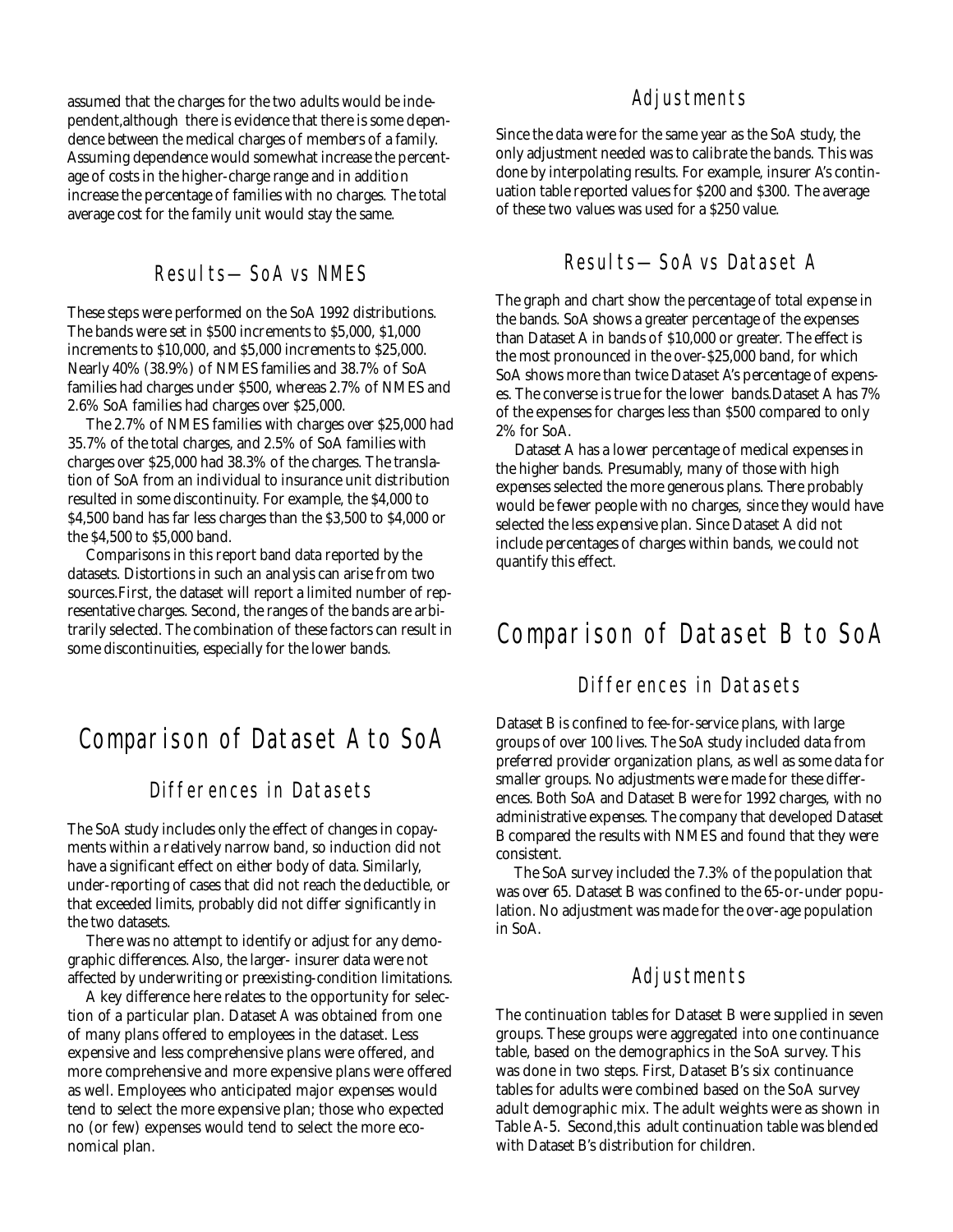assumed that the charges for the two adults would be independent,although there is evidence that there is some dependence between the medical charges of members of a family. Assuming dependence would somewhat increase the percentage of costs in the higher-charge range and in addition increase the percentage of families with no charges. The total average cost for the family unit would stay the same.

### Results—SoA vs NMES

These steps were performed on the SoA 1992 distributions. The bands were set in $500 increments to $5,000, $1,000 increments to $10,000, and $5,000 increments to $25,000. Nearly 40% (38.9%) of NMES families and 38.7% of SoA families had charges under $500, whereas 2.7% of NMES and 2.6% SoA families had charges over $25,000.

The 2.7% of NMES families with charges over $25,000 had 35.7% of the total charges, and 2.5% of SoA families with charges over $25,000 had 38.3% of the charges. The translation of SoA from an individual to insurance unit distribution resulted in some discontinuity. For example, the $4,000 to $4,500 band has far less charges than the $3,500 to $4,000 or the $4,500 to $5,000 band.

Comparisons in this report band data reported by the datasets. Distortions in such an analysis can arise from two sources.First, the dataset will report a limited number of representative charges. Second, the ranges of the bands are arbitrarily selected. The combination of these factors can result in some discontinuities, especially for the lower bands.

## Comparison of Dataset A to SoA

### Differences in Datasets

The SoA study includes only the effect of changes in copayments within a relatively narrow band, so induction did not have a significant effect on either body of data. Similarly, under-reporting of cases that did not reach the deductible, or that exceeded limits, probably did not differ significantly in the two datasets.

There was no attempt to identify or adjust for any demographic differences. Also, the larger- insurer data were not affected by underwriting or preexisting-condition limitations.

A key difference here relates to the opportunity for selection of a particular plan. Dataset A was obtained from one of many plans offered to employees in the dataset. Less expensive and less comprehensive plans were offered, and more comprehensive and more expensive plans were offered as well. Employees who anticipated major expenses would tend to select the more expensive plan; those who expected no (or few) expenses would tend to select the more economical plan.

### Adjustments

Since the data were for the same year as the SoA study, the only adjustment needed was to calibrate the bands. This was done by interpolating results. For example, insurer A's continuation table reported values for $200 and $300. The average of these two values was used for a $250 value.

### Results—SoA vs Dataset A

The graph and chart show the percentage of total expense in the bands. SoA shows a greater percentage of the expenses than Dataset A in bands of $10,000 or greater. The effect is the most pronounced in the over-$25,000 band, for which SoA shows more than twice Dataset A's percentage of expenses. The converse is true for the lower bands.Dataset A has 7% of the expenses for charges less than $500 compared to only 2% for SoA.

Dataset A has a lower percentage of medical expenses in the higher bands. Presumably, many of those with high expenses selected the more generous plans. There probably would be fewer people with no charges, since they would have selected the less expensive plan. Since Dataset A did not include percentages of charges within bands, we could not quantify this effect.

## Comparison of Dataset B to SoA

### Differences in Datasets

Dataset B is confined to fee-for-service plans, with large groups of over 100 lives. The SoA study included data from preferred provider organization plans, as well as some data for smaller groups. No adjustments were made for these differences. Both SoA and Dataset B were for 1992 charges, with no administrative expenses. The company that developed Dataset B compared the results with NMES and found that they were consistent.

The SoA survey included the 7.3% of the population that was over 65. Dataset B was confined to the 65-or-under population. No adjustment was made for the over-age population in SoA.

### Adjustments

The continuation tables for Dataset B were supplied in seven groups. These groups were aggregated into one continuance table, based on the demographics in the SoA survey. This was done in two steps. First, Dataset B's six continuance tables for adults were combined based on the SoA survey adult demographic mix. The adult weights were as shown in Table A-5. Second,this adult continuation table was blended with Dataset B's distribution for children.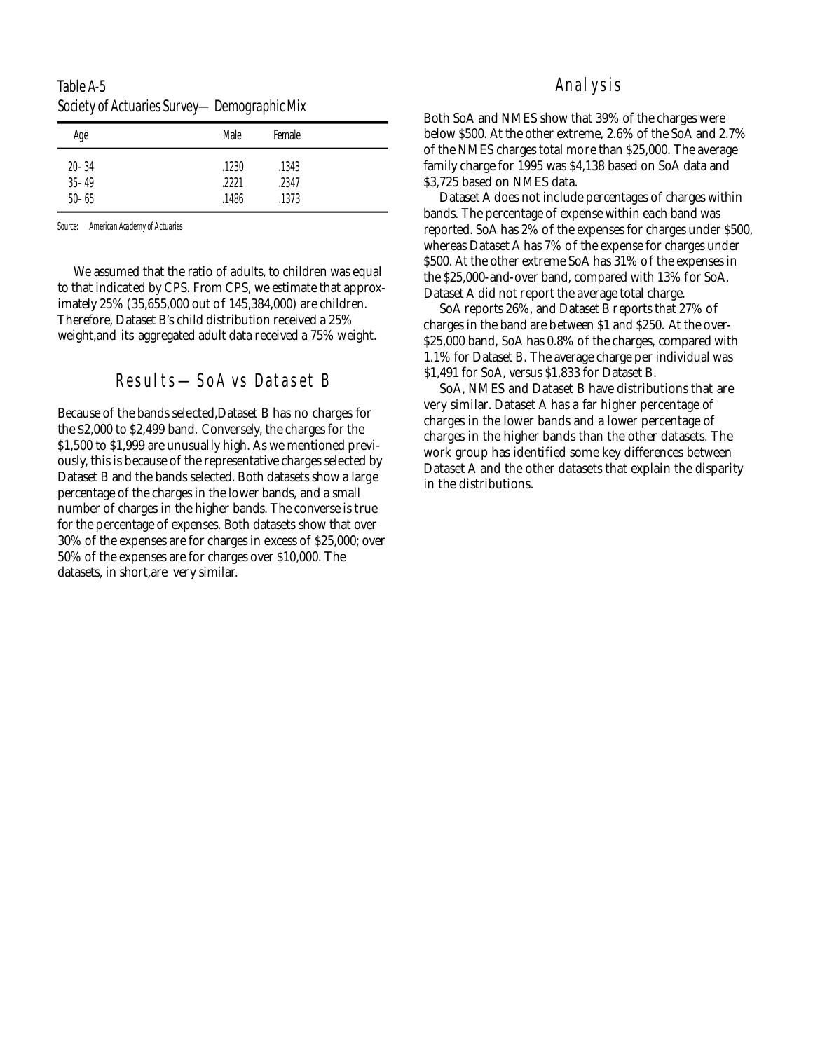Table A-5
Society of Actuaries Survey—Demographic Mix

| Age | Male | Female |
|---|---|---|
| 20–34 | .1230 | .1343 |
| 35–49 | .2221 | .2347 |
| 50–65 | .1486 | .1373 |

Source: American Academy of Actuaries

We assumed that the ratio of adults, to children was equal to that indicated by CPS. From CPS, we estimate that approximately 25% (35,655,000 out of 145,384,000) are children. Therefore, Dataset B's child distribution received a 25% weight, and its aggregated adult data received a 75% weight.

## Results—SoA vs Dataset B

Because of the bands selected, Dataset B has no charges for the $2,000 to $2,499 band. Conversely, the charges for the $1,500 to $1,999 are unusually high. As we mentioned previously, this is because of the representative charges selected by Dataset B and the bands selected. Both datasets show a large percentage of the charges in the lower bands, and a small number of charges in the higher bands. The converse is true for the percentage of expenses. Both datasets show that over 30% of the expenses are for charges in excess of $25,000; over 50% of the expenses are for charges over $10,000. The datasets, in short, are very similar.

## Analysis

Both SoA and NMES show that 39% of the charges were below $500. At the other extreme, 2.6% of the SoA and 2.7% of the NMES charges total more than $25,000. The average family charge for 1995 was $4,138 based on SoA data and $3,725 based on NMES data.

Dataset A does not include percentages of charges within bands. The percentage of expense within each band was reported. SoA has 2% of the expenses for charges under $500, whereas Dataset A has 7% of the expense for charges under $500. At the other extreme SoA has 31% of the expenses in the $25,000-and-over band, compared with 13% for SoA. Dataset A did not report the average total charge.

SoA reports 26%, and Dataset B reports that 27% of charges in the band are between $1 and $250. At the over-$25,000 band, SoA has 0.8% of the charges, compared with 1.1% for Dataset B. The average charge per individual was $1,491 for SoA, versus $1,833 for Dataset B.

SoA, NMES and Dataset B have distributions that are very similar. Dataset A has a far higher percentage of charges in the lower bands and a lower percentage of charges in the higher bands than the other datasets. The work group has identified some key differences between Dataset A and the other datasets that explain the disparity in the distributions.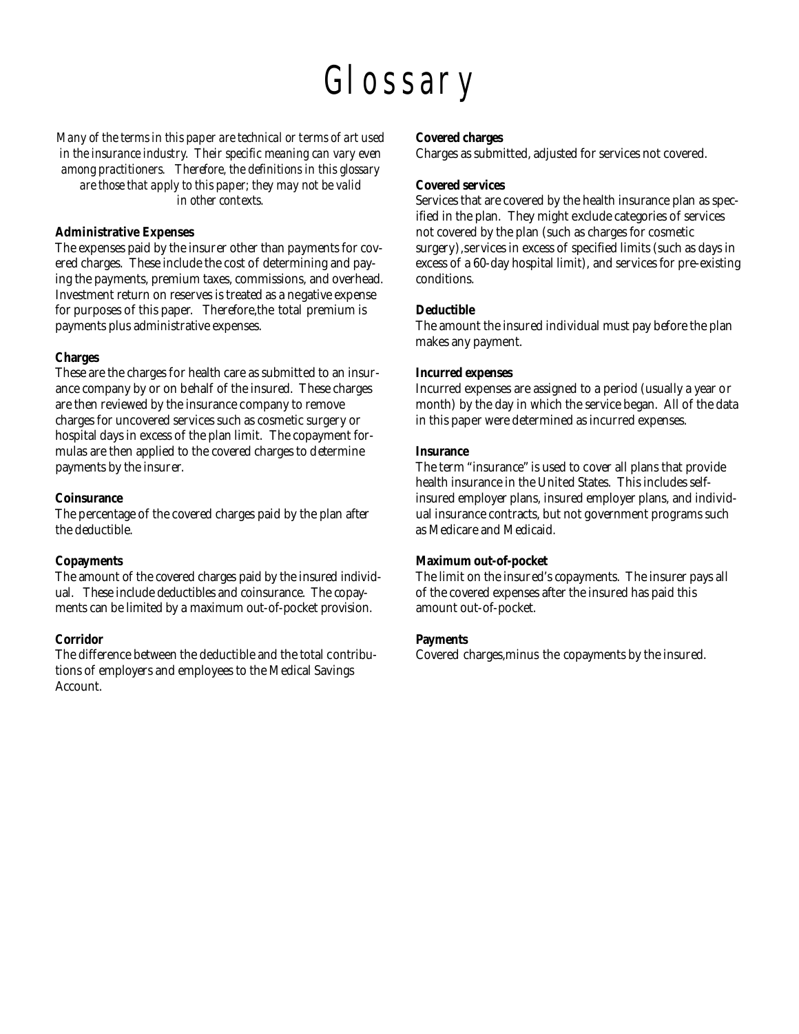# Glossary

*Many of the terms in this paper are technical or terms of art used in the insurance industry. Their specific meaning can vary even among practitioners. Therefore, the definitions in this glossary are those that apply to this paper; they may not be valid in other contexts.*

**Administrative Expenses**
The expenses paid by the insurer other than payments for covered charges. These include the cost of determining and paying the payments, premium taxes, commissions, and overhead. Investment return on reserves is treated as a negative expense for purposes of this paper. Therefore,the total premium is payments plus administrative expenses.

**Charges**
These are the charges for health care as submitted to an insurance company by or on behalf of the insured. These charges are then reviewed by the insurance company to remove charges for uncovered services such as cosmetic surgery or hospital days in excess of the plan limit. The copayment formulas are then applied to the covered charges to determine payments by the insurer.

**Coinsurance**
The percentage of the covered charges paid by the plan after the deductible.

**Copayments**
The amount of the covered charges paid by the insured individual. These include deductibles and coinsurance. The copayments can be limited by a maximum out-of-pocket provision.

**Corridor**
The difference between the deductible and the total contributions of employers and employees to the Medical Savings Account.

**Covered charges**
Charges as submitted, adjusted for services not covered.

**Covered services**
Services that are covered by the health insurance plan as specified in the plan. They might exclude categories of services not covered by the plan (such as charges for cosmetic surgery),services in excess of specified limits (such as days in excess of a 60-day hospital limit), and services for pre-existing conditions.

**Deductible**
The amount the insured individual must pay before the plan makes any payment.

**Incurred expenses**
Incurred expenses are assigned to a period (usually a year or month) by the day in which the service began. All of the data in this paper were determined as incurred expenses.

**Insurance**
The term "insurance" is used to cover all plans that provide health insurance in the United States. This includes self-insured employer plans, insured employer plans, and individual insurance contracts, but not government programs such as Medicare and Medicaid.

**Maximum out-of-pocket**
The limit on the insured's copayments. The insurer pays all of the covered expenses after the insured has paid this amount out-of-pocket.

**Payments**
Covered charges,minus the copayments by the insured.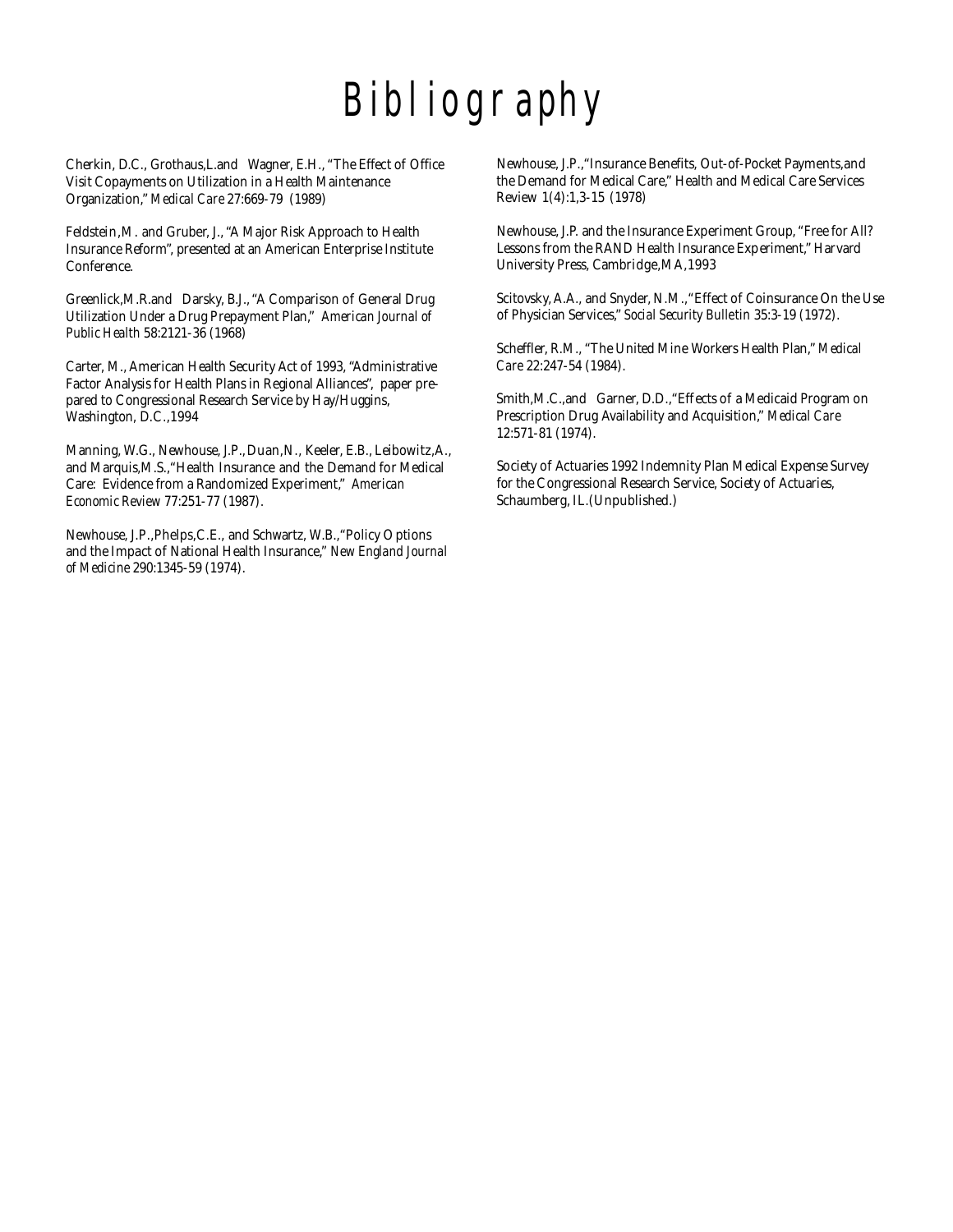# Bibliography

Cherkin, D.C., Grothaus,L.and Wagner, E.H., "The Effect of Office Visit Copayments on Utilization in a Health Maintenance Organization," *Medical Care* 27:669-79 (1989)

Feldstein,M. and Gruber, J., "A Major Risk Approach to Health Insurance Reform", presented at an American Enterprise Institute Conference.

Greenlick,M.R.and Darsky, B.J., "A Comparison of General Drug Utilization Under a Drug Prepayment Plan," *American Journal of Public Health* 58:2121-36 (1968)

Carter, M., American Health Security Act of 1993, "Administrative Factor Analysis for Health Plans in Regional Alliances", paper prepared to Congressional Research Service by Hay/Huggins, Washington, D.C.,1994

Manning, W.G., Newhouse, J.P.,Duan,N., Keeler, E.B., Leibowitz,A., and Marquis,M.S.,"Health Insurance and the Demand for Medical Care: Evidence from a Randomized Experiment," *American Economic Review* 77:251-77 (1987).

Newhouse, J.P.,Phelps,C.E., and Schwartz, W.B.,"Policy Options and the Impact of National Health Insurance," *New England Journal of Medicine* 290:1345-59 (1974).

Newhouse, J.P.,"Insurance Benefits, Out-of-Pocket Payments,and the Demand for Medical Care," Health and Medical Care Services Review 1(4):1,3-15 (1978)

Newhouse, J.P. and the Insurance Experiment Group, "Free for All? Lessons from the RAND Health Insurance Experiment," Harvard University Press, Cambridge,MA,1993

Scitovsky,A.A., and Snyder, N.M.,"Effect of Coinsurance On the Use of Physician Services," *Social Security Bulletin* 35:3-19 (1972).

Scheffler, R.M., "The United Mine Workers Health Plan," *Medical Care* 22:247-54 (1984).

Smith,M.C.,and Garner, D.D.,"Effects of a Medicaid Program on Prescription Drug Availability and Acquisition," *Medical Care* 12:571-81 (1974).

Society of Actuaries 1992 Indemnity Plan Medical Expense Survey for the Congressional Research Service, Society of Actuaries, Schaumberg, IL.(Unpublished.)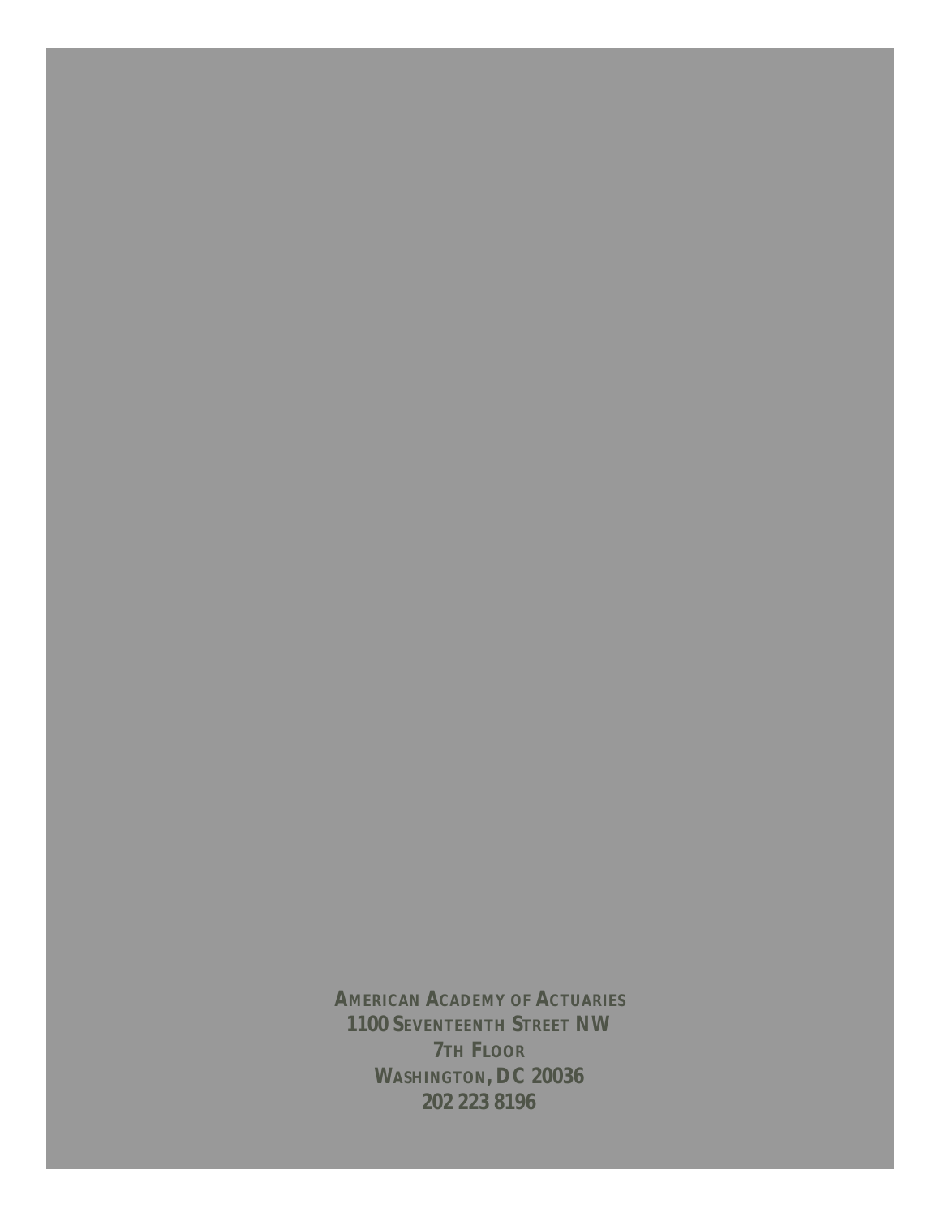**AMERICAN ACADEMY OF ACTUARIES**
**1100 SEVENTEENTH STREET NW**
**7TH FLOOR**
**WASHINGTON, DC 20036**
**202 223 8196**